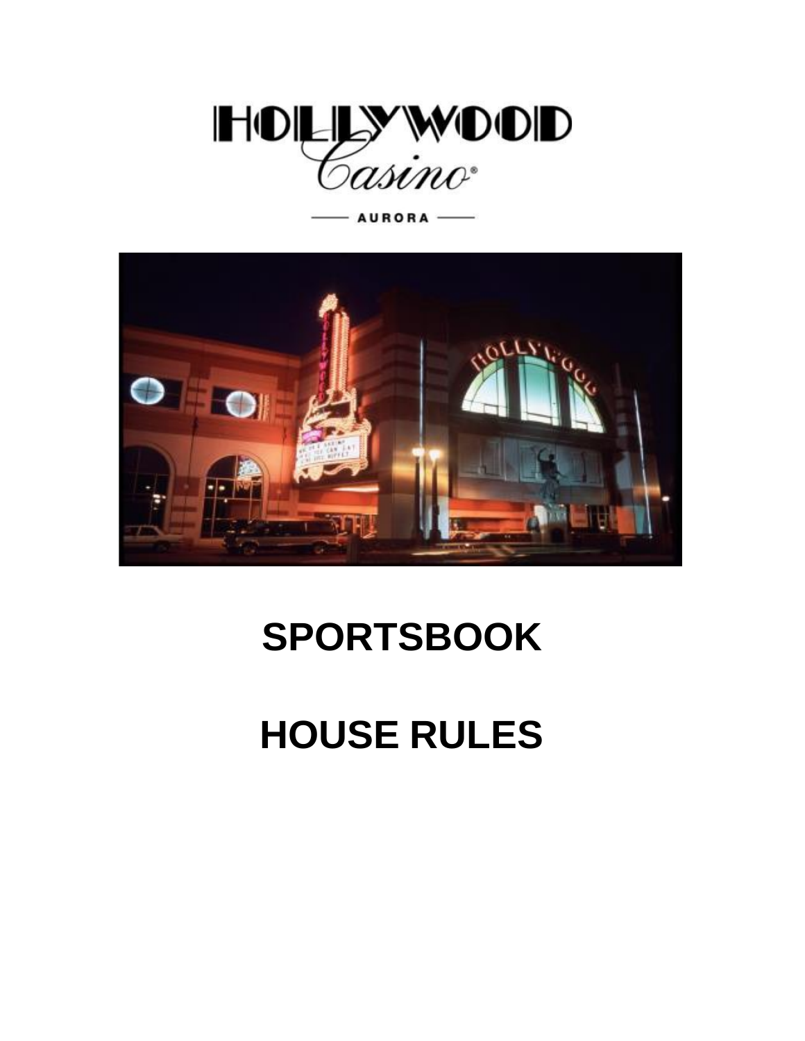# HOLLYWOOD Casino®

AURORA

# SPORTSBOOK

# HOUSE RULES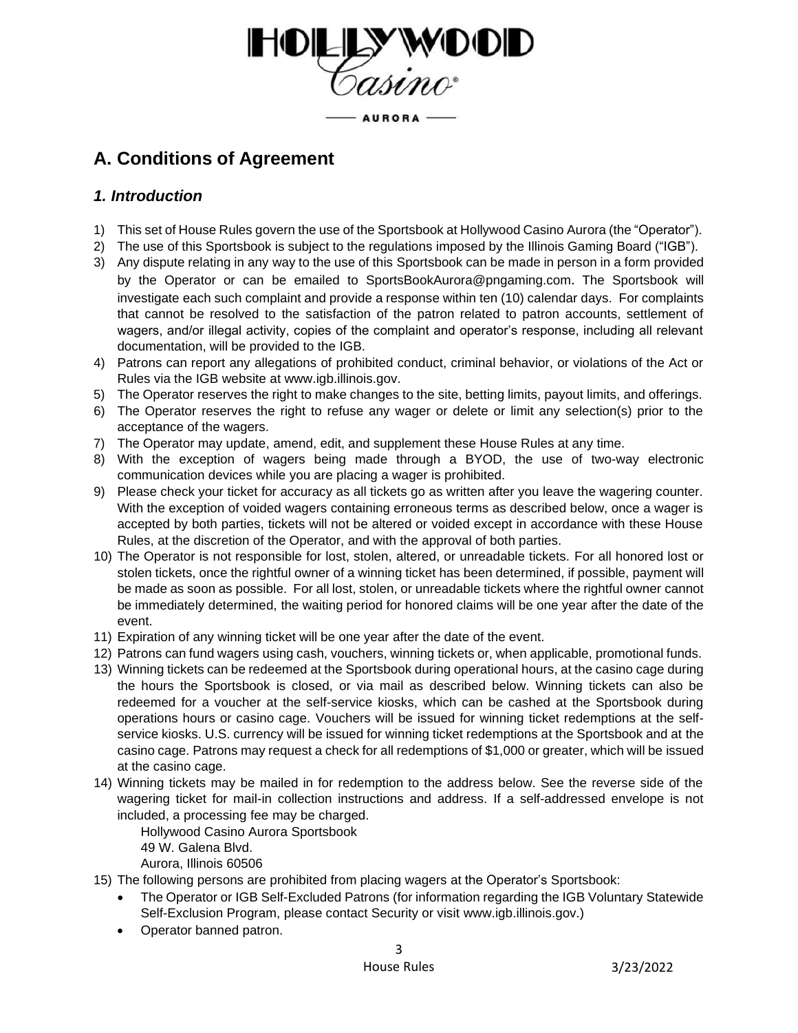# A. Conditions of Agreement

## *1. Introduction*

1) This set of House Rules govern the use of the Sportsbook at Hollywood Casino Aurora (the "Operator").
2) The use of this Sportsbook is subject to the regulations imposed by the Illinois Gaming Board ("IGB").
3) Any dispute relating in any way to the use of this Sportsbook can be made in person in a form provided by the Operator or can be emailed to SportsBookAurora@pngaming.com. The Sportsbook will investigate each such complaint and provide a response within ten (10) calendar days. For complaints that cannot be resolved to the satisfaction of the patron related to patron accounts, settlement of wagers, and/or illegal activity, copies of the complaint and operator's response, including all relevant documentation, will be provided to the IGB.
4) Patrons can report any allegations of prohibited conduct, criminal behavior, or violations of the Act or Rules via the IGB website at www.igb.illinois.gov.
5) The Operator reserves the right to make changes to the site, betting limits, payout limits, and offerings.
6) The Operator reserves the right to refuse any wager or delete or limit any selection(s) prior to the acceptance of the wagers.
7) The Operator may update, amend, edit, and supplement these House Rules at any time.
8) With the exception of wagers being made through a BYOD, the use of two-way electronic communication devices while you are placing a wager is prohibited.
9) Please check your ticket for accuracy as all tickets go as written after you leave the wagering counter. With the exception of voided wagers containing erroneous terms as described below, once a wager is accepted by both parties, tickets will not be altered or voided except in accordance with these House Rules, at the discretion of the Operator, and with the approval of both parties.
10) The Operator is not responsible for lost, stolen, altered, or unreadable tickets. For all honored lost or stolen tickets, once the rightful owner of a winning ticket has been determined, if possible, payment will be made as soon as possible. For all lost, stolen, or unreadable tickets where the rightful owner cannot be immediately determined, the waiting period for honored claims will be one year after the date of the event.
11) Expiration of any winning ticket will be one year after the date of the event.
12) Patrons can fund wagers using cash, vouchers, winning tickets or, when applicable, promotional funds.
13) Winning tickets can be redeemed at the Sportsbook during operational hours, at the casino cage during the hours the Sportsbook is closed, or via mail as described below. Winning tickets can also be redeemed for a voucher at the self-service kiosks, which can be cashed at the Sportsbook during operations hours or casino cage. Vouchers will be issued for winning ticket redemptions at the self-service kiosks. U.S. currency will be issued for winning ticket redemptions at the Sportsbook and at the casino cage. Patrons may request a check for all redemptions of $1,000 or greater, which will be issued at the casino cage.
14) Winning tickets may be mailed in for redemption to the address below. See the reverse side of the wagering ticket for mail-in collection instructions and address. If a self-addressed envelope is not included, a processing fee may be charged.

    Hollywood Casino Aurora Sportsbook
    49 W. Galena Blvd.
    Aurora, Illinois 60506
15) The following persons are prohibited from placing wagers at the Operator's Sportsbook:
    - The Operator or IGB Self-Excluded Patrons (for information regarding the IGB Voluntary Statewide Self-Exclusion Program, please contact Security or visit www.igb.illinois.gov.)
    - Operator banned patron.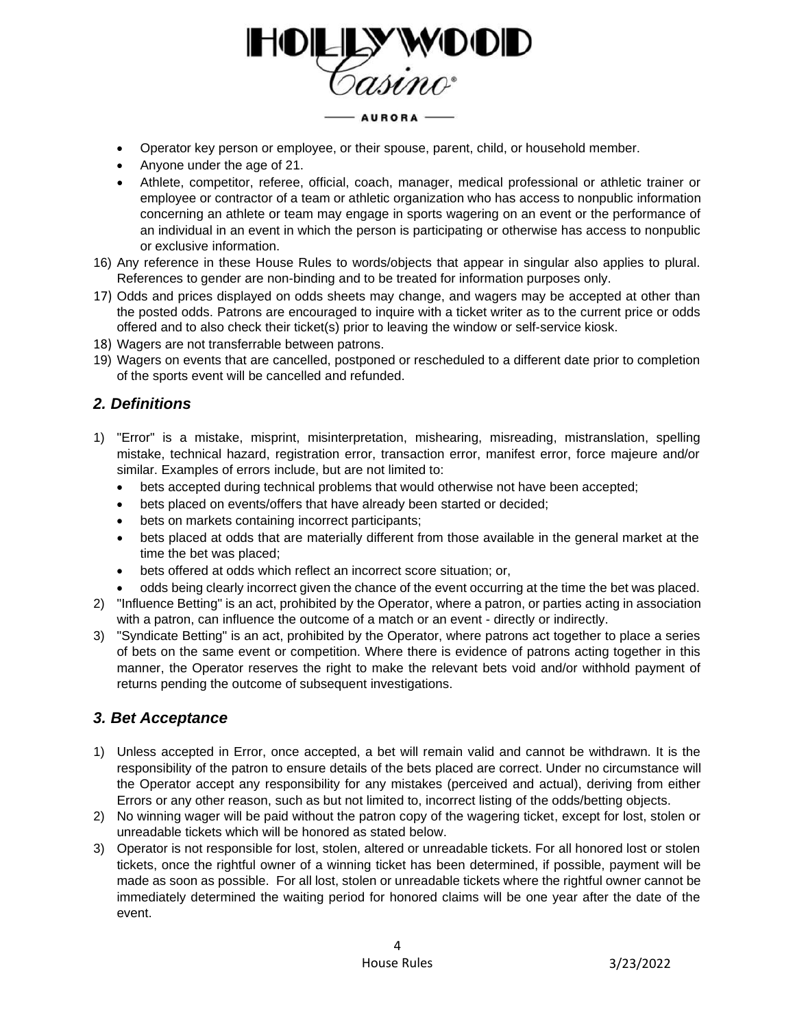- Operator key person or employee, or their spouse, parent, child, or household member.
- Anyone under the age of 21.
- Athlete, competitor, referee, official, coach, manager, medical professional or athletic trainer or employee or contractor of a team or athletic organization who has access to nonpublic information concerning an athlete or team may engage in sports wagering on an event or the performance of an individual in an event in which the person is participating or otherwise has access to nonpublic or exclusive information.

16) Any reference in these House Rules to words/objects that appear in singular also applies to plural. References to gender are non-binding and to be treated for information purposes only.
17) Odds and prices displayed on odds sheets may change, and wagers may be accepted at other than the posted odds. Patrons are encouraged to inquire with a ticket writer as to the current price or odds offered and to also check their ticket(s) prior to leaving the window or self-service kiosk.
18) Wagers are not transferrable between patrons.
19) Wagers on events that are cancelled, postponed or rescheduled to a different date prior to completion of the sports event will be cancelled and refunded.

## *2. Definitions*

1) "Error" is a mistake, misprint, misinterpretation, mishearing, misreading, mistranslation, spelling mistake, technical hazard, registration error, transaction error, manifest error, force majeure and/or similar. Examples of errors include, but are not limited to:
   - bets accepted during technical problems that would otherwise not have been accepted;
   - bets placed on events/offers that have already been started or decided;
   - bets on markets containing incorrect participants;
   - bets placed at odds that are materially different from those available in the general market at the time the bet was placed;
   - bets offered at odds which reflect an incorrect score situation; or,
   - odds being clearly incorrect given the chance of the event occurring at the time the bet was placed.
2) "Influence Betting" is an act, prohibited by the Operator, where a patron, or parties acting in association with a patron, can influence the outcome of a match or an event - directly or indirectly.
3) "Syndicate Betting" is an act, prohibited by the Operator, where patrons act together to place a series of bets on the same event or competition. Where there is evidence of patrons acting together in this manner, the Operator reserves the right to make the relevant bets void and/or withhold payment of returns pending the outcome of subsequent investigations.

## *3. Bet Acceptance*

1) Unless accepted in Error, once accepted, a bet will remain valid and cannot be withdrawn. It is the responsibility of the patron to ensure details of the bets placed are correct. Under no circumstance will the Operator accept any responsibility for any mistakes (perceived and actual), deriving from either Errors or any other reason, such as but not limited to, incorrect listing of the odds/betting objects.
2) No winning wager will be paid without the patron copy of the wagering ticket, except for lost, stolen or unreadable tickets which will be honored as stated below.
3) Operator is not responsible for lost, stolen, altered or unreadable tickets. For all honored lost or stolen tickets, once the rightful owner of a winning ticket has been determined, if possible, payment will be made as soon as possible. For all lost, stolen or unreadable tickets where the rightful owner cannot be immediately determined the waiting period for honored claims will be one year after the date of the event.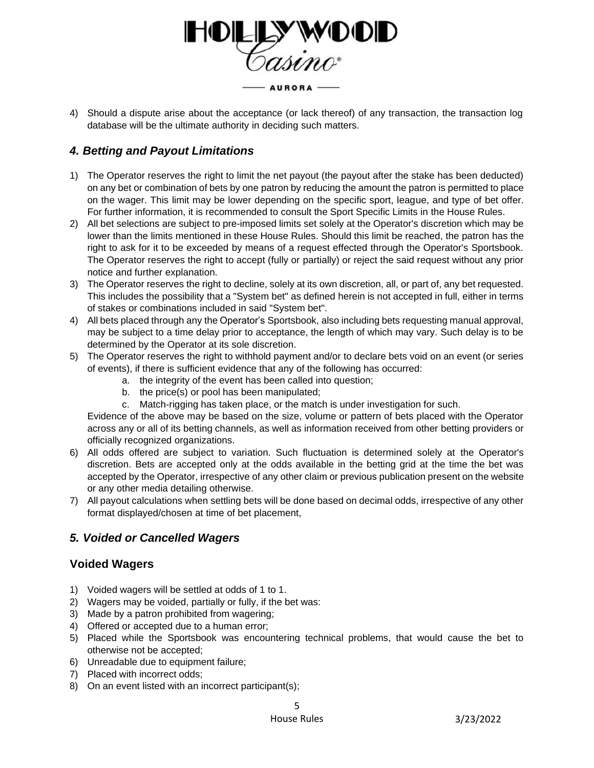4) Should a dispute arise about the acceptance (or lack thereof) of any transaction, the transaction log database will be the ultimate authority in deciding such matters.

## *4. Betting and Payout Limitations*

1) The Operator reserves the right to limit the net payout (the payout after the stake has been deducted) on any bet or combination of bets by one patron by reducing the amount the patron is permitted to place on the wager. This limit may be lower depending on the specific sport, league, and type of bet offer. For further information, it is recommended to consult the Sport Specific Limits in the House Rules.
2) All bet selections are subject to pre-imposed limits set solely at the Operator's discretion which may be lower than the limits mentioned in these House Rules. Should this limit be reached, the patron has the right to ask for it to be exceeded by means of a request effected through the Operator's Sportsbook. The Operator reserves the right to accept (fully or partially) or reject the said request without any prior notice and further explanation.
3) The Operator reserves the right to decline, solely at its own discretion, all, or part of, any bet requested. This includes the possibility that a "System bet" as defined herein is not accepted in full, either in terms of stakes or combinations included in said "System bet".
4) All bets placed through any the Operator's Sportsbook, also including bets requesting manual approval, may be subject to a time delay prior to acceptance, the length of which may vary. Such delay is to be determined by the Operator at its sole discretion.
5) The Operator reserves the right to withhold payment and/or to declare bets void on an event (or series of events), if there is sufficient evidence that any of the following has occurred:
    a. the integrity of the event has been called into question;
    b. the price(s) or pool has been manipulated;
    c. Match-rigging has taken place, or the match is under investigation for such.

   Evidence of the above may be based on the size, volume or pattern of bets placed with the Operator across any or all of its betting channels, as well as information received from other betting providers or officially recognized organizations.
6) All odds offered are subject to variation. Such fluctuation is determined solely at the Operator's discretion. Bets are accepted only at the odds available in the betting grid at the time the bet was accepted by the Operator, irrespective of any other claim or previous publication present on the website or any other media detailing otherwise.
7) All payout calculations when settling bets will be done based on decimal odds, irrespective of any other format displayed/chosen at time of bet placement,

## *5. Voided or Cancelled Wagers*

### Voided Wagers

1) Voided wagers will be settled at odds of 1 to 1.
2) Wagers may be voided, partially or fully, if the bet was:
3) Made by a patron prohibited from wagering;
4) Offered or accepted due to a human error;
5) Placed while the Sportsbook was encountering technical problems, that would cause the bet to otherwise not be accepted;
6) Unreadable due to equipment failure;
7) Placed with incorrect odds;
8) On an event listed with an incorrect participant(s);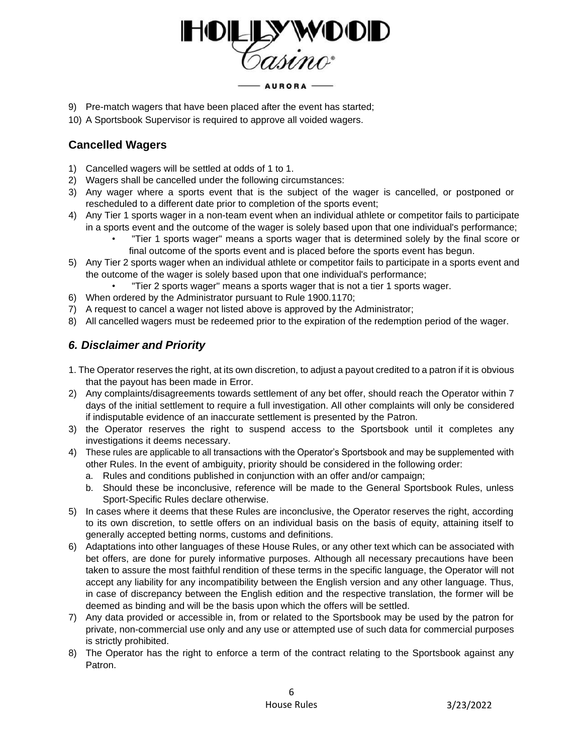9) Pre-match wagers that have been placed after the event has started;
10) A Sportsbook Supervisor is required to approve all voided wagers.

## Cancelled Wagers

1) Cancelled wagers will be settled at odds of 1 to 1.
2) Wagers shall be cancelled under the following circumstances:
3) Any wager where a sports event that is the subject of the wager is cancelled, or postponed or rescheduled to a different date prior to completion of the sports event;
4) Any Tier 1 sports wager in a non-team event when an individual athlete or competitor fails to participate in a sports event and the outcome of the wager is solely based upon that one individual's performance;
    - "Tier 1 sports wager" means a sports wager that is determined solely by the final score or final outcome of the sports event and is placed before the sports event has begun.
5) Any Tier 2 sports wager when an individual athlete or competitor fails to participate in a sports event and the outcome of the wager is solely based upon that one individual's performance;
    - "Tier 2 sports wager" means a sports wager that is not a tier 1 sports wager.
6) When ordered by the Administrator pursuant to Rule 1900.1170;
7) A request to cancel a wager not listed above is approved by the Administrator;
8) All cancelled wagers must be redeemed prior to the expiration of the redemption period of the wager.

## *6. Disclaimer and Priority*

1. The Operator reserves the right, at its own discretion, to adjust a payout credited to a patron if it is obvious that the payout has been made in Error.
2) Any complaints/disagreements towards settlement of any bet offer, should reach the Operator within 7 days of the initial settlement to require a full investigation. All other complaints will only be considered if indisputable evidence of an inaccurate settlement is presented by the Patron.
3) the Operator reserves the right to suspend access to the Sportsbook until it completes any investigations it deems necessary.
4) These rules are applicable to all transactions with the Operator's Sportsbook and may be supplemented with other Rules. In the event of ambiguity, priority should be considered in the following order:
    a. Rules and conditions published in conjunction with an offer and/or campaign;
    b. Should these be inconclusive, reference will be made to the General Sportsbook Rules, unless Sport-Specific Rules declare otherwise.
5) In cases where it deems that these Rules are inconclusive, the Operator reserves the right, according to its own discretion, to settle offers on an individual basis on the basis of equity, attaining itself to generally accepted betting norms, customs and definitions.
6) Adaptations into other languages of these House Rules, or any other text which can be associated with bet offers, are done for purely informative purposes. Although all necessary precautions have been taken to assure the most faithful rendition of these terms in the specific language, the Operator will not accept any liability for any incompatibility between the English version and any other language. Thus, in case of discrepancy between the English edition and the respective translation, the former will be deemed as binding and will be the basis upon which the offers will be settled.
7) Any data provided or accessible in, from or related to the Sportsbook may be used by the patron for private, non-commercial use only and any use or attempted use of such data for commercial purposes is strictly prohibited.
8) The Operator has the right to enforce a term of the contract relating to the Sportsbook against any Patron.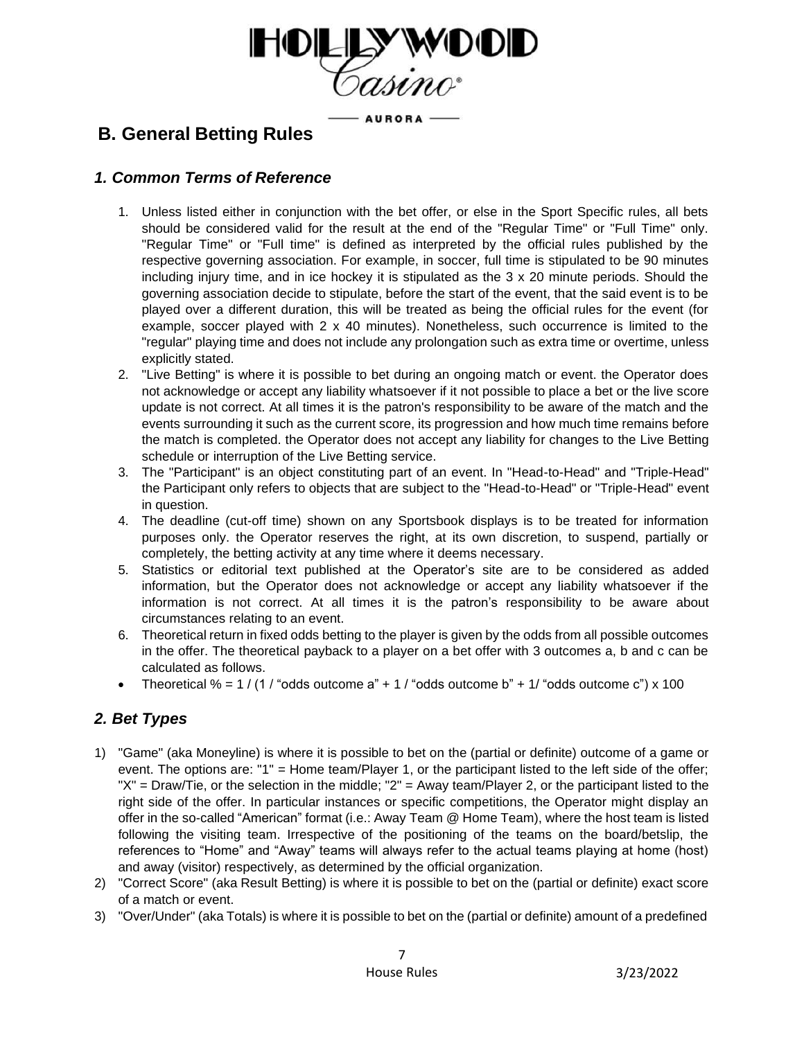## B. General Betting Rules

### *1. Common Terms of Reference*

1. Unless listed either in conjunction with the bet offer, or else in the Sport Specific rules, all bets should be considered valid for the result at the end of the "Regular Time" or "Full Time" only. "Regular Time" or "Full time" is defined as interpreted by the official rules published by the respective governing association. For example, in soccer, full time is stipulated to be 90 minutes including injury time, and in ice hockey it is stipulated as the 3 x 20 minute periods. Should the governing association decide to stipulate, before the start of the event, that the said event is to be played over a different duration, this will be treated as being the official rules for the event (for example, soccer played with 2 x 40 minutes). Nonetheless, such occurrence is limited to the "regular" playing time and does not include any prolongation such as extra time or overtime, unless explicitly stated.
2. "Live Betting" is where it is possible to bet during an ongoing match or event. the Operator does not acknowledge or accept any liability whatsoever if it not possible to place a bet or the live score update is not correct. At all times it is the patron's responsibility to be aware of the match and the events surrounding it such as the current score, its progression and how much time remains before the match is completed. the Operator does not accept any liability for changes to the Live Betting schedule or interruption of the Live Betting service.
3. The "Participant" is an object constituting part of an event. In "Head-to-Head" and "Triple-Head" the Participant only refers to objects that are subject to the "Head-to-Head" or "Triple-Head" event in question.
4. The deadline (cut-off time) shown on any Sportsbook displays is to be treated for information purposes only. the Operator reserves the right, at its own discretion, to suspend, partially or completely, the betting activity at any time where it deems necessary.
5. Statistics or editorial text published at the Operator's site are to be considered as added information, but the Operator does not acknowledge or accept any liability whatsoever if the information is not correct. At all times it is the patron's responsibility to be aware about circumstances relating to an event.
6. Theoretical return in fixed odds betting to the player is given by the odds from all possible outcomes in the offer. The theoretical payback to a player on a bet offer with 3 outcomes a, b and c can be calculated as follows.

- Theoretical % = 1 / (1 / "odds outcome a" + 1 / "odds outcome b" + 1/ "odds outcome c") x 100

### *2. Bet Types*

1) "Game" (aka Moneyline) is where it is possible to bet on the (partial or definite) outcome of a game or event. The options are: "1" = Home team/Player 1, or the participant listed to the left side of the offer; "X" = Draw/Tie, or the selection in the middle; "2" = Away team/Player 2, or the participant listed to the right side of the offer. In particular instances or specific competitions, the Operator might display an offer in the so-called "American" format (i.e.: Away Team @ Home Team), where the host team is listed following the visiting team. Irrespective of the positioning of the teams on the board/betslip, the references to "Home" and "Away" teams will always refer to the actual teams playing at home (host) and away (visitor) respectively, as determined by the official organization.
2) "Correct Score" (aka Result Betting) is where it is possible to bet on the (partial or definite) exact score of a match or event.
3) "Over/Under" (aka Totals) is where it is possible to bet on the (partial or definite) amount of a predefined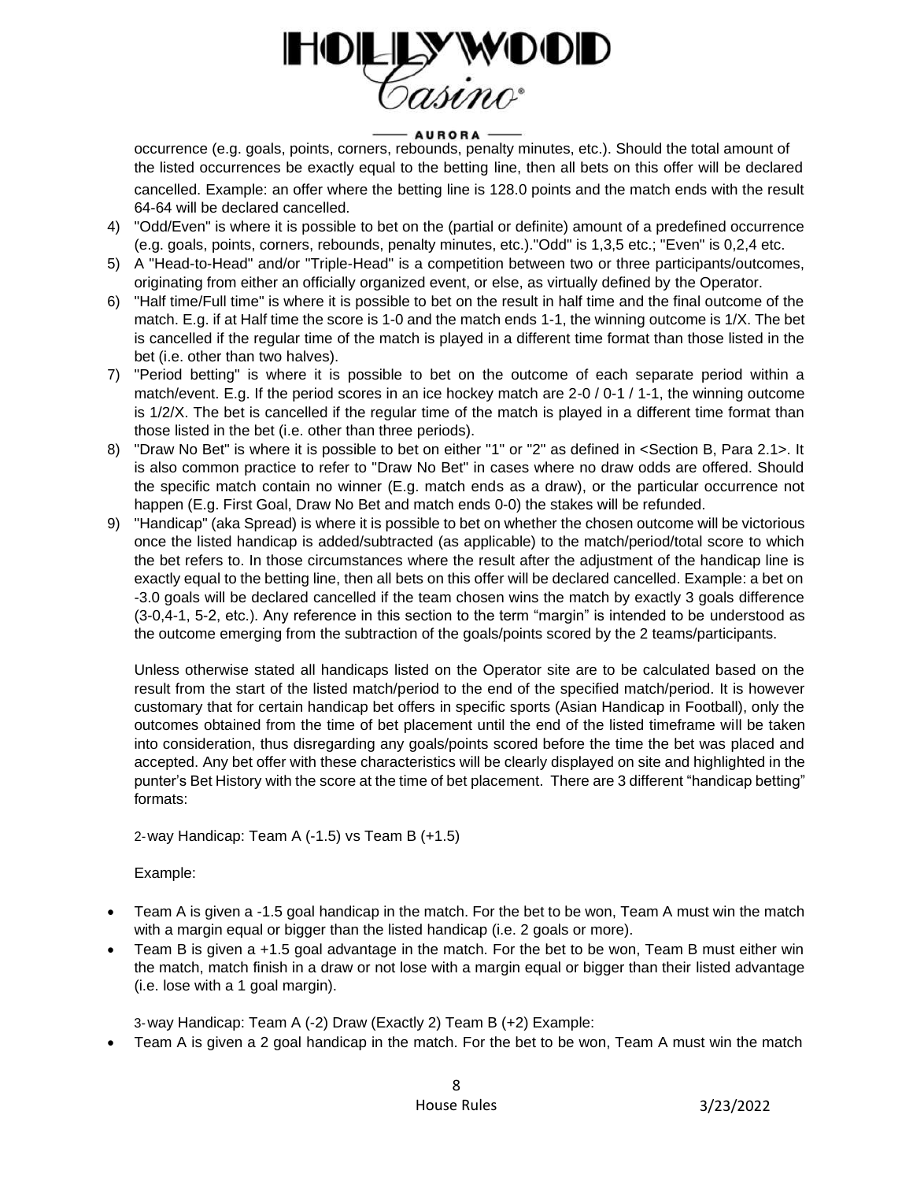occurrence (e.g. goals, points, corners, rebounds, penalty minutes, etc.). Should the total amount of the listed occurrences be exactly equal to the betting line, then all bets on this offer will be declared cancelled. Example: an offer where the betting line is 128.0 points and the match ends with the result 64-64 will be declared cancelled.

4) "Odd/Even" is where it is possible to bet on the (partial or definite) amount of a predefined occurrence (e.g. goals, points, corners, rebounds, penalty minutes, etc.)."Odd" is 1,3,5 etc.; "Even" is 0,2,4 etc.
5) A "Head-to-Head" and/or "Triple-Head" is a competition between two or three participants/outcomes, originating from either an officially organized event, or else, as virtually defined by the Operator.
6) "Half time/Full time" is where it is possible to bet on the result in half time and the final outcome of the match. E.g. if at Half time the score is 1-0 and the match ends 1-1, the winning outcome is 1/X. The bet is cancelled if the regular time of the match is played in a different time format than those listed in the bet (i.e. other than two halves).
7) "Period betting" is where it is possible to bet on the outcome of each separate period within a match/event. E.g. If the period scores in an ice hockey match are 2-0 / 0-1 / 1-1, the winning outcome is 1/2/X. The bet is cancelled if the regular time of the match is played in a different time format than those listed in the bet (i.e. other than three periods).
8) "Draw No Bet" is where it is possible to bet on either "1" or "2" as defined in <Section B, Para 2.1>. It is also common practice to refer to "Draw No Bet" in cases where no draw odds are offered. Should the specific match contain no winner (E.g. match ends as a draw), or the particular occurrence not happen (E.g. First Goal, Draw No Bet and match ends 0-0) the stakes will be refunded.
9) "Handicap" (aka Spread) is where it is possible to bet on whether the chosen outcome will be victorious once the listed handicap is added/subtracted (as applicable) to the match/period/total score to which the bet refers to. In those circumstances where the result after the adjustment of the handicap line is exactly equal to the betting line, then all bets on this offer will be declared cancelled. Example: a bet on -3.0 goals will be declared cancelled if the team chosen wins the match by exactly 3 goals difference (3-0,4-1, 5-2, etc.). Any reference in this section to the term "margin" is intended to be understood as the outcome emerging from the subtraction of the goals/points scored by the 2 teams/participants.

   Unless otherwise stated all handicaps listed on the Operator site are to be calculated based on the result from the start of the listed match/period to the end of the specified match/period. It is however customary that for certain handicap bet offers in specific sports (Asian Handicap in Football), only the outcomes obtained from the time of bet placement until the end of the listed timeframe will be taken into consideration, thus disregarding any goals/points scored before the time the bet was placed and accepted. Any bet offer with these characteristics will be clearly displayed on site and highlighted in the punter's Bet History with the score at the time of bet placement. There are 3 different "handicap betting" formats:

   2-way Handicap: Team A (-1.5) vs Team B (+1.5)

   Example:

- Team A is given a -1.5 goal handicap in the match. For the bet to be won, Team A must win the match with a margin equal or bigger than the listed handicap (i.e. 2 goals or more).
- Team B is given a +1.5 goal advantage in the match. For the bet to be won, Team B must either win the match, match finish in a draw or not lose with a margin equal or bigger than their listed advantage (i.e. lose with a 1 goal margin).

   3-way Handicap: Team A (-2) Draw (Exactly 2) Team B (+2) Example:

- Team A is given a 2 goal handicap in the match. For the bet to be won, Team A must win the match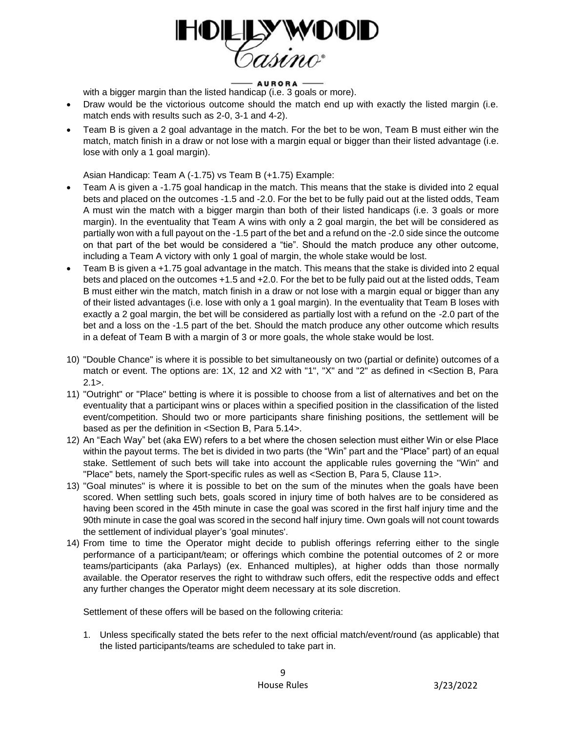with a bigger margin than the listed handicap (i.e. 3 goals or more).

- Draw would be the victorious outcome should the match end up with exactly the listed margin (i.e. match ends with results such as 2-0, 3-1 and 4-2).
- Team B is given a 2 goal advantage in the match. For the bet to be won, Team B must either win the match, match finish in a draw or not lose with a margin equal or bigger than their listed advantage (i.e. lose with only a 1 goal margin).

Asian Handicap: Team A (-1.75) vs Team B (+1.75) Example:

- Team A is given a -1.75 goal handicap in the match. This means that the stake is divided into 2 equal bets and placed on the outcomes -1.5 and -2.0. For the bet to be fully paid out at the listed odds, Team A must win the match with a bigger margin than both of their listed handicaps (i.e. 3 goals or more margin). In the eventuality that Team A wins with only a 2 goal margin, the bet will be considered as partially won with a full payout on the -1.5 part of the bet and a refund on the -2.0 side since the outcome on that part of the bet would be considered a "tie". Should the match produce any other outcome, including a Team A victory with only 1 goal of margin, the whole stake would be lost.
- Team B is given a +1.75 goal advantage in the match. This means that the stake is divided into 2 equal bets and placed on the outcomes +1.5 and +2.0. For the bet to be fully paid out at the listed odds, Team B must either win the match, match finish in a draw or not lose with a margin equal or bigger than any of their listed advantages (i.e. lose with only a 1 goal margin). In the eventuality that Team B loses with exactly a 2 goal margin, the bet will be considered as partially lost with a refund on the -2.0 part of the bet and a loss on the -1.5 part of the bet. Should the match produce any other outcome which results in a defeat of Team B with a margin of 3 or more goals, the whole stake would be lost.

10) "Double Chance" is where it is possible to bet simultaneously on two (partial or definite) outcomes of a match or event. The options are: 1X, 12 and X2 with "1", "X" and "2" as defined in <Section B, Para 2.1>.
11) "Outright" or "Place" betting is where it is possible to choose from a list of alternatives and bet on the eventuality that a participant wins or places within a specified position in the classification of the listed event/competition. Should two or more participants share finishing positions, the settlement will be based as per the definition in <Section B, Para 5.14>.
12) An "Each Way" bet (aka EW) refers to a bet where the chosen selection must either Win or else Place within the payout terms. The bet is divided in two parts (the "Win" part and the "Place" part) of an equal stake. Settlement of such bets will take into account the applicable rules governing the "Win" and "Place" bets, namely the Sport-specific rules as well as <Section B, Para 5, Clause 11>.
13) "Goal minutes" is where it is possible to bet on the sum of the minutes when the goals have been scored. When settling such bets, goals scored in injury time of both halves are to be considered as having been scored in the 45th minute in case the goal was scored in the first half injury time and the 90th minute in case the goal was scored in the second half injury time. Own goals will not count towards the settlement of individual player's 'goal minutes'.
14) From time to time the Operator might decide to publish offerings referring either to the single performance of a participant/team; or offerings which combine the potential outcomes of 2 or more teams/participants (aka Parlays) (ex. Enhanced multiples), at higher odds than those normally available. the Operator reserves the right to withdraw such offers, edit the respective odds and effect any further changes the Operator might deem necessary at its sole discretion.

    Settlement of these offers will be based on the following criteria:

    1. Unless specifically stated the bets refer to the next official match/event/round (as applicable) that the listed participants/teams are scheduled to take part in.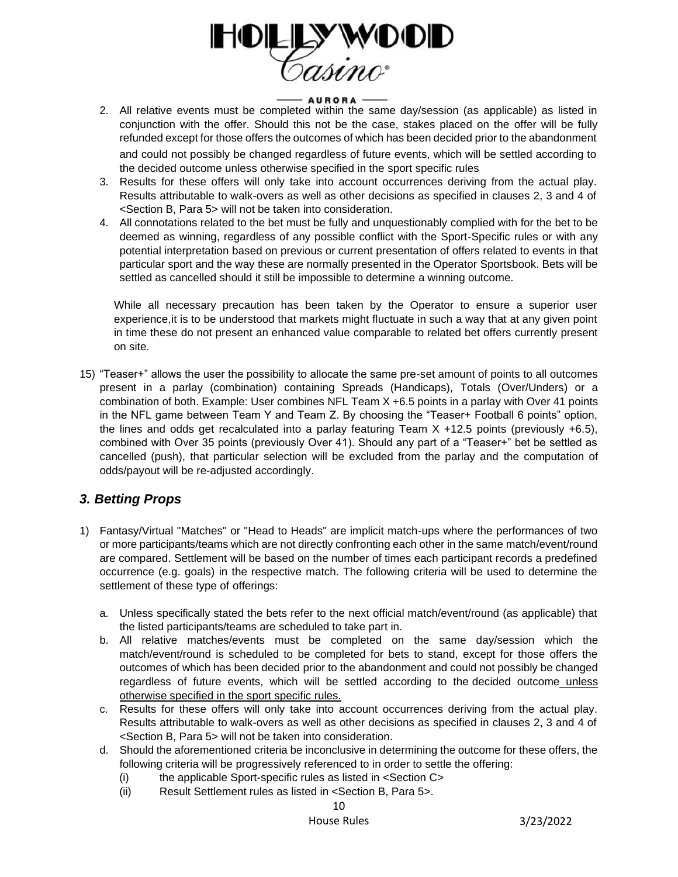2. All relative events must be completed within the same day/session (as applicable) as listed in conjunction with the offer. Should this not be the case, stakes placed on the offer will be fully refunded except for those offers the outcomes of which has been decided prior to the abandonment and could not possibly be changed regardless of future events, which will be settled according to the decided outcome unless otherwise specified in the sport specific rules
3. Results for these offers will only take into account occurrences deriving from the actual play. Results attributable to walk-overs as well as other decisions as specified in clauses 2, 3 and 4 of <Section B, Para 5> will not be taken into consideration.
4. All connotations related to the bet must be fully and unquestionably complied with for the bet to be deemed as winning, regardless of any possible conflict with the Sport-Specific rules or with any potential interpretation based on previous or current presentation of offers related to events in that particular sport and the way these are normally presented in the Operator Sportsbook. Bets will be settled as cancelled should it still be impossible to determine a winning outcome.

While all necessary precaution has been taken by the Operator to ensure a superior user experience,it is to be understood that markets might fluctuate in such a way that at any given point in time these do not present an enhanced value comparable to related bet offers currently present on site.

15) "Teaser+" allows the user the possibility to allocate the same pre-set amount of points to all outcomes present in a parlay (combination) containing Spreads (Handicaps), Totals (Over/Unders) or a combination of both. Example: User combines NFL Team X +6.5 points in a parlay with Over 41 points in the NFL game between Team Y and Team Z. By choosing the "Teaser+ Football 6 points" option, the lines and odds get recalculated into a parlay featuring Team X +12.5 points (previously +6.5), combined with Over 35 points (previously Over 41). Should any part of a "Teaser+" bet be settled as cancelled (push), that particular selection will be excluded from the parlay and the computation of odds/payout will be re-adjusted accordingly.

## *3. Betting Props*

1) Fantasy/Virtual "Matches" or "Head to Heads" are implicit match-ups where the performances of two or more participants/teams which are not directly confronting each other in the same match/event/round are compared. Settlement will be based on the number of times each participant records a predefined occurrence (e.g. goals) in the respective match. The following criteria will be used to determine the settlement of these type of offerings:

   a. Unless specifically stated the bets refer to the next official match/event/round (as applicable) that the listed participants/teams are scheduled to take part in.
   b. All relative matches/events must be completed on the same day/session which the match/event/round is scheduled to be completed for bets to stand, except for those offers the outcomes of which has been decided prior to the abandonment and could not possibly be changed regardless of future events, which will be settled according to the decided outcome unless otherwise specified in the sport specific rules.
   c. Results for these offers will only take into account occurrences deriving from the actual play. Results attributable to walk-overs as well as other decisions as specified in clauses 2, 3 and 4 of <Section B, Para 5> will not be taken into consideration.
   d. Should the aforementioned criteria be inconclusive in determining the outcome for these offers, the following criteria will be progressively referenced to in order to settle the offering:
      (i) the applicable Sport-specific rules as listed in <Section C>
      (ii) Result Settlement rules as listed in <Section B, Para 5>.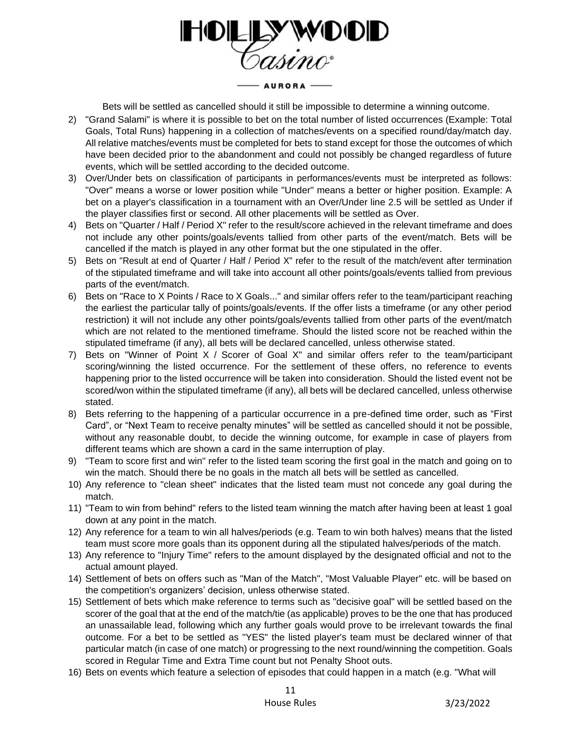Bets will be settled as cancelled should it still be impossible to determine a winning outcome.

2) "Grand Salami" is where it is possible to bet on the total number of listed occurrences (Example: Total Goals, Total Runs) happening in a collection of matches/events on a specified round/day/match day. All relative matches/events must be completed for bets to stand except for those the outcomes of which have been decided prior to the abandonment and could not possibly be changed regardless of future events, which will be settled according to the decided outcome.
3) Over/Under bets on classification of participants in performances/events must be interpreted as follows: "Over" means a worse or lower position while "Under" means a better or higher position. Example: A bet on a player's classification in a tournament with an Over/Under line 2.5 will be settled as Under if the player classifies first or second. All other placements will be settled as Over.
4) Bets on "Quarter / Half / Period X" refer to the result/score achieved in the relevant timeframe and does not include any other points/goals/events tallied from other parts of the event/match. Bets will be cancelled if the match is played in any other format but the one stipulated in the offer.
5) Bets on "Result at end of Quarter / Half / Period X" refer to the result of the match/event after termination of the stipulated timeframe and will take into account all other points/goals/events tallied from previous parts of the event/match.
6) Bets on "Race to X Points / Race to X Goals..." and similar offers refer to the team/participant reaching the earliest the particular tally of points/goals/events. If the offer lists a timeframe (or any other period restriction) it will not include any other points/goals/events tallied from other parts of the event/match which are not related to the mentioned timeframe. Should the listed score not be reached within the stipulated timeframe (if any), all bets will be declared cancelled, unless otherwise stated.
7) Bets on "Winner of Point X / Scorer of Goal X" and similar offers refer to the team/participant scoring/winning the listed occurrence. For the settlement of these offers, no reference to events happening prior to the listed occurrence will be taken into consideration. Should the listed event not be scored/won within the stipulated timeframe (if any), all bets will be declared cancelled, unless otherwise stated.
8) Bets referring to the happening of a particular occurrence in a pre-defined time order, such as "First Card", or "Next Team to receive penalty minutes" will be settled as cancelled should it not be possible, without any reasonable doubt, to decide the winning outcome, for example in case of players from different teams which are shown a card in the same interruption of play.
9) "Team to score first and win" refer to the listed team scoring the first goal in the match and going on to win the match. Should there be no goals in the match all bets will be settled as cancelled.
10) Any reference to "clean sheet" indicates that the listed team must not concede any goal during the match.
11) "Team to win from behind" refers to the listed team winning the match after having been at least 1 goal down at any point in the match.
12) Any reference for a team to win all halves/periods (e.g. Team to win both halves) means that the listed team must score more goals than its opponent during all the stipulated halves/periods of the match.
13) Any reference to "Injury Time" refers to the amount displayed by the designated official and not to the actual amount played.
14) Settlement of bets on offers such as "Man of the Match", "Most Valuable Player" etc. will be based on the competition's organizers' decision, unless otherwise stated.
15) Settlement of bets which make reference to terms such as "decisive goal" will be settled based on the scorer of the goal that at the end of the match/tie (as applicable) proves to be the one that has produced an unassailable lead, following which any further goals would prove to be irrelevant towards the final outcome. For a bet to be settled as "YES" the listed player's team must be declared winner of that particular match (in case of one match) or progressing to the next round/winning the competition. Goals scored in Regular Time and Extra Time count but not Penalty Shoot outs.
16) Bets on events which feature a selection of episodes that could happen in a match (e.g. "What will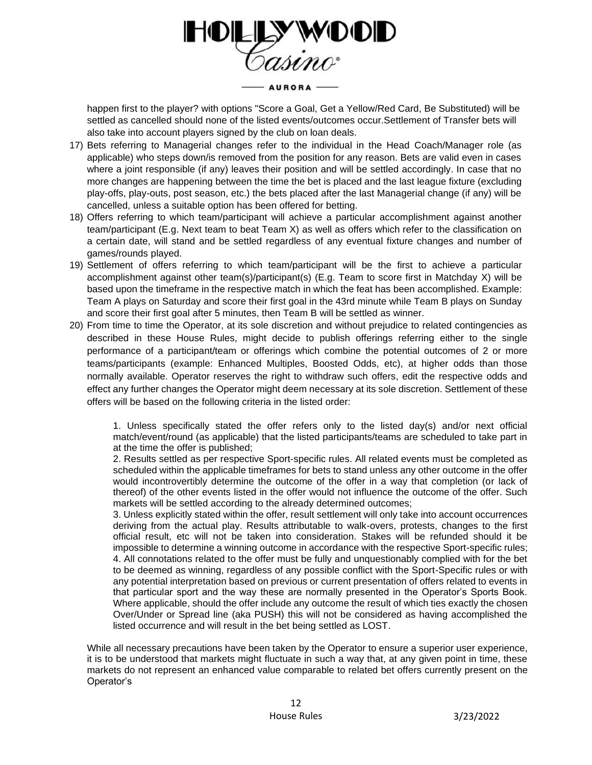happen first to the player? with options "Score a Goal, Get a Yellow/Red Card, Be Substituted) will be settled as cancelled should none of the listed events/outcomes occur.Settlement of Transfer bets will also take into account players signed by the club on loan deals.

17) Bets referring to Managerial changes refer to the individual in the Head Coach/Manager role (as applicable) who steps down/is removed from the position for any reason. Bets are valid even in cases where a joint responsible (if any) leaves their position and will be settled accordingly. In case that no more changes are happening between the time the bet is placed and the last league fixture (excluding play-offs, play-outs, post season, etc.) the bets placed after the last Managerial change (if any) will be cancelled, unless a suitable option has been offered for betting.
18) Offers referring to which team/participant will achieve a particular accomplishment against another team/participant (E.g. Next team to beat Team X) as well as offers which refer to the classification on a certain date, will stand and be settled regardless of any eventual fixture changes and number of games/rounds played.
19) Settlement of offers referring to which team/participant will be the first to achieve a particular accomplishment against other team(s)/participant(s) (E.g. Team to score first in Matchday X) will be based upon the timeframe in the respective match in which the feat has been accomplished. Example: Team A plays on Saturday and score their first goal in the 43rd minute while Team B plays on Sunday and score their first goal after 5 minutes, then Team B will be settled as winner.
20) From time to time the Operator, at its sole discretion and without prejudice to related contingencies as described in these House Rules, might decide to publish offerings referring either to the single performance of a participant/team or offerings which combine the potential outcomes of 2 or more teams/participants (example: Enhanced Multiples, Boosted Odds, etc), at higher odds than those normally available. Operator reserves the right to withdraw such offers, edit the respective odds and effect any further changes the Operator might deem necessary at its sole discretion. Settlement of these offers will be based on the following criteria in the listed order:

    1. Unless specifically stated the offer refers only to the listed day(s) and/or next official match/event/round (as applicable) that the listed participants/teams are scheduled to take part in at the time the offer is published;
    2. Results settled as per respective Sport-specific rules. All related events must be completed as scheduled within the applicable timeframes for bets to stand unless any other outcome in the offer would incontrovertibly determine the outcome of the offer in a way that completion (or lack of thereof) of the other events listed in the offer would not influence the outcome of the offer. Such markets will be settled according to the already determined outcomes;
    3. Unless explicitly stated within the offer, result settlement will only take into account occurrences deriving from the actual play. Results attributable to walk-overs, protests, changes to the first official result, etc will not be taken into consideration. Stakes will be refunded should it be impossible to determine a winning outcome in accordance with the respective Sport-specific rules;
    4. All connotations related to the offer must be fully and unquestionably complied with for the bet to be deemed as winning, regardless of any possible conflict with the Sport-Specific rules or with any potential interpretation based on previous or current presentation of offers related to events in that particular sport and the way these are normally presented in the Operator's Sports Book. Where applicable, should the offer include any outcome the result of which ties exactly the chosen Over/Under or Spread line (aka PUSH) this will not be considered as having accomplished the listed occurrence and will result in the bet being settled as LOST.

While all necessary precautions have been taken by the Operator to ensure a superior user experience, it is to be understood that markets might fluctuate in such a way that, at any given point in time, these markets do not represent an enhanced value comparable to related bet offers currently present on the Operator's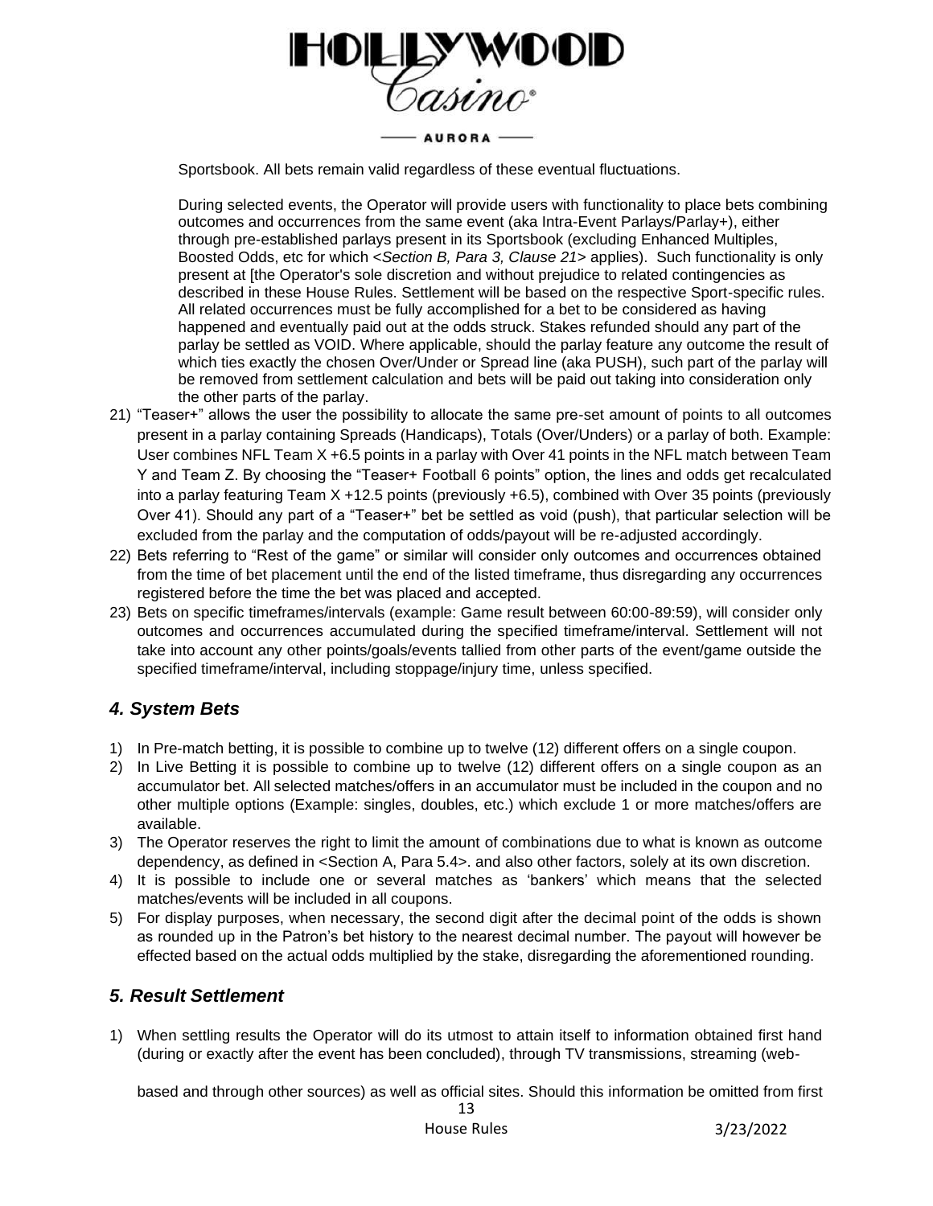Sportsbook. All bets remain valid regardless of these eventual fluctuations.

During selected events, the Operator will provide users with functionality to place bets combining outcomes and occurrences from the same event (aka Intra-Event Parlays/Parlay+), either through pre-established parlays present in its Sportsbook (excluding Enhanced Multiples, Boosted Odds, etc for which <*Section B, Para 3, Clause 21*> applies). Such functionality is only present at [the Operator's sole discretion and without prejudice to related contingencies as described in these House Rules. Settlement will be based on the respective Sport-specific rules. All related occurrences must be fully accomplished for a bet to be considered as having happened and eventually paid out at the odds struck. Stakes refunded should any part of the parlay be settled as VOID. Where applicable, should the parlay feature any outcome the result of which ties exactly the chosen Over/Under or Spread line (aka PUSH), such part of the parlay will be removed from settlement calculation and bets will be paid out taking into consideration only the other parts of the parlay.

21) "Teaser+" allows the user the possibility to allocate the same pre-set amount of points to all outcomes present in a parlay containing Spreads (Handicaps), Totals (Over/Unders) or a parlay of both. Example: User combines NFL Team X +6.5 points in a parlay with Over 41 points in the NFL match between Team Y and Team Z. By choosing the "Teaser+ Football 6 points" option, the lines and odds get recalculated into a parlay featuring Team X +12.5 points (previously +6.5), combined with Over 35 points (previously Over 41). Should any part of a "Teaser+" bet be settled as void (push), that particular selection will be excluded from the parlay and the computation of odds/payout will be re-adjusted accordingly.
22) Bets referring to "Rest of the game" or similar will consider only outcomes and occurrences obtained from the time of bet placement until the end of the listed timeframe, thus disregarding any occurrences registered before the time the bet was placed and accepted.
23) Bets on specific timeframes/intervals (example: Game result between 60:00-89:59), will consider only outcomes and occurrences accumulated during the specified timeframe/interval. Settlement will not take into account any other points/goals/events tallied from other parts of the event/game outside the specified timeframe/interval, including stoppage/injury time, unless specified.

## *4. System Bets*

1) In Pre-match betting, it is possible to combine up to twelve (12) different offers on a single coupon.
2) In Live Betting it is possible to combine up to twelve (12) different offers on a single coupon as an accumulator bet. All selected matches/offers in an accumulator must be included in the coupon and no other multiple options (Example: singles, doubles, etc.) which exclude 1 or more matches/offers are available.
3) The Operator reserves the right to limit the amount of combinations due to what is known as outcome dependency, as defined in <Section A, Para 5.4>. and also other factors, solely at its own discretion.
4) It is possible to include one or several matches as 'bankers' which means that the selected matches/events will be included in all coupons.
5) For display purposes, when necessary, the second digit after the decimal point of the odds is shown as rounded up in the Patron's bet history to the nearest decimal number. The payout will however be effected based on the actual odds multiplied by the stake, disregarding the aforementioned rounding.

## *5. Result Settlement*

1) When settling results the Operator will do its utmost to attain itself to information obtained first hand (during or exactly after the event has been concluded), through TV transmissions, streaming (web-based and through other sources) as well as official sites. Should this information be omitted from first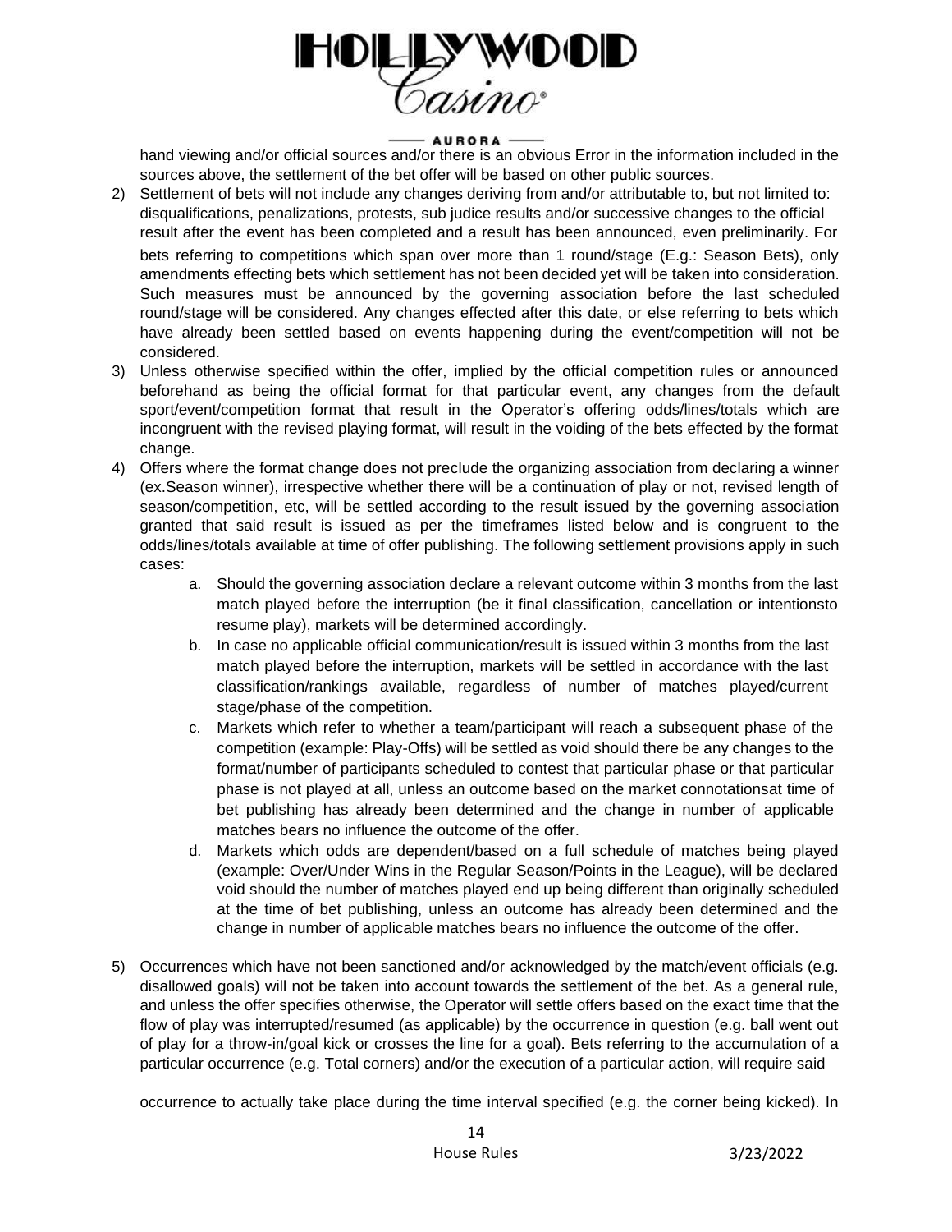hand viewing and/or official sources and/or there is an obvious Error in the information included in the sources above, the settlement of the bet offer will be based on other public sources.

2) Settlement of bets will not include any changes deriving from and/or attributable to, but not limited to: disqualifications, penalizations, protests, sub judice results and/or successive changes to the official result after the event has been completed and a result has been announced, even preliminarily. For bets referring to competitions which span over more than 1 round/stage (E.g.: Season Bets), only amendments effecting bets which settlement has not been decided yet will be taken into consideration. Such measures must be announced by the governing association before the last scheduled round/stage will be considered. Any changes effected after this date, or else referring to bets which have already been settled based on events happening during the event/competition will not be considered.
3) Unless otherwise specified within the offer, implied by the official competition rules or announced beforehand as being the official format for that particular event, any changes from the default sport/event/competition format that result in the Operator's offering odds/lines/totals which are incongruent with the revised playing format, will result in the voiding of the bets effected by the format change.
4) Offers where the format change does not preclude the organizing association from declaring a winner (ex.Season winner), irrespective whether there will be a continuation of play or not, revised length of season/competition, etc, will be settled according to the result issued by the governing association granted that said result is issued as per the timeframes listed below and is congruent to the odds/lines/totals available at time of offer publishing. The following settlement provisions apply in such cases:
    a. Should the governing association declare a relevant outcome within 3 months from the last match played before the interruption (be it final classification, cancellation or intentionsto resume play), markets will be determined accordingly.
    b. In case no applicable official communication/result is issued within 3 months from the last match played before the interruption, markets will be settled in accordance with the last classification/rankings available, regardless of number of matches played/current stage/phase of the competition.
    c. Markets which refer to whether a team/participant will reach a subsequent phase of the competition (example: Play-Offs) will be settled as void should there be any changes to the format/number of participants scheduled to contest that particular phase or that particular phase is not played at all, unless an outcome based on the market connotationsat time of bet publishing has already been determined and the change in number of applicable matches bears no influence the outcome of the offer.
    d. Markets which odds are dependent/based on a full schedule of matches being played (example: Over/Under Wins in the Regular Season/Points in the League), will be declared void should the number of matches played end up being different than originally scheduled at the time of bet publishing, unless an outcome has already been determined and the change in number of applicable matches bears no influence the outcome of the offer.
5) Occurrences which have not been sanctioned and/or acknowledged by the match/event officials (e.g. disallowed goals) will not be taken into account towards the settlement of the bet. As a general rule, and unless the offer specifies otherwise, the Operator will settle offers based on the exact time that the flow of play was interrupted/resumed (as applicable) by the occurrence in question (e.g. ball went out of play for a throw-in/goal kick or crosses the line for a goal). Bets referring to the accumulation of a particular occurrence (e.g. Total corners) and/or the execution of a particular action, will require said occurrence to actually take place during the time interval specified (e.g. the corner being kicked). In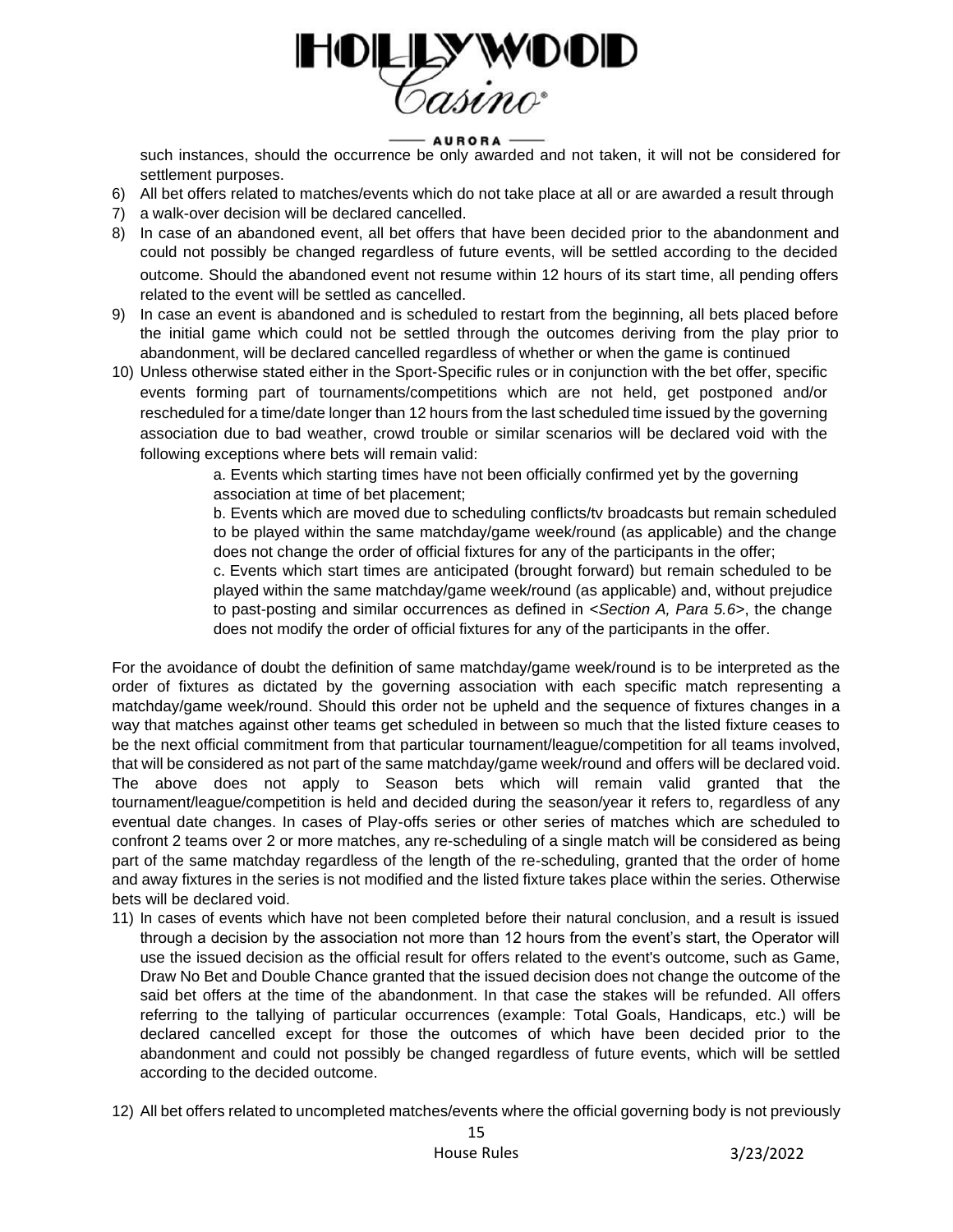such instances, should the occurrence be only awarded and not taken, it will not be considered for settlement purposes.

6) All bet offers related to matches/events which do not take place at all or are awarded a result through
7) a walk-over decision will be declared cancelled.
8) In case of an abandoned event, all bet offers that have been decided prior to the abandonment and could not possibly be changed regardless of future events, will be settled according to the decided outcome. Should the abandoned event not resume within 12 hours of its start time, all pending offers related to the event will be settled as cancelled.
9) In case an event is abandoned and is scheduled to restart from the beginning, all bets placed before the initial game which could not be settled through the outcomes deriving from the play prior to abandonment, will be declared cancelled regardless of whether or when the game is continued
10) Unless otherwise stated either in the Sport-Specific rules or in conjunction with the bet offer, specific events forming part of tournaments/competitions which are not held, get postponed and/or rescheduled for a time/date longer than 12 hours from the last scheduled time issued by the governing association due to bad weather, crowd trouble or similar scenarios will be declared void with the following exceptions where bets will remain valid:

    a. Events which starting times have not been officially confirmed yet by the governing association at time of bet placement;

    b. Events which are moved due to scheduling conflicts/tv broadcasts but remain scheduled to be played within the same matchday/game week/round (as applicable) and the change does not change the order of official fixtures for any of the participants in the offer;

    c. Events which start times are anticipated (brought forward) but remain scheduled to be played within the same matchday/game week/round (as applicable) and, without prejudice to past-posting and similar occurrences as defined in <*Section A, Para 5.6*>, the change does not modify the order of official fixtures for any of the participants in the offer.

For the avoidance of doubt the definition of same matchday/game week/round is to be interpreted as the order of fixtures as dictated by the governing association with each specific match representing a matchday/game week/round. Should this order not be upheld and the sequence of fixtures changes in a way that matches against other teams get scheduled in between so much that the listed fixture ceases to be the next official commitment from that particular tournament/league/competition for all teams involved, that will be considered as not part of the same matchday/game week/round and offers will be declared void. The above does not apply to Season bets which will remain valid granted that the tournament/league/competition is held and decided during the season/year it refers to, regardless of any eventual date changes. In cases of Play-offs series or other series of matches which are scheduled to confront 2 teams over 2 or more matches, any re-scheduling of a single match will be considered as being part of the same matchday regardless of the length of the re-scheduling, granted that the order of home and away fixtures in the series is not modified and the listed fixture takes place within the series. Otherwise bets will be declared void.

11) In cases of events which have not been completed before their natural conclusion, and a result is issued through a decision by the association not more than 12 hours from the event's start, the Operator will use the issued decision as the official result for offers related to the event's outcome, such as Game, Draw No Bet and Double Chance granted that the issued decision does not change the outcome of the said bet offers at the time of the abandonment. In that case the stakes will be refunded. All offers referring to the tallying of particular occurrences (example: Total Goals, Handicaps, etc.) will be declared cancelled except for those the outcomes of which have been decided prior to the abandonment and could not possibly be changed regardless of future events, which will be settled according to the decided outcome.
12) All bet offers related to uncompleted matches/events where the official governing body is not previously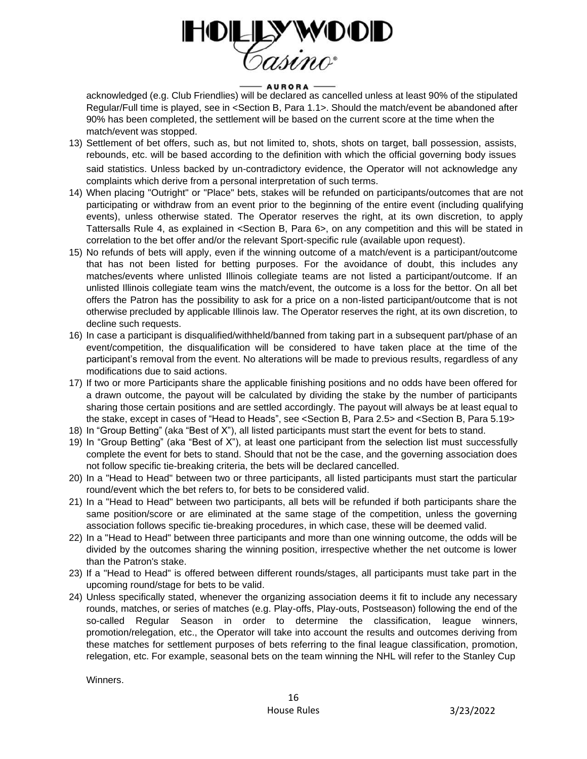acknowledged (e.g. Club Friendlies) will be declared as cancelled unless at least 90% of the stipulated Regular/Full time is played, see in <Section B, Para 1.1>. Should the match/event be abandoned after 90% has been completed, the settlement will be based on the current score at the time when the match/event was stopped.

13) Settlement of bet offers, such as, but not limited to, shots, shots on target, ball possession, assists, rebounds, etc. will be based according to the definition with which the official governing body issues said statistics. Unless backed by un-contradictory evidence, the Operator will not acknowledge any complaints which derive from a personal interpretation of such terms.
14) When placing "Outright" or "Place" bets, stakes will be refunded on participants/outcomes that are not participating or withdraw from an event prior to the beginning of the entire event (including qualifying events), unless otherwise stated. The Operator reserves the right, at its own discretion, to apply Tattersalls Rule 4, as explained in <Section B, Para 6>, on any competition and this will be stated in correlation to the bet offer and/or the relevant Sport-specific rule (available upon request).
15) No refunds of bets will apply, even if the winning outcome of a match/event is a participant/outcome that has not been listed for betting purposes. For the avoidance of doubt, this includes any matches/events where unlisted Illinois collegiate teams are not listed a participant/outcome. If an unlisted Illinois collegiate team wins the match/event, the outcome is a loss for the bettor. On all bet offers the Patron has the possibility to ask for a price on a non-listed participant/outcome that is not otherwise precluded by applicable Illinois law. The Operator reserves the right, at its own discretion, to decline such requests.
16) In case a participant is disqualified/withheld/banned from taking part in a subsequent part/phase of an event/competition, the disqualification will be considered to have taken place at the time of the participant's removal from the event. No alterations will be made to previous results, regardless of any modifications due to said actions.
17) If two or more Participants share the applicable finishing positions and no odds have been offered for a drawn outcome, the payout will be calculated by dividing the stake by the number of participants sharing those certain positions and are settled accordingly. The payout will always be at least equal to the stake, except in cases of "Head to Heads", see <Section B, Para 2.5> and <Section B, Para 5.19>
18) In "Group Betting" (aka "Best of X"), all listed participants must start the event for bets to stand.
19) In "Group Betting" (aka "Best of X"), at least one participant from the selection list must successfully complete the event for bets to stand. Should that not be the case, and the governing association does not follow specific tie-breaking criteria, the bets will be declared cancelled.
20) In a "Head to Head" between two or three participants, all listed participants must start the particular round/event which the bet refers to, for bets to be considered valid.
21) In a "Head to Head" between two participants, all bets will be refunded if both participants share the same position/score or are eliminated at the same stage of the competition, unless the governing association follows specific tie-breaking procedures, in which case, these will be deemed valid.
22) In a "Head to Head" between three participants and more than one winning outcome, the odds will be divided by the outcomes sharing the winning position, irrespective whether the net outcome is lower than the Patron's stake.
23) If a "Head to Head" is offered between different rounds/stages, all participants must take part in the upcoming round/stage for bets to be valid.
24) Unless specifically stated, whenever the organizing association deems it fit to include any necessary rounds, matches, or series of matches (e.g. Play-offs, Play-outs, Postseason) following the end of the so-called Regular Season in order to determine the classification, league winners, promotion/relegation, etc., the Operator will take into account the results and outcomes deriving from these matches for settlement purposes of bets referring to the final league classification, promotion, relegation, etc. For example, seasonal bets on the team winning the NHL will refer to the Stanley Cup Winners.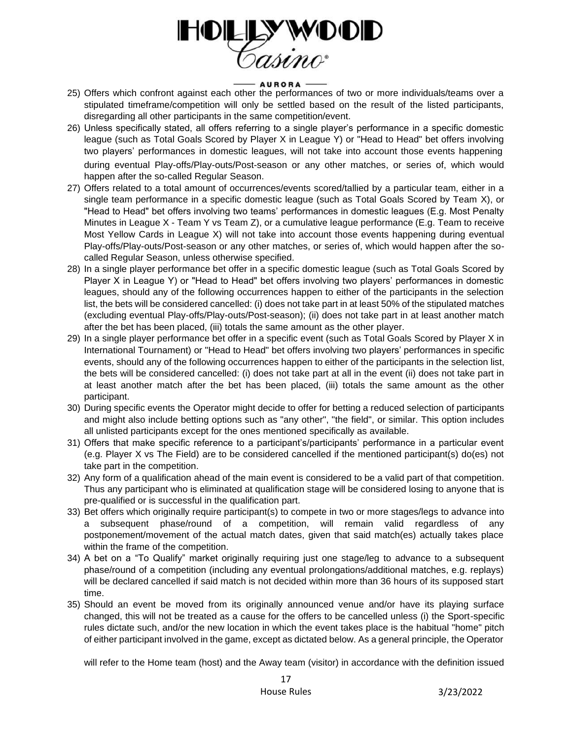25) Offers which confront against each other the performances of two or more individuals/teams over a stipulated timeframe/competition will only be settled based on the result of the listed participants, disregarding all other participants in the same competition/event.
26) Unless specifically stated, all offers referring to a single player's performance in a specific domestic league (such as Total Goals Scored by Player X in League Y) or "Head to Head" bet offers involving two players' performances in domestic leagues, will not take into account those events happening during eventual Play-offs/Play-outs/Post-season or any other matches, or series of, which would happen after the so-called Regular Season.
27) Offers related to a total amount of occurrences/events scored/tallied by a particular team, either in a single team performance in a specific domestic league (such as Total Goals Scored by Team X), or "Head to Head" bet offers involving two teams' performances in domestic leagues (E.g. Most Penalty Minutes in League X - Team Y vs Team Z), or a cumulative league performance (E.g. Team to receive Most Yellow Cards in League X) will not take into account those events happening during eventual Play-offs/Play-outs/Post-season or any other matches, or series of, which would happen after the so-called Regular Season, unless otherwise specified.
28) In a single player performance bet offer in a specific domestic league (such as Total Goals Scored by Player X in League Y) or "Head to Head" bet offers involving two players' performances in domestic leagues, should any of the following occurrences happen to either of the participants in the selection list, the bets will be considered cancelled: (i) does not take part in at least 50% of the stipulated matches (excluding eventual Play-offs/Play-outs/Post-season); (ii) does not take part in at least another match after the bet has been placed, (iii) totals the same amount as the other player.
29) In a single player performance bet offer in a specific event (such as Total Goals Scored by Player X in International Tournament) or "Head to Head" bet offers involving two players' performances in specific events, should any of the following occurrences happen to either of the participants in the selection list, the bets will be considered cancelled: (i) does not take part at all in the event (ii) does not take part in at least another match after the bet has been placed, (iii) totals the same amount as the other participant.
30) During specific events the Operator might decide to offer for betting a reduced selection of participants and might also include betting options such as "any other", "the field", or similar. This option includes all unlisted participants except for the ones mentioned specifically as available.
31) Offers that make specific reference to a participant's/participants' performance in a particular event (e.g. Player X vs The Field) are to be considered cancelled if the mentioned participant(s) do(es) not take part in the competition.
32) Any form of a qualification ahead of the main event is considered to be a valid part of that competition. Thus any participant who is eliminated at qualification stage will be considered losing to anyone that is pre-qualified or is successful in the qualification part.
33) Bet offers which originally require participant(s) to compete in two or more stages/legs to advance into a subsequent phase/round of a competition, will remain valid regardless of any postponement/movement of the actual match dates, given that said match(es) actually takes place within the frame of the competition.
34) A bet on a "To Qualify" market originally requiring just one stage/leg to advance to a subsequent phase/round of a competition (including any eventual prolongations/additional matches, e.g. replays) will be declared cancelled if said match is not decided within more than 36 hours of its supposed start time.
35) Should an event be moved from its originally announced venue and/or have its playing surface changed, this will not be treated as a cause for the offers to be cancelled unless (i) the Sport-specific rules dictate such, and/or the new location in which the event takes place is the habitual "home" pitch of either participant involved in the game, except as dictated below. As a general principle, the Operator will refer to the Home team (host) and the Away team (visitor) in accordance with the definition issued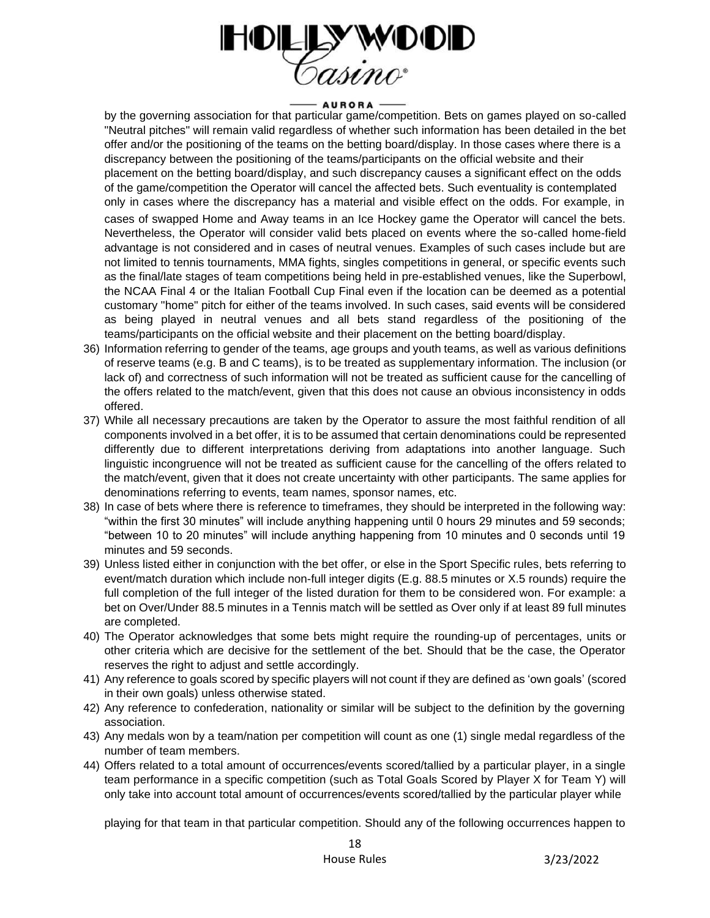by the governing association for that particular game/competition. Bets on games played on so-called "Neutral pitches" will remain valid regardless of whether such information has been detailed in the bet offer and/or the positioning of the teams on the betting board/display. In those cases where there is a discrepancy between the positioning of the teams/participants on the official website and their placement on the betting board/display, and such discrepancy causes a significant effect on the odds of the game/competition the Operator will cancel the affected bets. Such eventuality is contemplated only in cases where the discrepancy has a material and visible effect on the odds. For example, in cases of swapped Home and Away teams in an Ice Hockey game the Operator will cancel the bets. Nevertheless, the Operator will consider valid bets placed on events where the so-called home-field advantage is not considered and in cases of neutral venues. Examples of such cases include but are not limited to tennis tournaments, MMA fights, singles competitions in general, or specific events such as the final/late stages of team competitions being held in pre-established venues, like the Superbowl, the NCAA Final 4 or the Italian Football Cup Final even if the location can be deemed as a potential customary "home" pitch for either of the teams involved. In such cases, said events will be considered as being played in neutral venues and all bets stand regardless of the positioning of the teams/participants on the official website and their placement on the betting board/display.

36) Information referring to gender of the teams, age groups and youth teams, as well as various definitions of reserve teams (e.g. B and C teams), is to be treated as supplementary information. The inclusion (or lack of) and correctness of such information will not be treated as sufficient cause for the cancelling of the offers related to the match/event, given that this does not cause an obvious inconsistency in odds offered.
37) While all necessary precautions are taken by the Operator to assure the most faithful rendition of all components involved in a bet offer, it is to be assumed that certain denominations could be represented differently due to different interpretations deriving from adaptations into another language. Such linguistic incongruence will not be treated as sufficient cause for the cancelling of the offers related to the match/event, given that it does not create uncertainty with other participants. The same applies for denominations referring to events, team names, sponsor names, etc.
38) In case of bets where there is reference to timeframes, they should be interpreted in the following way: "within the first 30 minutes" will include anything happening until 0 hours 29 minutes and 59 seconds; "between 10 to 20 minutes" will include anything happening from 10 minutes and 0 seconds until 19 minutes and 59 seconds.
39) Unless listed either in conjunction with the bet offer, or else in the Sport Specific rules, bets referring to event/match duration which include non-full integer digits (E.g. 88.5 minutes or X.5 rounds) require the full completion of the full integer of the listed duration for them to be considered won. For example: a bet on Over/Under 88.5 minutes in a Tennis match will be settled as Over only if at least 89 full minutes are completed.
40) The Operator acknowledges that some bets might require the rounding-up of percentages, units or other criteria which are decisive for the settlement of the bet. Should that be the case, the Operator reserves the right to adjust and settle accordingly.
41) Any reference to goals scored by specific players will not count if they are defined as 'own goals' (scored in their own goals) unless otherwise stated.
42) Any reference to confederation, nationality or similar will be subject to the definition by the governing association.
43) Any medals won by a team/nation per competition will count as one (1) single medal regardless of the number of team members.
44) Offers related to a total amount of occurrences/events scored/tallied by a particular player, in a single team performance in a specific competition (such as Total Goals Scored by Player X for Team Y) will only take into account total amount of occurrences/events scored/tallied by the particular player while playing for that team in that particular competition. Should any of the following occurrences happen to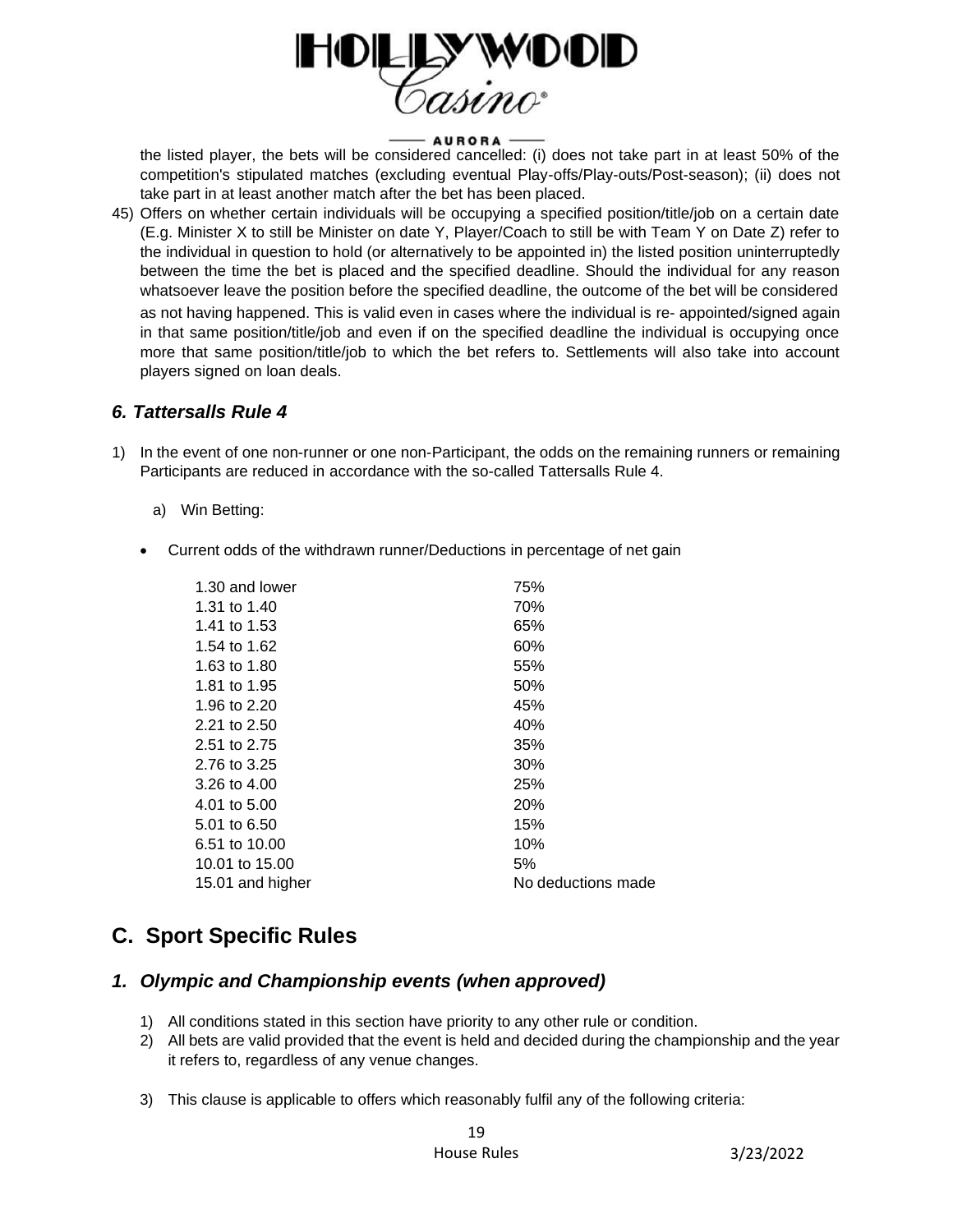the listed player, the bets will be considered cancelled: (i) does not take part in at least 50% of the competition's stipulated matches (excluding eventual Play-offs/Play-outs/Post-season); (ii) does not take part in at least another match after the bet has been placed.

45) Offers on whether certain individuals will be occupying a specified position/title/job on a certain date (E.g. Minister X to still be Minister on date Y, Player/Coach to still be with Team Y on Date Z) refer to the individual in question to hold (or alternatively to be appointed in) the listed position uninterruptedly between the time the bet is placed and the specified deadline. Should the individual for any reason whatsoever leave the position before the specified deadline, the outcome of the bet will be considered as not having happened. This is valid even in cases where the individual is re- appointed/signed again in that same position/title/job and even if on the specified deadline the individual is occupying once more that same position/title/job to which the bet refers to. Settlements will also take into account players signed on loan deals.

### *6. Tattersalls Rule 4*

1) In the event of one non-runner or one non-Participant, the odds on the remaining runners or remaining Participants are reduced in accordance with the so-called Tattersalls Rule 4.

   a) Win Betting:

- Current odds of the withdrawn runner/Deductions in percentage of net gain

| | |
|---|---|
| 1.30 and lower | 75% |
| 1.31 to 1.40 | 70% |
| 1.41 to 1.53 | 65% |
| 1.54 to 1.62 | 60% |
| 1.63 to 1.80 | 55% |
| 1.81 to 1.95 | 50% |
| 1.96 to 2.20 | 45% |
| 2.21 to 2.50 | 40% |
| 2.51 to 2.75 | 35% |
| 2.76 to 3.25 | 30% |
| 3.26 to 4.00 | 25% |
| 4.01 to 5.00 | 20% |
| 5.01 to 6.50 | 15% |
| 6.51 to 10.00 | 10% |
| 10.01 to 15.00 | 5% |
| 15.01 and higher | No deductions made |

## C. Sport Specific Rules

### *1. Olympic and Championship events (when approved)*

1) All conditions stated in this section have priority to any other rule or condition.
2) All bets are valid provided that the event is held and decided during the championship and the year it refers to, regardless of any venue changes.
3) This clause is applicable to offers which reasonably fulfil any of the following criteria: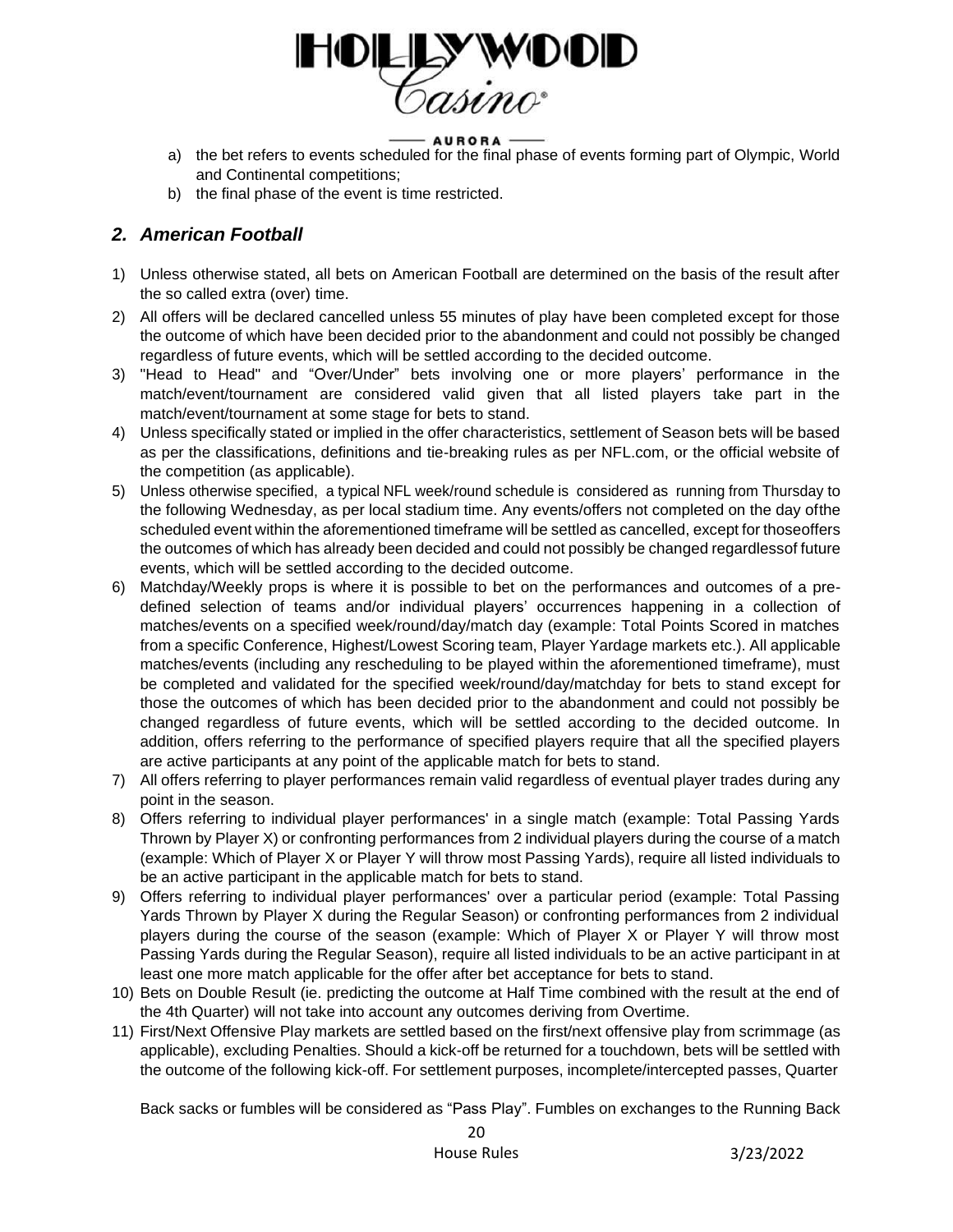a) the bet refers to events scheduled for the final phase of events forming part of Olympic, World and Continental competitions;
b) the final phase of the event is time restricted.

## *2. American Football*

1) Unless otherwise stated, all bets on American Football are determined on the basis of the result after the so called extra (over) time.
2) All offers will be declared cancelled unless 55 minutes of play have been completed except for those the outcome of which have been decided prior to the abandonment and could not possibly be changed regardless of future events, which will be settled according to the decided outcome.
3) "Head to Head" and "Over/Under" bets involving one or more players' performance in the match/event/tournament are considered valid given that all listed players take part in the match/event/tournament at some stage for bets to stand.
4) Unless specifically stated or implied in the offer characteristics, settlement of Season bets will be based as per the classifications, definitions and tie-breaking rules as per NFL.com, or the official website of the competition (as applicable).
5) Unless otherwise specified, a typical NFL week/round schedule is considered as running from Thursday to the following Wednesday, as per local stadium time. Any events/offers not completed on the day ofthe scheduled event within the aforementioned timeframe will be settled as cancelled, except for thoseoffers the outcomes of which has already been decided and could not possibly be changed regardlessof future events, which will be settled according to the decided outcome.
6) Matchday/Weekly props is where it is possible to bet on the performances and outcomes of a pre-defined selection of teams and/or individual players' occurrences happening in a collection of matches/events on a specified week/round/day/match day (example: Total Points Scored in matches from a specific Conference, Highest/Lowest Scoring team, Player Yardage markets etc.). All applicable matches/events (including any rescheduling to be played within the aforementioned timeframe), must be completed and validated for the specified week/round/day/matchday for bets to stand except for those the outcomes of which has been decided prior to the abandonment and could not possibly be changed regardless of future events, which will be settled according to the decided outcome. In addition, offers referring to the performance of specified players require that all the specified players are active participants at any point of the applicable match for bets to stand.
7) All offers referring to player performances remain valid regardless of eventual player trades during any point in the season.
8) Offers referring to individual player performances' in a single match (example: Total Passing Yards Thrown by Player X) or confronting performances from 2 individual players during the course of a match (example: Which of Player X or Player Y will throw most Passing Yards), require all listed individuals to be an active participant in the applicable match for bets to stand.
9) Offers referring to individual player performances' over a particular period (example: Total Passing Yards Thrown by Player X during the Regular Season) or confronting performances from 2 individual players during the course of the season (example: Which of Player X or Player Y will throw most Passing Yards during the Regular Season), require all listed individuals to be an active participant in at least one more match applicable for the offer after bet acceptance for bets to stand.
10) Bets on Double Result (ie. predicting the outcome at Half Time combined with the result at the end of the 4th Quarter) will not take into account any outcomes deriving from Overtime.
11) First/Next Offensive Play markets are settled based on the first/next offensive play from scrimmage (as applicable), excluding Penalties. Should a kick-off be returned for a touchdown, bets will be settled with the outcome of the following kick-off. For settlement purposes, incomplete/intercepted passes, Quarter

Back sacks or fumbles will be considered as "Pass Play". Fumbles on exchanges to the Running Back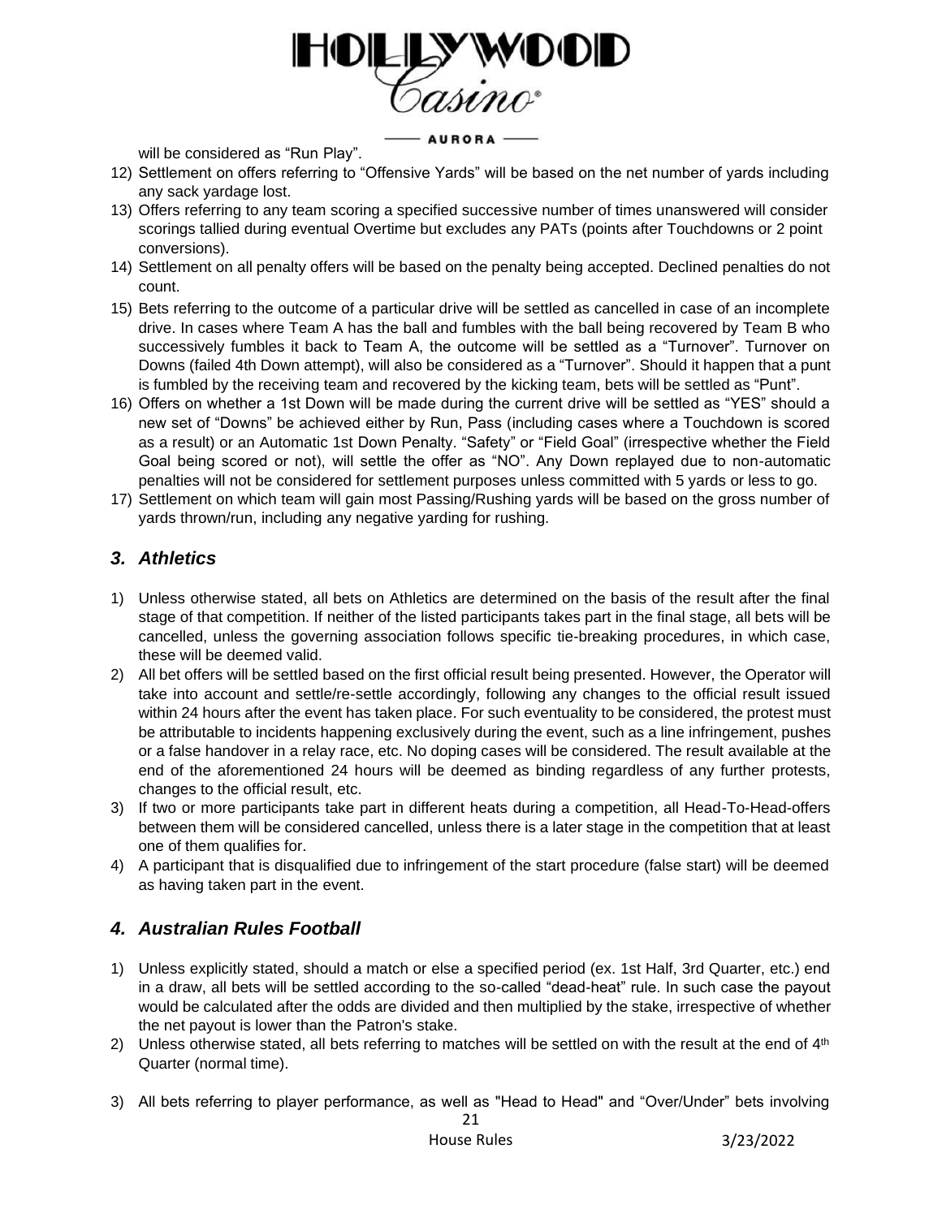will be considered as "Run Play".

12) Settlement on offers referring to "Offensive Yards" will be based on the net number of yards including any sack yardage lost.
13) Offers referring to any team scoring a specified successive number of times unanswered will consider scorings tallied during eventual Overtime but excludes any PATs (points after Touchdowns or 2 point conversions).
14) Settlement on all penalty offers will be based on the penalty being accepted. Declined penalties do not count.
15) Bets referring to the outcome of a particular drive will be settled as cancelled in case of an incomplete drive. In cases where Team A has the ball and fumbles with the ball being recovered by Team B who successively fumbles it back to Team A, the outcome will be settled as a "Turnover". Turnover on Downs (failed 4th Down attempt), will also be considered as a "Turnover". Should it happen that a punt is fumbled by the receiving team and recovered by the kicking team, bets will be settled as "Punt".
16) Offers on whether a 1st Down will be made during the current drive will be settled as "YES" should a new set of "Downs" be achieved either by Run, Pass (including cases where a Touchdown is scored as a result) or an Automatic 1st Down Penalty. "Safety" or "Field Goal" (irrespective whether the Field Goal being scored or not), will settle the offer as "NO". Any Down replayed due to non-automatic penalties will not be considered for settlement purposes unless committed with 5 yards or less to go.
17) Settlement on which team will gain most Passing/Rushing yards will be based on the gross number of yards thrown/run, including any negative yarding for rushing.

## *3. Athletics*

1) Unless otherwise stated, all bets on Athletics are determined on the basis of the result after the final stage of that competition. If neither of the listed participants takes part in the final stage, all bets will be cancelled, unless the governing association follows specific tie-breaking procedures, in which case, these will be deemed valid.
2) All bet offers will be settled based on the first official result being presented. However, the Operator will take into account and settle/re-settle accordingly, following any changes to the official result issued within 24 hours after the event has taken place. For such eventuality to be considered, the protest must be attributable to incidents happening exclusively during the event, such as a line infringement, pushes or a false handover in a relay race, etc. No doping cases will be considered. The result available at the end of the aforementioned 24 hours will be deemed as binding regardless of any further protests, changes to the official result, etc.
3) If two or more participants take part in different heats during a competition, all Head-To-Head-offers between them will be considered cancelled, unless there is a later stage in the competition that at least one of them qualifies for.
4) A participant that is disqualified due to infringement of the start procedure (false start) will be deemed as having taken part in the event.

## *4. Australian Rules Football*

1) Unless explicitly stated, should a match or else a specified period (ex. 1st Half, 3rd Quarter, etc.) end in a draw, all bets will be settled according to the so-called "dead-heat" rule. In such case the payout would be calculated after the odds are divided and then multiplied by the stake, irrespective of whether the net payout is lower than the Patron's stake.
2) Unless otherwise stated, all bets referring to matches will be settled on with the result at the end of 4th Quarter (normal time).
3) All bets referring to player performance, as well as "Head to Head" and "Over/Under" bets involving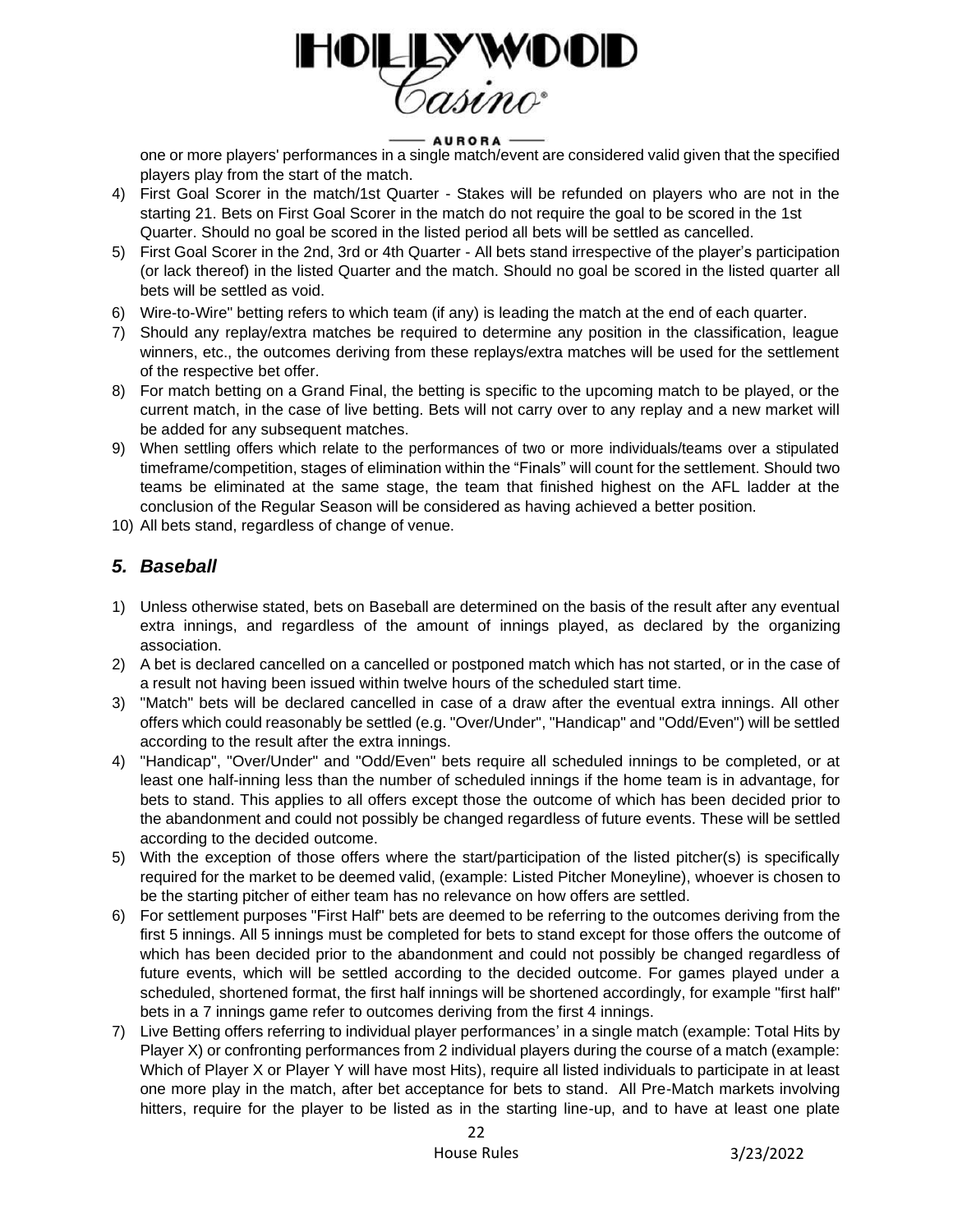one or more players' performances in a single match/event are considered valid given that the specified players play from the start of the match.

4) First Goal Scorer in the match/1st Quarter - Stakes will be refunded on players who are not in the starting 21. Bets on First Goal Scorer in the match do not require the goal to be scored in the 1st Quarter. Should no goal be scored in the listed period all bets will be settled as cancelled.
5) First Goal Scorer in the 2nd, 3rd or 4th Quarter - All bets stand irrespective of the player's participation (or lack thereof) in the listed Quarter and the match. Should no goal be scored in the listed quarter all bets will be settled as void.
6) Wire-to-Wire" betting refers to which team (if any) is leading the match at the end of each quarter.
7) Should any replay/extra matches be required to determine any position in the classification, league winners, etc., the outcomes deriving from these replays/extra matches will be used for the settlement of the respective bet offer.
8) For match betting on a Grand Final, the betting is specific to the upcoming match to be played, or the current match, in the case of live betting. Bets will not carry over to any replay and a new market will be added for any subsequent matches.
9) When settling offers which relate to the performances of two or more individuals/teams over a stipulated timeframe/competition, stages of elimination within the "Finals" will count for the settlement. Should two teams be eliminated at the same stage, the team that finished highest on the AFL ladder at the conclusion of the Regular Season will be considered as having achieved a better position.
10) All bets stand, regardless of change of venue.

## *5. Baseball*

1) Unless otherwise stated, bets on Baseball are determined on the basis of the result after any eventual extra innings, and regardless of the amount of innings played, as declared by the organizing association.
2) A bet is declared cancelled on a cancelled or postponed match which has not started, or in the case of a result not having been issued within twelve hours of the scheduled start time.
3) "Match" bets will be declared cancelled in case of a draw after the eventual extra innings. All other offers which could reasonably be settled (e.g. "Over/Under", "Handicap" and "Odd/Even") will be settled according to the result after the extra innings.
4) "Handicap", "Over/Under" and "Odd/Even" bets require all scheduled innings to be completed, or at least one half-inning less than the number of scheduled innings if the home team is in advantage, for bets to stand. This applies to all offers except those the outcome of which has been decided prior to the abandonment and could not possibly be changed regardless of future events. These will be settled according to the decided outcome.
5) With the exception of those offers where the start/participation of the listed pitcher(s) is specifically required for the market to be deemed valid, (example: Listed Pitcher Moneyline), whoever is chosen to be the starting pitcher of either team has no relevance on how offers are settled.
6) For settlement purposes "First Half" bets are deemed to be referring to the outcomes deriving from the first 5 innings. All 5 innings must be completed for bets to stand except for those offers the outcome of which has been decided prior to the abandonment and could not possibly be changed regardless of future events, which will be settled according to the decided outcome. For games played under a scheduled, shortened format, the first half innings will be shortened accordingly, for example "first half" bets in a 7 innings game refer to outcomes deriving from the first 4 innings.
7) Live Betting offers referring to individual player performances' in a single match (example: Total Hits by Player X) or confronting performances from 2 individual players during the course of a match (example: Which of Player X or Player Y will have most Hits), require all listed individuals to participate in at least one more play in the match, after bet acceptance for bets to stand. All Pre-Match markets involving hitters, require for the player to be listed as in the starting line-up, and to have at least one plate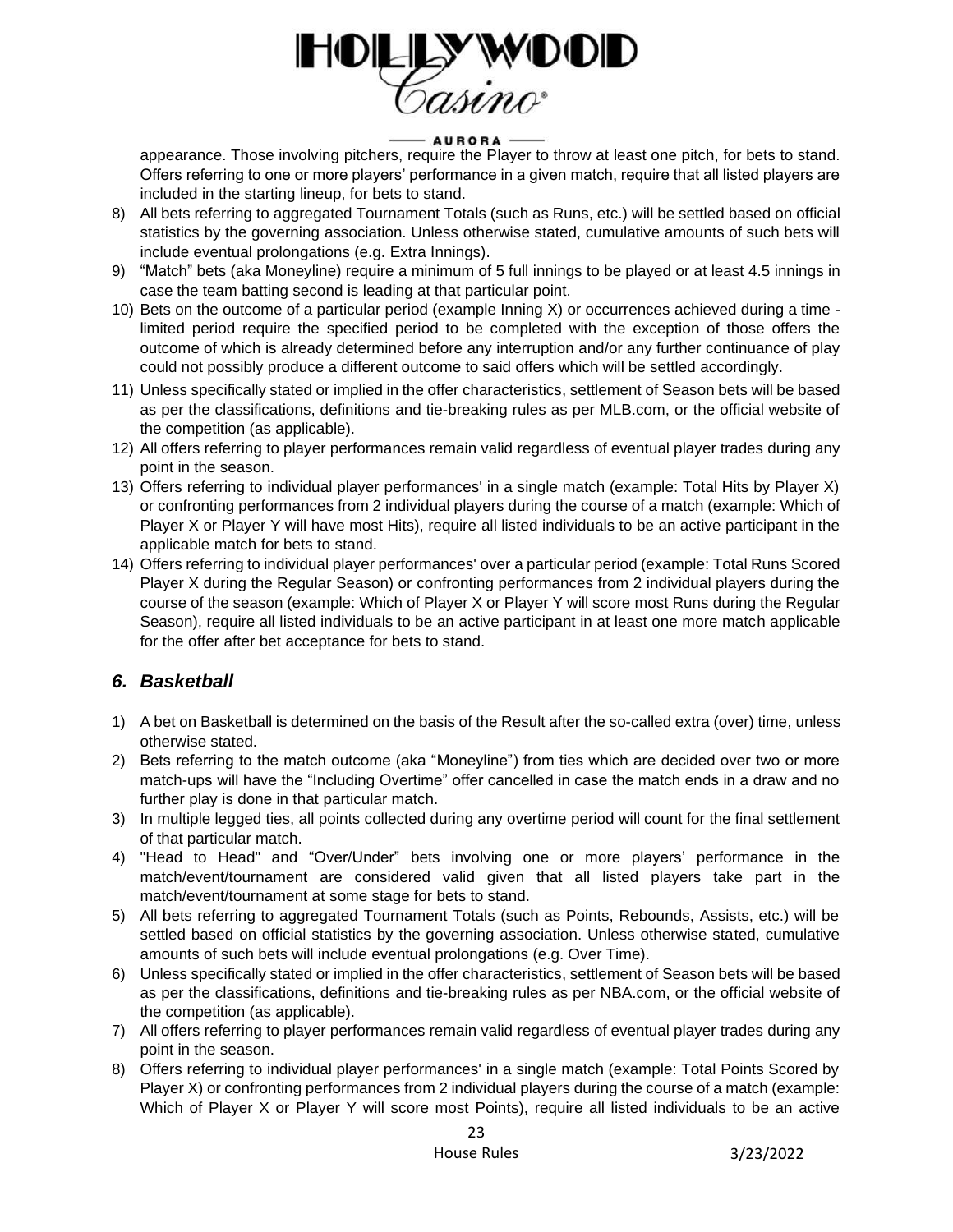appearance. Those involving pitchers, require the Player to throw at least one pitch, for bets to stand. Offers referring to one or more players' performance in a given match, require that all listed players are included in the starting lineup, for bets to stand.

8) All bets referring to aggregated Tournament Totals (such as Runs, etc.) will be settled based on official statistics by the governing association. Unless otherwise stated, cumulative amounts of such bets will include eventual prolongations (e.g. Extra Innings).
9) "Match" bets (aka Moneyline) require a minimum of 5 full innings to be played or at least 4.5 innings in case the team batting second is leading at that particular point.
10) Bets on the outcome of a particular period (example Inning X) or occurrences achieved during a time - limited period require the specified period to be completed with the exception of those offers the outcome of which is already determined before any interruption and/or any further continuance of play could not possibly produce a different outcome to said offers which will be settled accordingly.
11) Unless specifically stated or implied in the offer characteristics, settlement of Season bets will be based as per the classifications, definitions and tie-breaking rules as per MLB.com, or the official website of the competition (as applicable).
12) All offers referring to player performances remain valid regardless of eventual player trades during any point in the season.
13) Offers referring to individual player performances' in a single match (example: Total Hits by Player X) or confronting performances from 2 individual players during the course of a match (example: Which of Player X or Player Y will have most Hits), require all listed individuals to be an active participant in the applicable match for bets to stand.
14) Offers referring to individual player performances' over a particular period (example: Total Runs Scored Player X during the Regular Season) or confronting performances from 2 individual players during the course of the season (example: Which of Player X or Player Y will score most Runs during the Regular Season), require all listed individuals to be an active participant in at least one more match applicable for the offer after bet acceptance for bets to stand.

## *6. Basketball*

1) A bet on Basketball is determined on the basis of the Result after the so-called extra (over) time, unless otherwise stated.
2) Bets referring to the match outcome (aka "Moneyline") from ties which are decided over two or more match-ups will have the "Including Overtime" offer cancelled in case the match ends in a draw and no further play is done in that particular match.
3) In multiple legged ties, all points collected during any overtime period will count for the final settlement of that particular match.
4) "Head to Head" and "Over/Under" bets involving one or more players' performance in the match/event/tournament are considered valid given that all listed players take part in the match/event/tournament at some stage for bets to stand.
5) All bets referring to aggregated Tournament Totals (such as Points, Rebounds, Assists, etc.) will be settled based on official statistics by the governing association. Unless otherwise stated, cumulative amounts of such bets will include eventual prolongations (e.g. Over Time).
6) Unless specifically stated or implied in the offer characteristics, settlement of Season bets will be based as per the classifications, definitions and tie-breaking rules as per NBA.com, or the official website of the competition (as applicable).
7) All offers referring to player performances remain valid regardless of eventual player trades during any point in the season.
8) Offers referring to individual player performances' in a single match (example: Total Points Scored by Player X) or confronting performances from 2 individual players during the course of a match (example: Which of Player X or Player Y will score most Points), require all listed individuals to be an active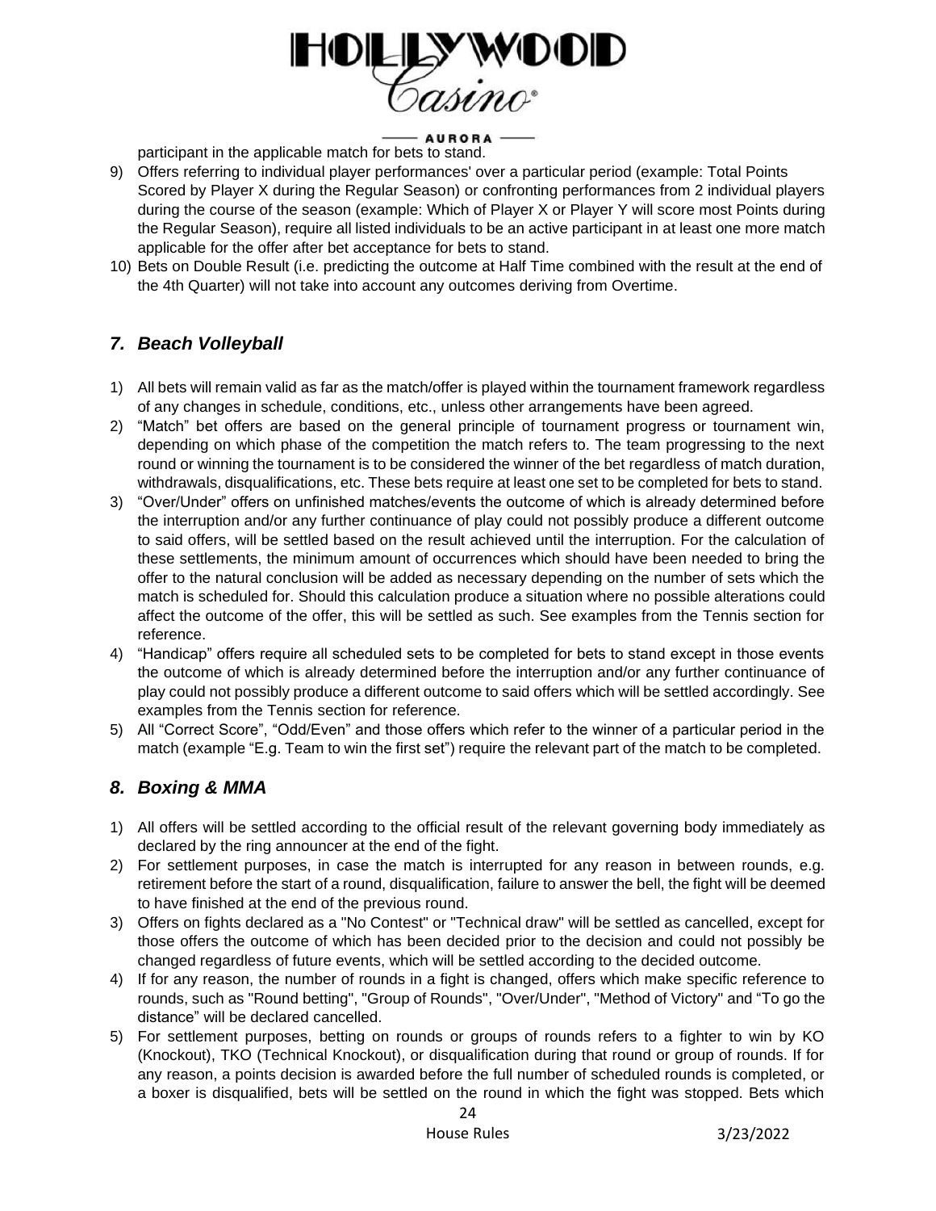participant in the applicable match for bets to stand.

9) Offers referring to individual player performances' over a particular period (example: Total Points Scored by Player X during the Regular Season) or confronting performances from 2 individual players during the course of the season (example: Which of Player X or Player Y will score most Points during the Regular Season), require all listed individuals to be an active participant in at least one more match applicable for the offer after bet acceptance for bets to stand.
10) Bets on Double Result (i.e. predicting the outcome at Half Time combined with the result at the end of the 4th Quarter) will not take into account any outcomes deriving from Overtime.

## *7. Beach Volleyball*

1) All bets will remain valid as far as the match/offer is played within the tournament framework regardless of any changes in schedule, conditions, etc., unless other arrangements have been agreed.
2) "Match" bet offers are based on the general principle of tournament progress or tournament win, depending on which phase of the competition the match refers to. The team progressing to the next round or winning the tournament is to be considered the winner of the bet regardless of match duration, withdrawals, disqualifications, etc. These bets require at least one set to be completed for bets to stand.
3) "Over/Under" offers on unfinished matches/events the outcome of which is already determined before the interruption and/or any further continuance of play could not possibly produce a different outcome to said offers, will be settled based on the result achieved until the interruption. For the calculation of these settlements, the minimum amount of occurrences which should have been needed to bring the offer to the natural conclusion will be added as necessary depending on the number of sets which the match is scheduled for. Should this calculation produce a situation where no possible alterations could affect the outcome of the offer, this will be settled as such. See examples from the Tennis section for reference.
4) "Handicap" offers require all scheduled sets to be completed for bets to stand except in those events the outcome of which is already determined before the interruption and/or any further continuance of play could not possibly produce a different outcome to said offers which will be settled accordingly. See examples from the Tennis section for reference.
5) All "Correct Score", "Odd/Even" and those offers which refer to the winner of a particular period in the match (example "E.g. Team to win the first set") require the relevant part of the match to be completed.

## *8. Boxing & MMA*

1) All offers will be settled according to the official result of the relevant governing body immediately as declared by the ring announcer at the end of the fight.
2) For settlement purposes, in case the match is interrupted for any reason in between rounds, e.g. retirement before the start of a round, disqualification, failure to answer the bell, the fight will be deemed to have finished at the end of the previous round.
3) Offers on fights declared as a "No Contest" or "Technical draw" will be settled as cancelled, except for those offers the outcome of which has been decided prior to the decision and could not possibly be changed regardless of future events, which will be settled according to the decided outcome.
4) If for any reason, the number of rounds in a fight is changed, offers which make specific reference to rounds, such as "Round betting", "Group of Rounds", "Over/Under", "Method of Victory" and "To go the distance" will be declared cancelled.
5) For settlement purposes, betting on rounds or groups of rounds refers to a fighter to win by KO (Knockout), TKO (Technical Knockout), or disqualification during that round or group of rounds. If for any reason, a points decision is awarded before the full number of scheduled rounds is completed, or a boxer is disqualified, bets will be settled on the round in which the fight was stopped. Bets which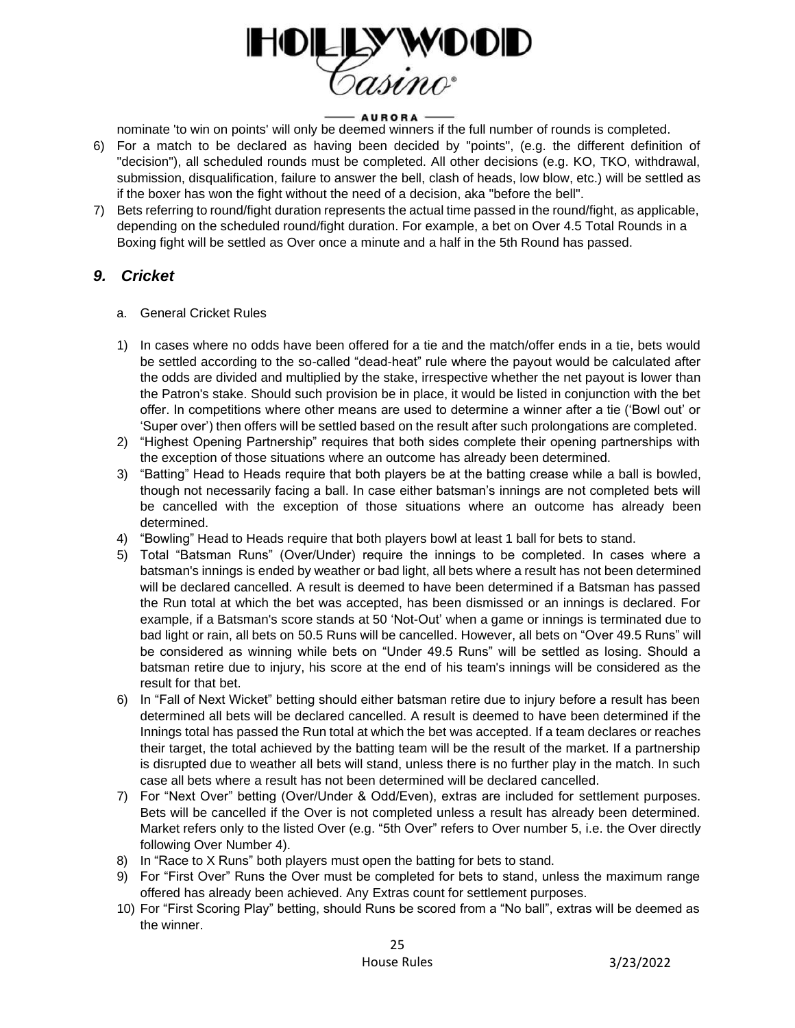nominate 'to win on points' will only be deemed winners if the full number of rounds is completed.

6) For a match to be declared as having been decided by "points", (e.g. the different definition of "decision"), all scheduled rounds must be completed. All other decisions (e.g. KO, TKO, withdrawal, submission, disqualification, failure to answer the bell, clash of heads, low blow, etc.) will be settled as if the boxer has won the fight without the need of a decision, aka "before the bell".
7) Bets referring to round/fight duration represents the actual time passed in the round/fight, as applicable, depending on the scheduled round/fight duration. For example, a bet on Over 4.5 Total Rounds in a Boxing fight will be settled as Over once a minute and a half in the 5th Round has passed.

## *9. Cricket*

a. General Cricket Rules

1) In cases where no odds have been offered for a tie and the match/offer ends in a tie, bets would be settled according to the so-called "dead-heat" rule where the payout would be calculated after the odds are divided and multiplied by the stake, irrespective whether the net payout is lower than the Patron's stake. Should such provision be in place, it would be listed in conjunction with the bet offer. In competitions where other means are used to determine a winner after a tie ('Bowl out' or 'Super over') then offers will be settled based on the result after such prolongations are completed.
2) "Highest Opening Partnership" requires that both sides complete their opening partnerships with the exception of those situations where an outcome has already been determined.
3) "Batting" Head to Heads require that both players be at the batting crease while a ball is bowled, though not necessarily facing a ball. In case either batsman's innings are not completed bets will be cancelled with the exception of those situations where an outcome has already been determined.
4) "Bowling" Head to Heads require that both players bowl at least 1 ball for bets to stand.
5) Total "Batsman Runs" (Over/Under) require the innings to be completed. In cases where a batsman's innings is ended by weather or bad light, all bets where a result has not been determined will be declared cancelled. A result is deemed to have been determined if a Batsman has passed the Run total at which the bet was accepted, has been dismissed or an innings is declared. For example, if a Batsman's score stands at 50 'Not-Out' when a game or innings is terminated due to bad light or rain, all bets on 50.5 Runs will be cancelled. However, all bets on "Over 49.5 Runs" will be considered as winning while bets on "Under 49.5 Runs" will be settled as losing. Should a batsman retire due to injury, his score at the end of his team's innings will be considered as the result for that bet.
6) In "Fall of Next Wicket" betting should either batsman retire due to injury before a result has been determined all bets will be declared cancelled. A result is deemed to have been determined if the Innings total has passed the Run total at which the bet was accepted. If a team declares or reaches their target, the total achieved by the batting team will be the result of the market. If a partnership is disrupted due to weather all bets will stand, unless there is no further play in the match. In such case all bets where a result has not been determined will be declared cancelled.
7) For "Next Over" betting (Over/Under & Odd/Even), extras are included for settlement purposes. Bets will be cancelled if the Over is not completed unless a result has already been determined. Market refers only to the listed Over (e.g. "5th Over" refers to Over number 5, i.e. the Over directly following Over Number 4).
8) In "Race to X Runs" both players must open the batting for bets to stand.
9) For "First Over" Runs the Over must be completed for bets to stand, unless the maximum range offered has already been achieved. Any Extras count for settlement purposes.
10) For "First Scoring Play" betting, should Runs be scored from a "No ball", extras will be deemed as the winner.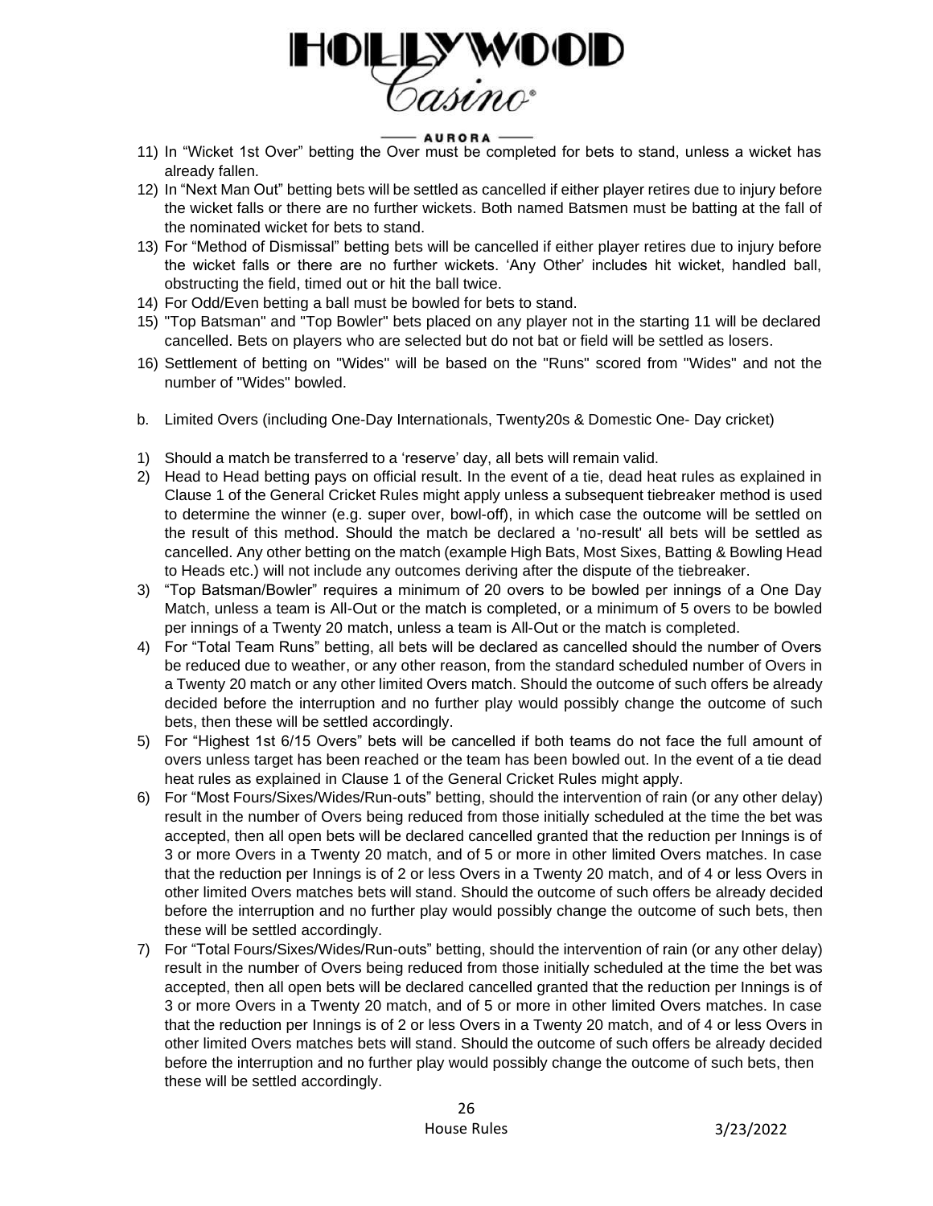11) In “Wicket 1st Over” betting the Over must be completed for bets to stand, unless a wicket has already fallen.
12) In “Next Man Out” betting bets will be settled as cancelled if either player retires due to injury before the wicket falls or there are no further wickets. Both named Batsmen must be batting at the fall of the nominated wicket for bets to stand.
13) For “Method of Dismissal” betting bets will be cancelled if either player retires due to injury before the wicket falls or there are no further wickets. ‘Any Other’ includes hit wicket, handled ball, obstructing the field, timed out or hit the ball twice.
14) For Odd/Even betting a ball must be bowled for bets to stand.
15) "Top Batsman" and "Top Bowler" bets placed on any player not in the starting 11 will be declared cancelled. Bets on players who are selected but do not bat or field will be settled as losers.
16) Settlement of betting on "Wides" will be based on the "Runs" scored from "Wides" and not the number of "Wides" bowled.

b. Limited Overs (including One-Day Internationals, Twenty20s & Domestic One- Day cricket)

1) Should a match be transferred to a ‘reserve’ day, all bets will remain valid.
2) Head to Head betting pays on official result. In the event of a tie, dead heat rules as explained in Clause 1 of the General Cricket Rules might apply unless a subsequent tiebreaker method is used to determine the winner (e.g. super over, bowl-off), in which case the outcome will be settled on the result of this method. Should the match be declared a 'no-result' all bets will be settled as cancelled. Any other betting on the match (example High Bats, Most Sixes, Batting & Bowling Head to Heads etc.) will not include any outcomes deriving after the dispute of the tiebreaker.
3) “Top Batsman/Bowler” requires a minimum of 20 overs to be bowled per innings of a One Day Match, unless a team is All-Out or the match is completed, or a minimum of 5 overs to be bowled per innings of a Twenty 20 match, unless a team is All-Out or the match is completed.
4) For “Total Team Runs” betting, all bets will be declared as cancelled should the number of Overs be reduced due to weather, or any other reason, from the standard scheduled number of Overs in a Twenty 20 match or any other limited Overs match. Should the outcome of such offers be already decided before the interruption and no further play would possibly change the outcome of such bets, then these will be settled accordingly.
5) For “Highest 1st 6/15 Overs” bets will be cancelled if both teams do not face the full amount of overs unless target has been reached or the team has been bowled out. In the event of a tie dead heat rules as explained in Clause 1 of the General Cricket Rules might apply.
6) For “Most Fours/Sixes/Wides/Run-outs” betting, should the intervention of rain (or any other delay) result in the number of Overs being reduced from those initially scheduled at the time the bet was accepted, then all open bets will be declared cancelled granted that the reduction per Innings is of 3 or more Overs in a Twenty 20 match, and of 5 or more in other limited Overs matches. In case that the reduction per Innings is of 2 or less Overs in a Twenty 20 match, and of 4 or less Overs in other limited Overs matches bets will stand. Should the outcome of such offers be already decided before the interruption and no further play would possibly change the outcome of such bets, then these will be settled accordingly.
7) For “Total Fours/Sixes/Wides/Run-outs” betting, should the intervention of rain (or any other delay) result in the number of Overs being reduced from those initially scheduled at the time the bet was accepted, then all open bets will be declared cancelled granted that the reduction per Innings is of 3 or more Overs in a Twenty 20 match, and of 5 or more in other limited Overs matches. In case that the reduction per Innings is of 2 or less Overs in a Twenty 20 match, and of 4 or less Overs in other limited Overs matches bets will stand. Should the outcome of such offers be already decided before the interruption and no further play would possibly change the outcome of such bets, then these will be settled accordingly.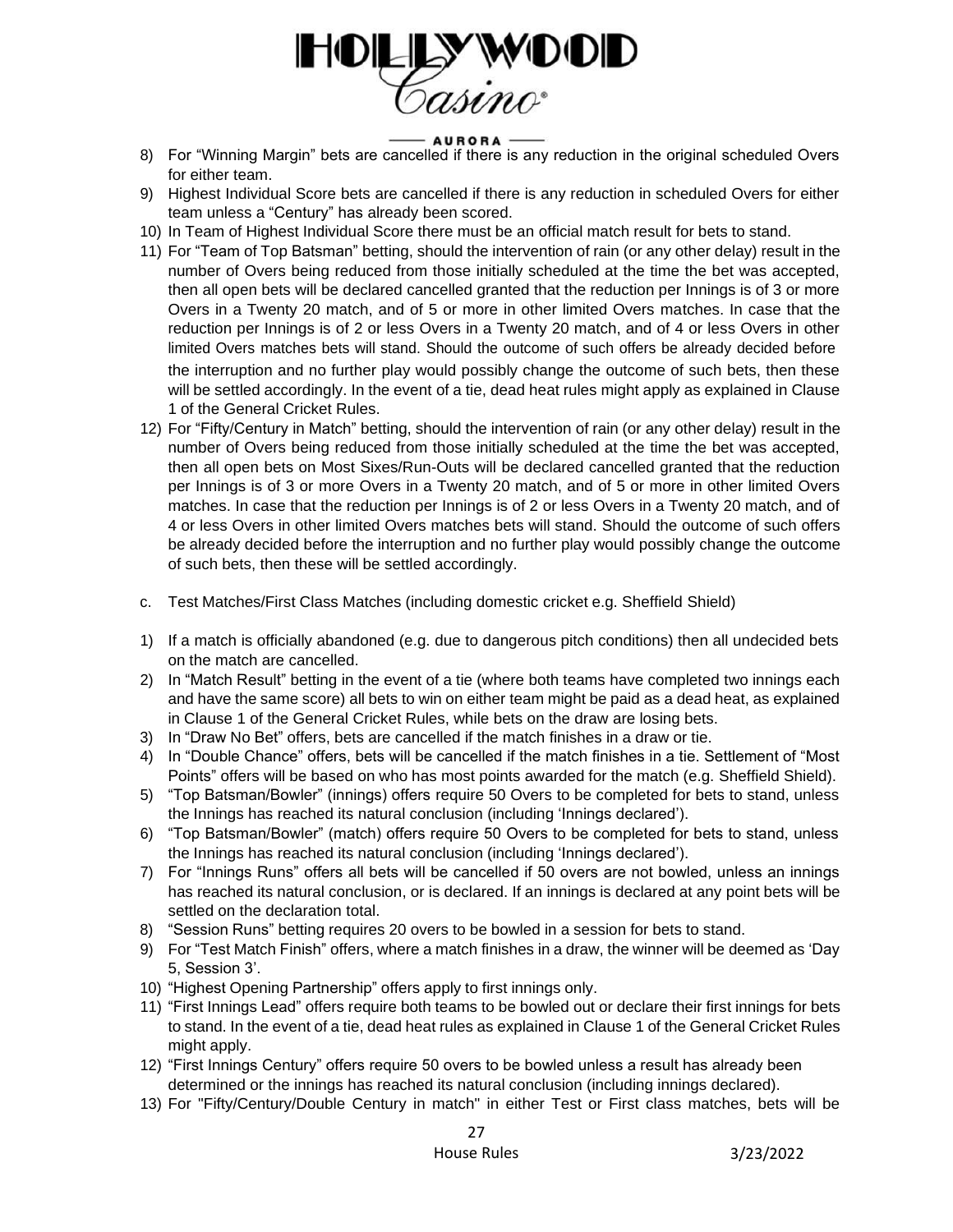8) For "Winning Margin" bets are cancelled if there is any reduction in the original scheduled Overs for either team.
9) Highest Individual Score bets are cancelled if there is any reduction in scheduled Overs for either team unless a "Century" has already been scored.
10) In Team of Highest Individual Score there must be an official match result for bets to stand.
11) For "Team of Top Batsman" betting, should the intervention of rain (or any other delay) result in the number of Overs being reduced from those initially scheduled at the time the bet was accepted, then all open bets will be declared cancelled granted that the reduction per Innings is of 3 or more Overs in a Twenty 20 match, and of 5 or more in other limited Overs matches. In case that the reduction per Innings is of 2 or less Overs in a Twenty 20 match, and of 4 or less Overs in other limited Overs matches bets will stand. Should the outcome of such offers be already decided before the interruption and no further play would possibly change the outcome of such bets, then these will be settled accordingly. In the event of a tie, dead heat rules might apply as explained in Clause 1 of the General Cricket Rules.
12) For "Fifty/Century in Match" betting, should the intervention of rain (or any other delay) result in the number of Overs being reduced from those initially scheduled at the time the bet was accepted, then all open bets on Most Sixes/Run-Outs will be declared cancelled granted that the reduction per Innings is of 3 or more Overs in a Twenty 20 match, and of 5 or more in other limited Overs matches. In case that the reduction per Innings is of 2 or less Overs in a Twenty 20 match, and of 4 or less Overs in other limited Overs matches bets will stand. Should the outcome of such offers be already decided before the interruption and no further play would possibly change the outcome of such bets, then these will be settled accordingly.

c. Test Matches/First Class Matches (including domestic cricket e.g. Sheffield Shield)

1) If a match is officially abandoned (e.g. due to dangerous pitch conditions) then all undecided bets on the match are cancelled.
2) In "Match Result" betting in the event of a tie (where both teams have completed two innings each and have the same score) all bets to win on either team might be paid as a dead heat, as explained in Clause 1 of the General Cricket Rules, while bets on the draw are losing bets.
3) In "Draw No Bet" offers, bets are cancelled if the match finishes in a draw or tie.
4) In "Double Chance" offers, bets will be cancelled if the match finishes in a tie. Settlement of "Most Points" offers will be based on who has most points awarded for the match (e.g. Sheffield Shield).
5) "Top Batsman/Bowler" (innings) offers require 50 Overs to be completed for bets to stand, unless the Innings has reached its natural conclusion (including 'Innings declared').
6) "Top Batsman/Bowler" (match) offers require 50 Overs to be completed for bets to stand, unless the Innings has reached its natural conclusion (including 'Innings declared').
7) For "Innings Runs" offers all bets will be cancelled if 50 overs are not bowled, unless an innings has reached its natural conclusion, or is declared. If an innings is declared at any point bets will be settled on the declaration total.
8) "Session Runs" betting requires 20 overs to be bowled in a session for bets to stand.
9) For "Test Match Finish" offers, where a match finishes in a draw, the winner will be deemed as 'Day 5, Session 3'.
10) "Highest Opening Partnership" offers apply to first innings only.
11) "First Innings Lead" offers require both teams to be bowled out or declare their first innings for bets to stand. In the event of a tie, dead heat rules as explained in Clause 1 of the General Cricket Rules might apply.
12) "First Innings Century" offers require 50 overs to be bowled unless a result has already been determined or the innings has reached its natural conclusion (including innings declared).
13) For "Fifty/Century/Double Century in match" in either Test or First class matches, bets will be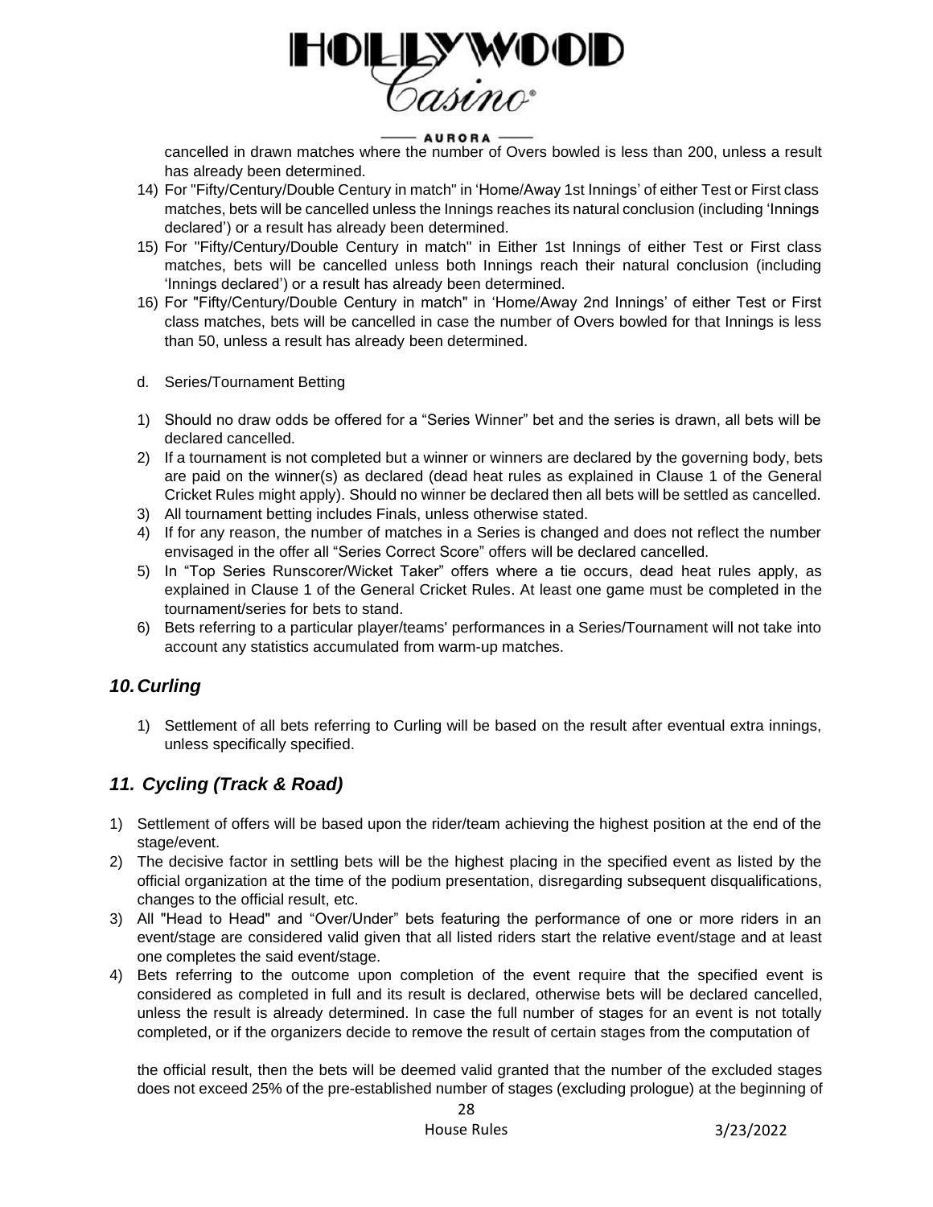cancelled in drawn matches where the number of Overs bowled is less than 200, unless a result has already been determined.

14) For "Fifty/Century/Double Century in match" in 'Home/Away 1st Innings' of either Test or First class matches, bets will be cancelled unless the Innings reaches its natural conclusion (including 'Innings declared') or a result has already been determined.
15) For "Fifty/Century/Double Century in match" in Either 1st Innings of either Test or First class matches, bets will be cancelled unless both Innings reach their natural conclusion (including 'Innings declared') or a result has already been determined.
16) For "Fifty/Century/Double Century in match" in 'Home/Away 2nd Innings' of either Test or First class matches, bets will be cancelled in case the number of Overs bowled for that Innings is less than 50, unless a result has already been determined.

d. Series/Tournament Betting

1) Should no draw odds be offered for a "Series Winner" bet and the series is drawn, all bets will be declared cancelled.
2) If a tournament is not completed but a winner or winners are declared by the governing body, bets are paid on the winner(s) as declared (dead heat rules as explained in Clause 1 of the General Cricket Rules might apply). Should no winner be declared then all bets will be settled as cancelled.
3) All tournament betting includes Finals, unless otherwise stated.
4) If for any reason, the number of matches in a Series is changed and does not reflect the number envisaged in the offer all "Series Correct Score" offers will be declared cancelled.
5) In "Top Series Runscorer/Wicket Taker" offers where a tie occurs, dead heat rules apply, as explained in Clause 1 of the General Cricket Rules. At least one game must be completed in the tournament/series for bets to stand.
6) Bets referring to a particular player/teams' performances in a Series/Tournament will not take into account any statistics accumulated from warm-up matches.

## *10. Curling*

1) Settlement of all bets referring to Curling will be based on the result after eventual extra innings, unless specifically specified.

## *11. Cycling (Track & Road)*

1) Settlement of offers will be based upon the rider/team achieving the highest position at the end of the stage/event.
2) The decisive factor in settling bets will be the highest placing in the specified event as listed by the official organization at the time of the podium presentation, disregarding subsequent disqualifications, changes to the official result, etc.
3) All "Head to Head" and "Over/Under" bets featuring the performance of one or more riders in an event/stage are considered valid given that all listed riders start the relative event/stage and at least one completes the said event/stage.
4) Bets referring to the outcome upon completion of the event require that the specified event is considered as completed in full and its result is declared, otherwise bets will be declared cancelled, unless the result is already determined. In case the full number of stages for an event is not totally completed, or if the organizers decide to remove the result of certain stages from the computation of

   the official result, then the bets will be deemed valid granted that the number of the excluded stages does not exceed 25% of the pre-established number of stages (excluding prologue) at the beginning of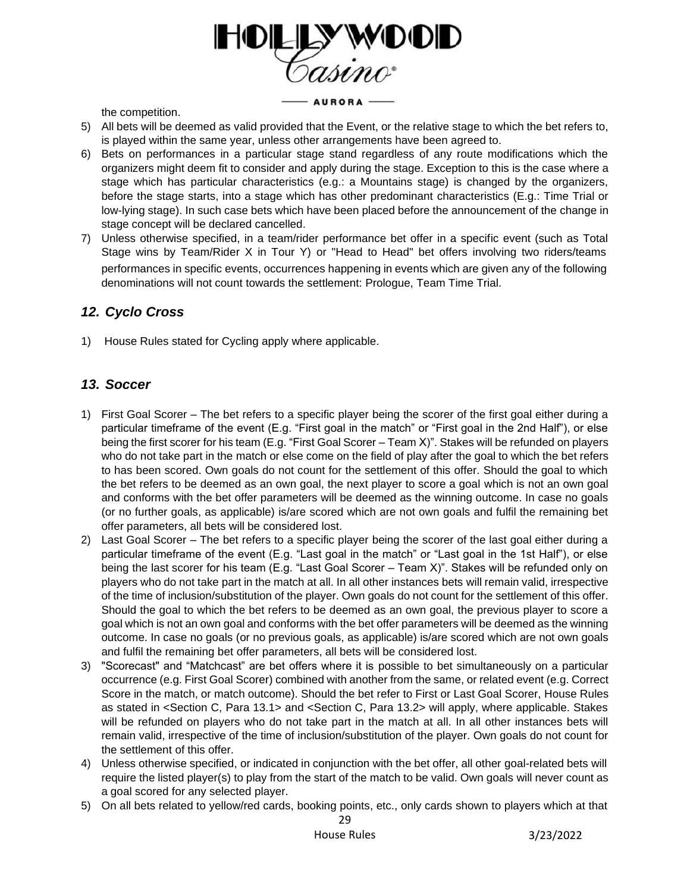the competition.

5) All bets will be deemed as valid provided that the Event, or the relative stage to which the bet refers to, is played within the same year, unless other arrangements have been agreed to.
6) Bets on performances in a particular stage stand regardless of any route modifications which the organizers might deem fit to consider and apply during the stage. Exception to this is the case where a stage which has particular characteristics (e.g.: a Mountains stage) is changed by the organizers, before the stage starts, into a stage which has other predominant characteristics (E.g.: Time Trial or low-lying stage). In such case bets which have been placed before the announcement of the change in stage concept will be declared cancelled.
7) Unless otherwise specified, in a team/rider performance bet offer in a specific event (such as Total Stage wins by Team/Rider X in Tour Y) or "Head to Head" bet offers involving two riders/teams performances in specific events, occurrences happening in events which are given any of the following denominations will not count towards the settlement: Prologue, Team Time Trial.

## *12. Cyclo Cross*

1) House Rules stated for Cycling apply where applicable.

## *13. Soccer*

1) First Goal Scorer – The bet refers to a specific player being the scorer of the first goal either during a particular timeframe of the event (E.g. "First goal in the match" or "First goal in the 2nd Half"), or else being the first scorer for his team (E.g. "First Goal Scorer – Team X)". Stakes will be refunded on players who do not take part in the match or else come on the field of play after the goal to which the bet refers to has been scored. Own goals do not count for the settlement of this offer. Should the goal to which the bet refers to be deemed as an own goal, the next player to score a goal which is not an own goal and conforms with the bet offer parameters will be deemed as the winning outcome. In case no goals (or no further goals, as applicable) is/are scored which are not own goals and fulfil the remaining bet offer parameters, all bets will be considered lost.
2) Last Goal Scorer – The bet refers to a specific player being the scorer of the last goal either during a particular timeframe of the event (E.g. "Last goal in the match" or "Last goal in the 1st Half"), or else being the last scorer for his team (E.g. "Last Goal Scorer – Team X)". Stakes will be refunded only on players who do not take part in the match at all. In all other instances bets will remain valid, irrespective of the time of inclusion/substitution of the player. Own goals do not count for the settlement of this offer. Should the goal to which the bet refers to be deemed as an own goal, the previous player to score a goal which is not an own goal and conforms with the bet offer parameters will be deemed as the winning outcome. In case no goals (or no previous goals, as applicable) is/are scored which are not own goals and fulfil the remaining bet offer parameters, all bets will be considered lost.
3) "Scorecast" and "Matchcast" are bet offers where it is possible to bet simultaneously on a particular occurrence (e.g. First Goal Scorer) combined with another from the same, or related event (e.g. Correct Score in the match, or match outcome). Should the bet refer to First or Last Goal Scorer, House Rules as stated in <Section C, Para 13.1> and <Section C, Para 13.2> will apply, where applicable. Stakes will be refunded on players who do not take part in the match at all. In all other instances bets will remain valid, irrespective of the time of inclusion/substitution of the player. Own goals do not count for the settlement of this offer.
4) Unless otherwise specified, or indicated in conjunction with the bet offer, all other goal-related bets will require the listed player(s) to play from the start of the match to be valid. Own goals will never count as a goal scored for any selected player.
5) On all bets related to yellow/red cards, booking points, etc., only cards shown to players which at that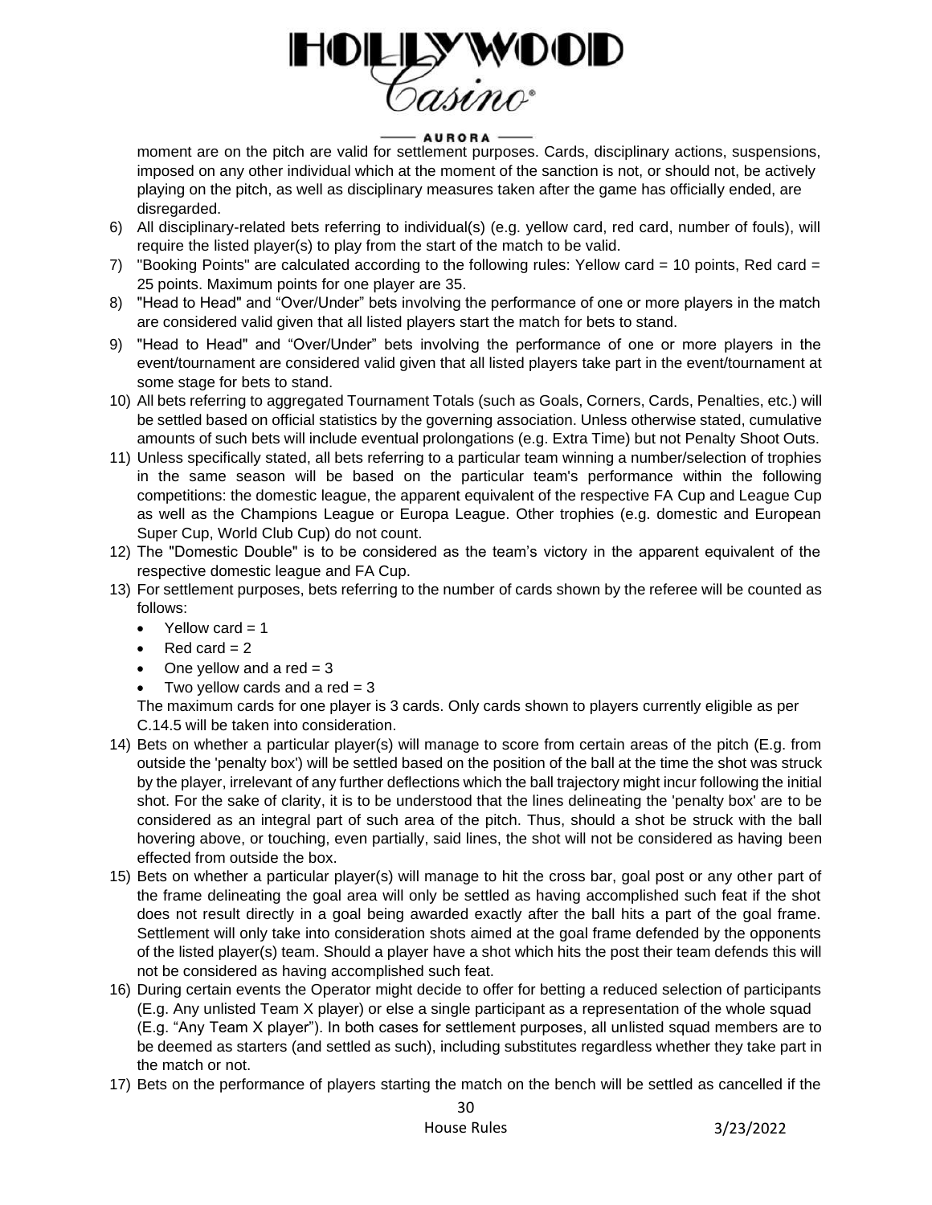moment are on the pitch are valid for settlement purposes. Cards, disciplinary actions, suspensions, imposed on any other individual which at the moment of the sanction is not, or should not, be actively playing on the pitch, as well as disciplinary measures taken after the game has officially ended, are disregarded.

6) All disciplinary-related bets referring to individual(s) (e.g. yellow card, red card, number of fouls), will require the listed player(s) to play from the start of the match to be valid.
7) "Booking Points" are calculated according to the following rules: Yellow card = 10 points, Red card = 25 points. Maximum points for one player are 35.
8) "Head to Head" and "Over/Under" bets involving the performance of one or more players in the match are considered valid given that all listed players start the match for bets to stand.
9) "Head to Head" and "Over/Under" bets involving the performance of one or more players in the event/tournament are considered valid given that all listed players take part in the event/tournament at some stage for bets to stand.
10) All bets referring to aggregated Tournament Totals (such as Goals, Corners, Cards, Penalties, etc.) will be settled based on official statistics by the governing association. Unless otherwise stated, cumulative amounts of such bets will include eventual prolongations (e.g. Extra Time) but not Penalty Shoot Outs.
11) Unless specifically stated, all bets referring to a particular team winning a number/selection of trophies in the same season will be based on the particular team's performance within the following competitions: the domestic league, the apparent equivalent of the respective FA Cup and League Cup as well as the Champions League or Europa League. Other trophies (e.g. domestic and European Super Cup, World Club Cup) do not count.
12) The "Domestic Double" is to be considered as the team's victory in the apparent equivalent of the respective domestic league and FA Cup.
13) For settlement purposes, bets referring to the number of cards shown by the referee will be counted as follows:
    - Yellow card = 1
    - Red card = 2
    - One yellow and a red = 3
    - Two yellow cards and a red = 3

    The maximum cards for one player is 3 cards. Only cards shown to players currently eligible as per C.14.5 will be taken into consideration.
14) Bets on whether a particular player(s) will manage to score from certain areas of the pitch (E.g. from outside the 'penalty box') will be settled based on the position of the ball at the time the shot was struck by the player, irrelevant of any further deflections which the ball trajectory might incur following the initial shot. For the sake of clarity, it is to be understood that the lines delineating the 'penalty box' are to be considered as an integral part of such area of the pitch. Thus, should a shot be struck with the ball hovering above, or touching, even partially, said lines, the shot will not be considered as having been effected from outside the box.
15) Bets on whether a particular player(s) will manage to hit the cross bar, goal post or any other part of the frame delineating the goal area will only be settled as having accomplished such feat if the shot does not result directly in a goal being awarded exactly after the ball hits a part of the goal frame. Settlement will only take into consideration shots aimed at the goal frame defended by the opponents of the listed player(s) team. Should a player have a shot which hits the post their team defends this will not be considered as having accomplished such feat.
16) During certain events the Operator might decide to offer for betting a reduced selection of participants (E.g. Any unlisted Team X player) or else a single participant as a representation of the whole squad (E.g. "Any Team X player"). In both cases for settlement purposes, all unlisted squad members are to be deemed as starters (and settled as such), including substitutes regardless whether they take part in the match or not.
17) Bets on the performance of players starting the match on the bench will be settled as cancelled if the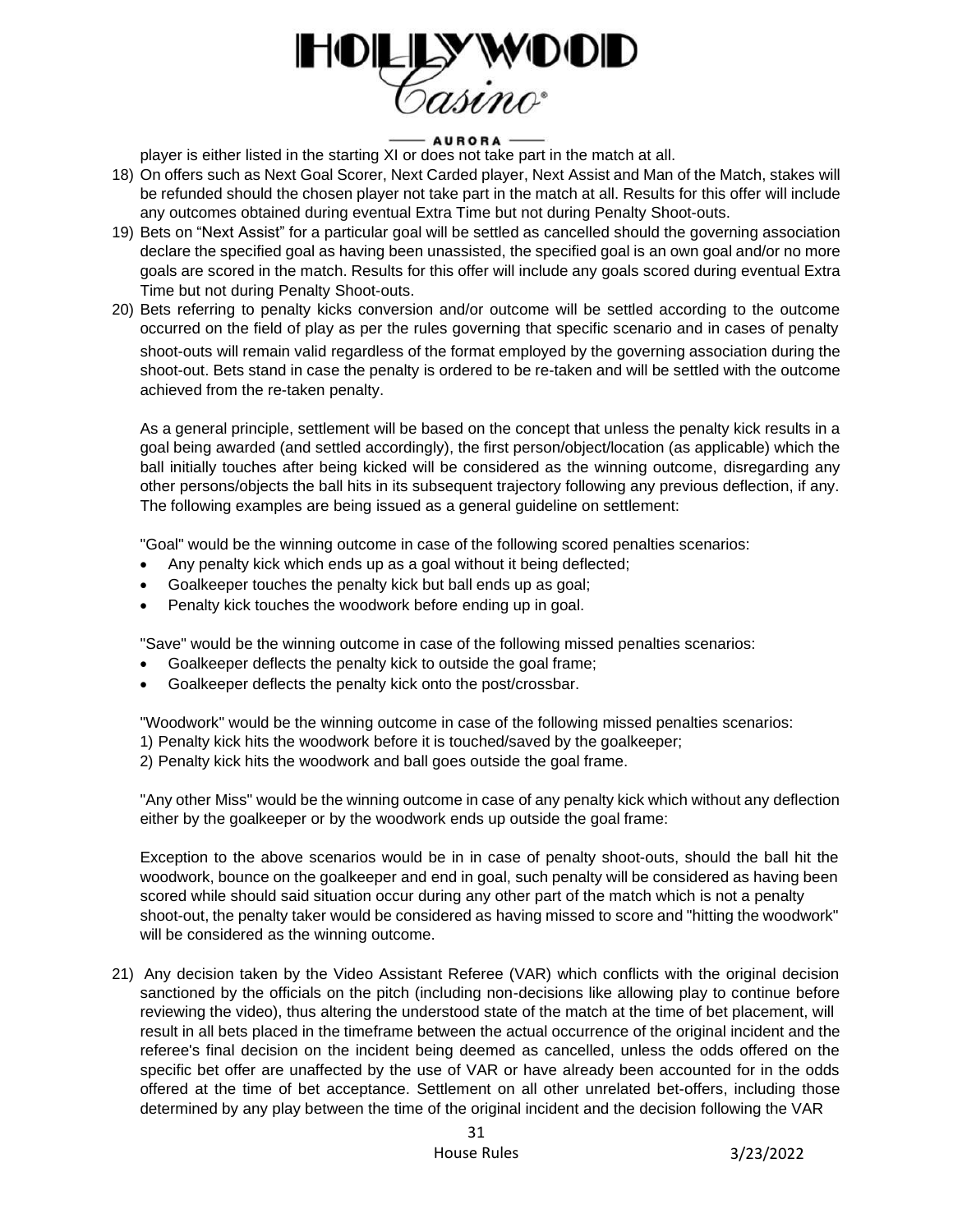player is either listed in the starting XI or does not take part in the match at all.

18) On offers such as Next Goal Scorer, Next Carded player, Next Assist and Man of the Match, stakes will be refunded should the chosen player not take part in the match at all. Results for this offer will include any outcomes obtained during eventual Extra Time but not during Penalty Shoot-outs.

19) Bets on "Next Assist" for a particular goal will be settled as cancelled should the governing association declare the specified goal as having been unassisted, the specified goal is an own goal and/or no more goals are scored in the match. Results for this offer will include any goals scored during eventual Extra Time but not during Penalty Shoot-outs.

20) Bets referring to penalty kicks conversion and/or outcome will be settled according to the outcome occurred on the field of play as per the rules governing that specific scenario and in cases of penalty shoot-outs will remain valid regardless of the format employed by the governing association during the shoot-out. Bets stand in case the penalty is ordered to be re-taken and will be settled with the outcome achieved from the re-taken penalty.

    As a general principle, settlement will be based on the concept that unless the penalty kick results in a goal being awarded (and settled accordingly), the first person/object/location (as applicable) which the ball initially touches after being kicked will be considered as the winning outcome, disregarding any other persons/objects the ball hits in its subsequent trajectory following any previous deflection, if any. The following examples are being issued as a general guideline on settlement:

    "Goal" would be the winning outcome in case of the following scored penalties scenarios:

    - Any penalty kick which ends up as a goal without it being deflected;
    - Goalkeeper touches the penalty kick but ball ends up as goal;
    - Penalty kick touches the woodwork before ending up in goal.

    "Save" would be the winning outcome in case of the following missed penalties scenarios:

    - Goalkeeper deflects the penalty kick to outside the goal frame;
    - Goalkeeper deflects the penalty kick onto the post/crossbar.

    "Woodwork" would be the winning outcome in case of the following missed penalties scenarios:

    1) Penalty kick hits the woodwork before it is touched/saved by the goalkeeper;
    2) Penalty kick hits the woodwork and ball goes outside the goal frame.

    "Any other Miss" would be the winning outcome in case of any penalty kick which without any deflection either by the goalkeeper or by the woodwork ends up outside the goal frame:

    Exception to the above scenarios would be in in case of penalty shoot-outs, should the ball hit the woodwork, bounce on the goalkeeper and end in goal, such penalty will be considered as having been scored while should said situation occur during any other part of the match which is not a penalty shoot-out, the penalty taker would be considered as having missed to score and "hitting the woodwork" will be considered as the winning outcome.

21) Any decision taken by the Video Assistant Referee (VAR) which conflicts with the original decision sanctioned by the officials on the pitch (including non-decisions like allowing play to continue before reviewing the video), thus altering the understood state of the match at the time of bet placement, will result in all bets placed in the timeframe between the actual occurrence of the original incident and the referee's final decision on the incident being deemed as cancelled, unless the odds offered on the specific bet offer are unaffected by the use of VAR or have already been accounted for in the odds offered at the time of bet acceptance. Settlement on all other unrelated bet-offers, including those determined by any play between the time of the original incident and the decision following the VAR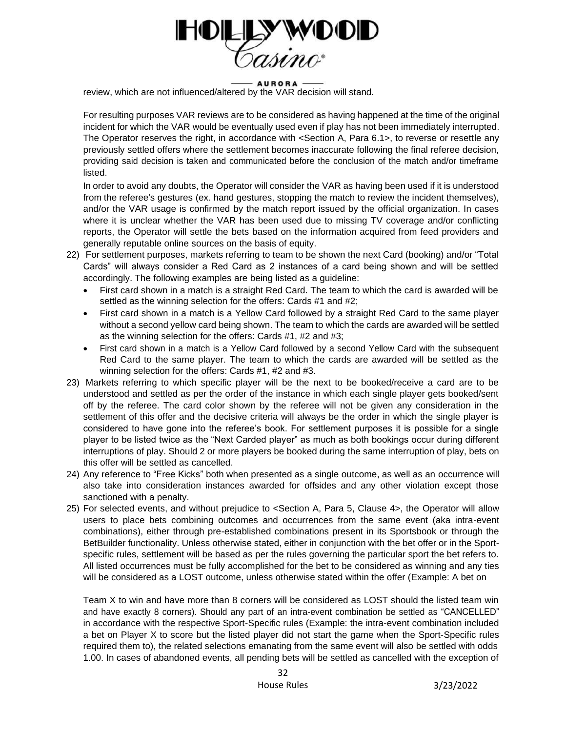review, which are not influenced/altered by the VAR decision will stand.

For resulting purposes VAR reviews are to be considered as having happened at the time of the original incident for which the VAR would be eventually used even if play has not been immediately interrupted. The Operator reserves the right, in accordance with <Section A, Para 6.1>, to reverse or resettle any previously settled offers where the settlement becomes inaccurate following the final referee decision, providing said decision is taken and communicated before the conclusion of the match and/or timeframe listed.

In order to avoid any doubts, the Operator will consider the VAR as having been used if it is understood from the referee's gestures (ex. hand gestures, stopping the match to review the incident themselves), and/or the VAR usage is confirmed by the match report issued by the official organization. In cases where it is unclear whether the VAR has been used due to missing TV coverage and/or conflicting reports, the Operator will settle the bets based on the information acquired from feed providers and generally reputable online sources on the basis of equity.

22) For settlement purposes, markets referring to team to be shown the next Card (booking) and/or "Total Cards" will always consider a Red Card as 2 instances of a card being shown and will be settled accordingly. The following examples are being listed as a guideline:
    - First card shown in a match is a straight Red Card. The team to which the card is awarded will be settled as the winning selection for the offers: Cards #1 and #2;
    - First card shown in a match is a Yellow Card followed by a straight Red Card to the same player without a second yellow card being shown. The team to which the cards are awarded will be settled as the winning selection for the offers: Cards #1, #2 and #3;
    - First card shown in a match is a Yellow Card followed by a second Yellow Card with the subsequent Red Card to the same player. The team to which the cards are awarded will be settled as the winning selection for the offers: Cards #1, #2 and #3.
23) Markets referring to which specific player will be the next to be booked/receive a card are to be understood and settled as per the order of the instance in which each single player gets booked/sent off by the referee. The card color shown by the referee will not be given any consideration in the settlement of this offer and the decisive criteria will always be the order in which the single player is considered to have gone into the referee's book. For settlement purposes it is possible for a single player to be listed twice as the "Next Carded player" as much as both bookings occur during different interruptions of play. Should 2 or more players be booked during the same interruption of play, bets on this offer will be settled as cancelled.
24) Any reference to "Free Kicks" both when presented as a single outcome, as well as an occurrence will also take into consideration instances awarded for offsides and any other violation except those sanctioned with a penalty.
25) For selected events, and without prejudice to <Section A, Para 5, Clause 4>, the Operator will allow users to place bets combining outcomes and occurrences from the same event (aka intra-event combinations), either through pre-established combinations present in its Sportsbook or through the BetBuilder functionality. Unless otherwise stated, either in conjunction with the bet offer or in the Sport-specific rules, settlement will be based as per the rules governing the particular sport the bet refers to. All listed occurrences must be fully accomplished for the bet to be considered as winning and any ties will be considered as a LOST outcome, unless otherwise stated within the offer (Example: A bet on

    Team X to win and have more than 8 corners will be considered as LOST should the listed team win and have exactly 8 corners). Should any part of an intra-event combination be settled as "CANCELLED" in accordance with the respective Sport-Specific rules (Example: the intra-event combination included a bet on Player X to score but the listed player did not start the game when the Sport-Specific rules required them to), the related selections emanating from the same event will also be settled with odds 1.00. In cases of abandoned events, all pending bets will be settled as cancelled with the exception of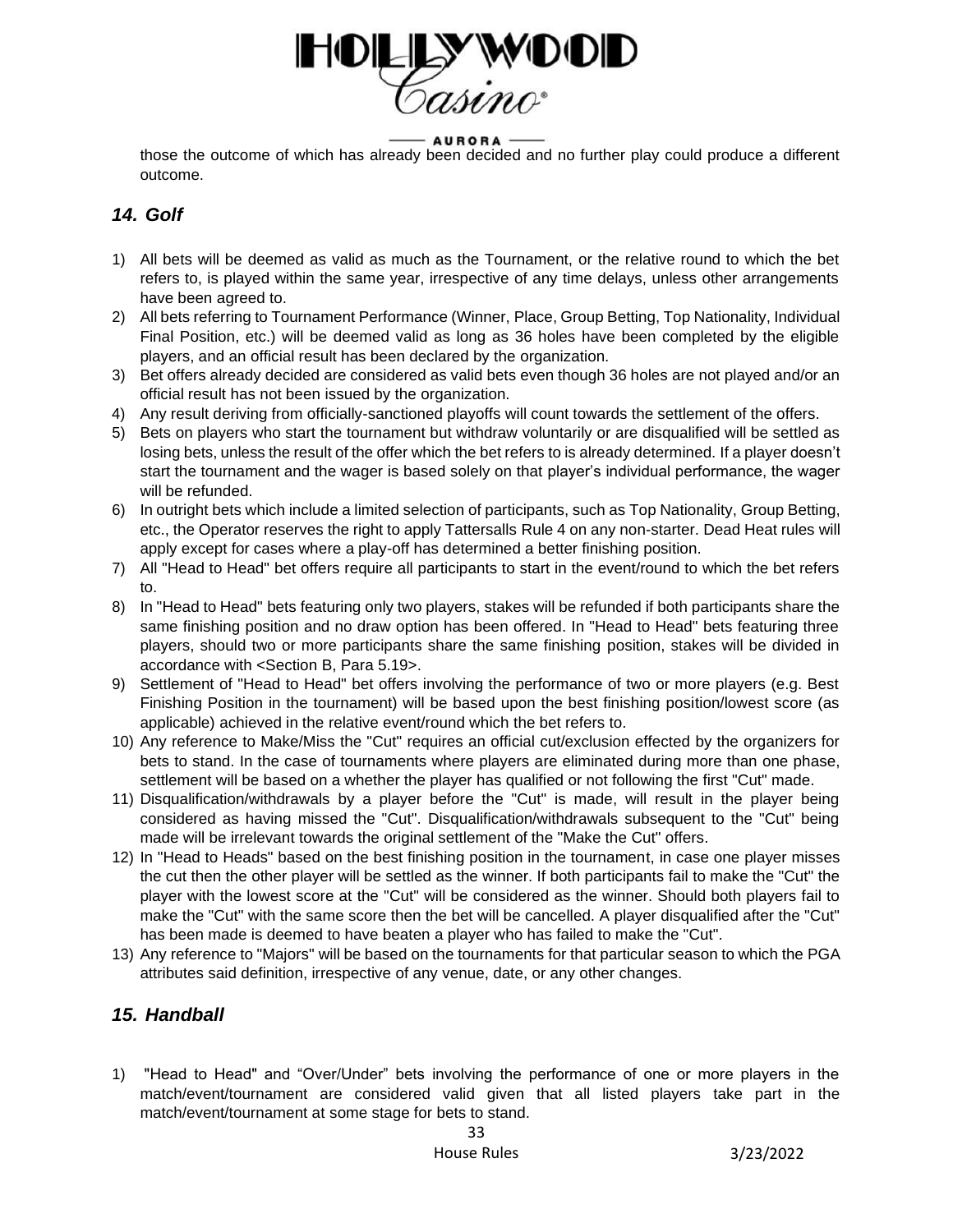those the outcome of which has already been decided and no further play could produce a different outcome.

## *14. Golf*

1) All bets will be deemed as valid as much as the Tournament, or the relative round to which the bet refers to, is played within the same year, irrespective of any time delays, unless other arrangements have been agreed to.
2) All bets referring to Tournament Performance (Winner, Place, Group Betting, Top Nationality, Individual Final Position, etc.) will be deemed valid as long as 36 holes have been completed by the eligible players, and an official result has been declared by the organization.
3) Bet offers already decided are considered as valid bets even though 36 holes are not played and/or an official result has not been issued by the organization.
4) Any result deriving from officially-sanctioned playoffs will count towards the settlement of the offers.
5) Bets on players who start the tournament but withdraw voluntarily or are disqualified will be settled as losing bets, unless the result of the offer which the bet refers to is already determined. If a player doesn't start the tournament and the wager is based solely on that player's individual performance, the wager will be refunded.
6) In outright bets which include a limited selection of participants, such as Top Nationality, Group Betting, etc., the Operator reserves the right to apply Tattersalls Rule 4 on any non-starter. Dead Heat rules will apply except for cases where a play-off has determined a better finishing position.
7) All "Head to Head" bet offers require all participants to start in the event/round to which the bet refers to.
8) In "Head to Head" bets featuring only two players, stakes will be refunded if both participants share the same finishing position and no draw option has been offered. In "Head to Head" bets featuring three players, should two or more participants share the same finishing position, stakes will be divided in accordance with <Section B, Para 5.19>.
9) Settlement of "Head to Head" bet offers involving the performance of two or more players (e.g. Best Finishing Position in the tournament) will be based upon the best finishing position/lowest score (as applicable) achieved in the relative event/round which the bet refers to.
10) Any reference to Make/Miss the "Cut" requires an official cut/exclusion effected by the organizers for bets to stand. In the case of tournaments where players are eliminated during more than one phase, settlement will be based on a whether the player has qualified or not following the first "Cut" made.
11) Disqualification/withdrawals by a player before the "Cut" is made, will result in the player being considered as having missed the "Cut". Disqualification/withdrawals subsequent to the "Cut" being made will be irrelevant towards the original settlement of the "Make the Cut" offers.
12) In "Head to Heads" based on the best finishing position in the tournament, in case one player misses the cut then the other player will be settled as the winner. If both participants fail to make the "Cut" the player with the lowest score at the "Cut" will be considered as the winner. Should both players fail to make the "Cut" with the same score then the bet will be cancelled. A player disqualified after the "Cut" has been made is deemed to have beaten a player who has failed to make the "Cut".
13) Any reference to "Majors" will be based on the tournaments for that particular season to which the PGA attributes said definition, irrespective of any venue, date, or any other changes.

## *15. Handball*

1) "Head to Head" and "Over/Under" bets involving the performance of one or more players in the match/event/tournament are considered valid given that all listed players take part in the match/event/tournament at some stage for bets to stand.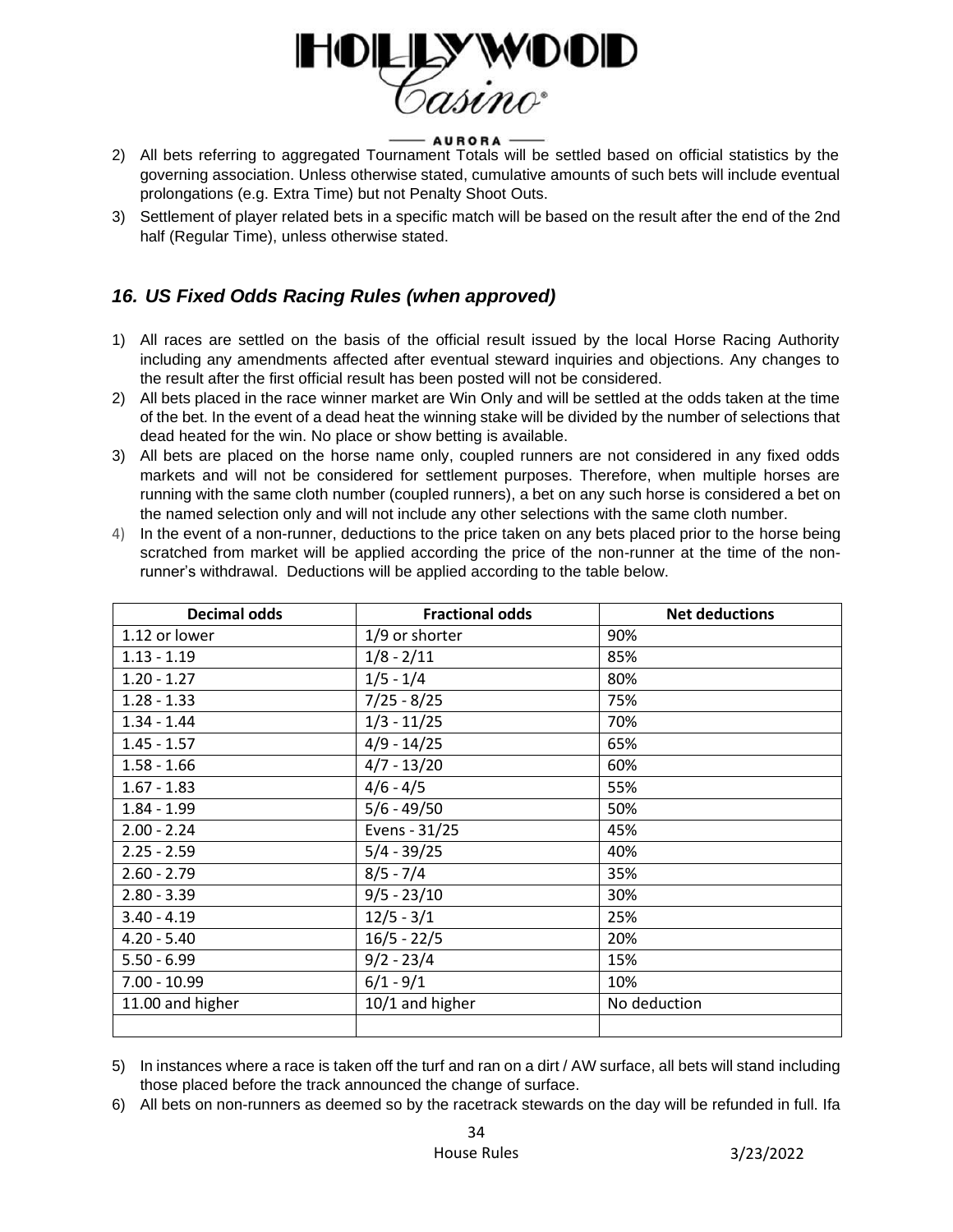2) All bets referring to aggregated Tournament Totals will be settled based on official statistics by the governing association. Unless otherwise stated, cumulative amounts of such bets will include eventual prolongations (e.g. Extra Time) but not Penalty Shoot Outs.
3) Settlement of player related bets in a specific match will be based on the result after the end of the 2nd half (Regular Time), unless otherwise stated.

## *16. US Fixed Odds Racing Rules (when approved)*

1) All races are settled on the basis of the official result issued by the local Horse Racing Authority including any amendments affected after eventual steward inquiries and objections. Any changes to the result after the first official result has been posted will not be considered.
2) All bets placed in the race winner market are Win Only and will be settled at the odds taken at the time of the bet. In the event of a dead heat the winning stake will be divided by the number of selections that dead heated for the win. No place or show betting is available.
3) All bets are placed on the horse name only, coupled runners are not considered in any fixed odds markets and will not be considered for settlement purposes. Therefore, when multiple horses are running with the same cloth number (coupled runners), a bet on any such horse is considered a bet on the named selection only and will not include any other selections with the same cloth number.
4) In the event of a non-runner, deductions to the price taken on any bets placed prior to the horse being scratched from market will be applied according the price of the non-runner at the time of the non-runner's withdrawal. Deductions will be applied according to the table below.

| Decimal odds | Fractional odds | Net deductions |
|---|---|---|
| 1.12 or lower | 1/9 or shorter | 90% |
| 1.13 - 1.19 | 1/8 - 2/11 | 85% |
| 1.20 - 1.27 | 1/5 - 1/4 | 80% |
| 1.28 - 1.33 | 7/25 - 8/25 | 75% |
| 1.34 - 1.44 | 1/3 - 11/25 | 70% |
| 1.45 - 1.57 | 4/9 - 14/25 | 65% |
| 1.58 - 1.66 | 4/7 - 13/20 | 60% |
| 1.67 - 1.83 | 4/6 - 4/5 | 55% |
| 1.84 - 1.99 | 5/6 - 49/50 | 50% |
| 2.00 - 2.24 | Evens - 31/25 | 45% |
| 2.25 - 2.59 | 5/4 - 39/25 | 40% |
| 2.60 - 2.79 | 8/5 - 7/4 | 35% |
| 2.80 - 3.39 | 9/5 - 23/10 | 30% |
| 3.40 - 4.19 | 12/5 - 3/1 | 25% |
| 4.20 - 5.40 | 16/5 - 22/5 | 20% |
| 5.50 - 6.99 | 9/2 - 23/4 | 15% |
| 7.00 - 10.99 | 6/1 - 9/1 | 10% |
| 11.00 and higher | 10/1 and higher | No deduction |
| | | |

5) In instances where a race is taken off the turf and ran on a dirt / AW surface, all bets will stand including those placed before the track announced the change of surface.
6) All bets on non-runners as deemed so by the racetrack stewards on the day will be refunded in full. Ifa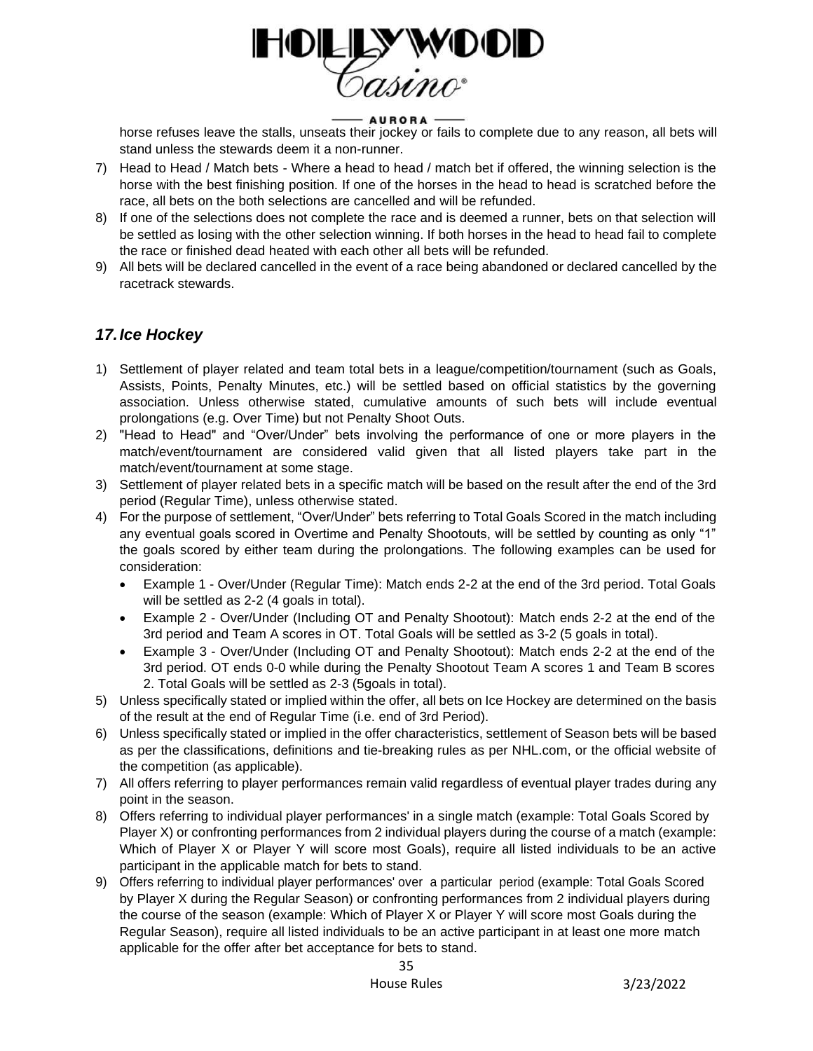horse refuses leave the stalls, unseats their jockey or fails to complete due to any reason, all bets will stand unless the stewards deem it a non-runner.

7) Head to Head / Match bets - Where a head to head / match bet if offered, the winning selection is the horse with the best finishing position. If one of the horses in the head to head is scratched before the race, all bets on the both selections are cancelled and will be refunded.
8) If one of the selections does not complete the race and is deemed a runner, bets on that selection will be settled as losing with the other selection winning. If both horses in the head to head fail to complete the race or finished dead heated with each other all bets will be refunded.
9) All bets will be declared cancelled in the event of a race being abandoned or declared cancelled by the racetrack stewards.

## *17. Ice Hockey*

1) Settlement of player related and team total bets in a league/competition/tournament (such as Goals, Assists, Points, Penalty Minutes, etc.) will be settled based on official statistics by the governing association. Unless otherwise stated, cumulative amounts of such bets will include eventual prolongations (e.g. Over Time) but not Penalty Shoot Outs.
2) "Head to Head" and "Over/Under" bets involving the performance of one or more players in the match/event/tournament are considered valid given that all listed players take part in the match/event/tournament at some stage.
3) Settlement of player related bets in a specific match will be based on the result after the end of the 3rd period (Regular Time), unless otherwise stated.
4) For the purpose of settlement, "Over/Under" bets referring to Total Goals Scored in the match including any eventual goals scored in Overtime and Penalty Shootouts, will be settled by counting as only "1" the goals scored by either team during the prolongations. The following examples can be used for consideration:
   - Example 1 - Over/Under (Regular Time): Match ends 2-2 at the end of the 3rd period. Total Goals will be settled as 2-2 (4 goals in total).
   - Example 2 - Over/Under (Including OT and Penalty Shootout): Match ends 2-2 at the end of the 3rd period and Team A scores in OT. Total Goals will be settled as 3-2 (5 goals in total).
   - Example 3 - Over/Under (Including OT and Penalty Shootout): Match ends 2-2 at the end of the 3rd period. OT ends 0-0 while during the Penalty Shootout Team A scores 1 and Team B scores 2. Total Goals will be settled as 2-3 (5goals in total).
5) Unless specifically stated or implied within the offer, all bets on Ice Hockey are determined on the basis of the result at the end of Regular Time (i.e. end of 3rd Period).
6) Unless specifically stated or implied in the offer characteristics, settlement of Season bets will be based as per the classifications, definitions and tie-breaking rules as per NHL.com, or the official website of the competition (as applicable).
7) All offers referring to player performances remain valid regardless of eventual player trades during any point in the season.
8) Offers referring to individual player performances' in a single match (example: Total Goals Scored by Player X) or confronting performances from 2 individual players during the course of a match (example: Which of Player X or Player Y will score most Goals), require all listed individuals to be an active participant in the applicable match for bets to stand.
9) Offers referring to individual player performances' over a particular period (example: Total Goals Scored by Player X during the Regular Season) or confronting performances from 2 individual players during the course of the season (example: Which of Player X or Player Y will score most Goals during the Regular Season), require all listed individuals to be an active participant in at least one more match applicable for the offer after bet acceptance for bets to stand.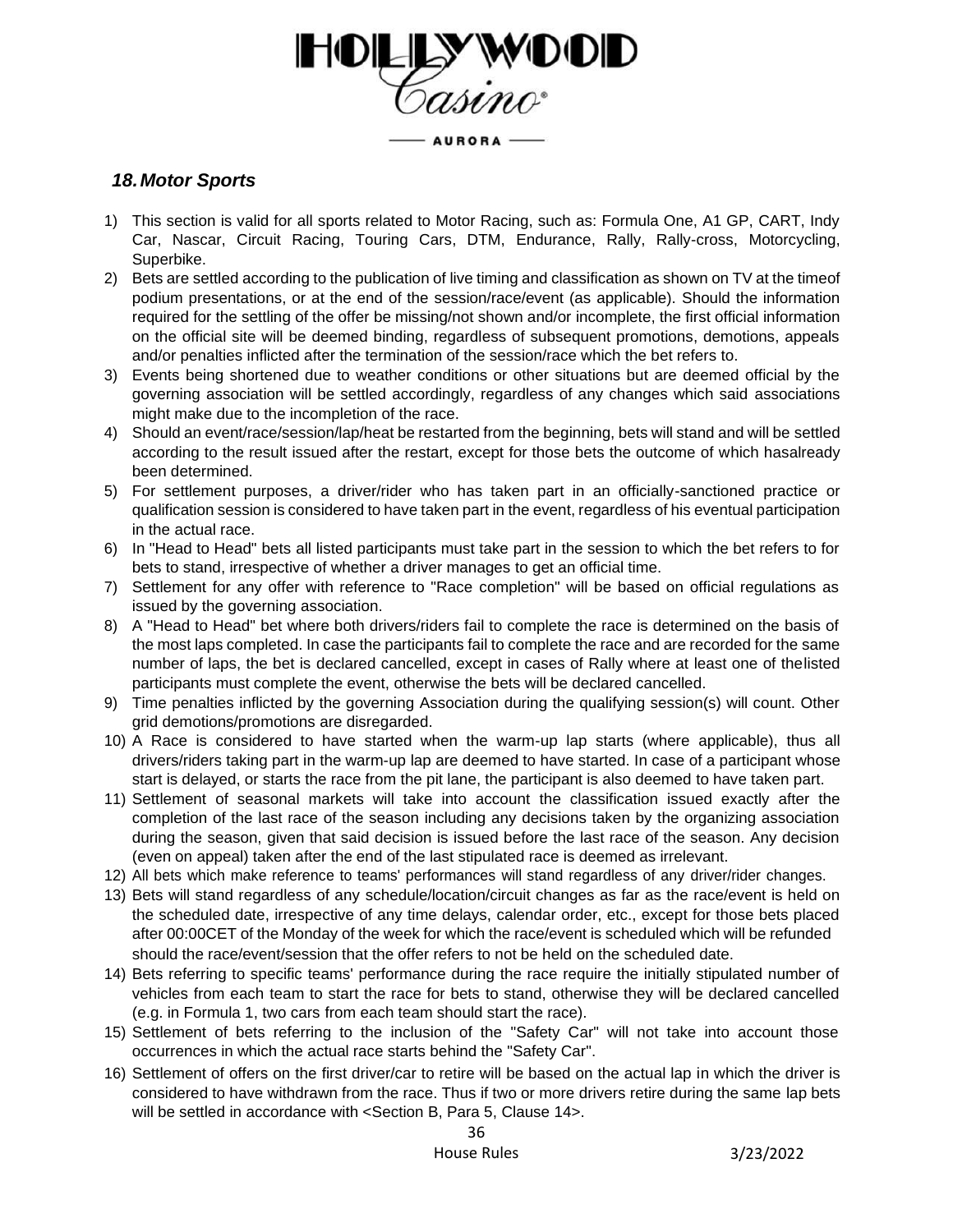## *18. Motor Sports*

1) This section is valid for all sports related to Motor Racing, such as: Formula One, A1 GP, CART, Indy Car, Nascar, Circuit Racing, Touring Cars, DTM, Endurance, Rally, Rally-cross, Motorcycling, Superbike.
2) Bets are settled according to the publication of live timing and classification as shown on TV at the timeof podium presentations, or at the end of the session/race/event (as applicable). Should the information required for the settling of the offer be missing/not shown and/or incomplete, the first official information on the official site will be deemed binding, regardless of subsequent promotions, demotions, appeals and/or penalties inflicted after the termination of the session/race which the bet refers to.
3) Events being shortened due to weather conditions or other situations but are deemed official by the governing association will be settled accordingly, regardless of any changes which said associations might make due to the incompletion of the race.
4) Should an event/race/session/lap/heat be restarted from the beginning, bets will stand and will be settled according to the result issued after the restart, except for those bets the outcome of which hasalready been determined.
5) For settlement purposes, a driver/rider who has taken part in an officially-sanctioned practice or qualification session is considered to have taken part in the event, regardless of his eventual participation in the actual race.
6) In "Head to Head" bets all listed participants must take part in the session to which the bet refers to for bets to stand, irrespective of whether a driver manages to get an official time.
7) Settlement for any offer with reference to "Race completion" will be based on official regulations as issued by the governing association.
8) A "Head to Head" bet where both drivers/riders fail to complete the race is determined on the basis of the most laps completed. In case the participants fail to complete the race and are recorded for the same number of laps, the bet is declared cancelled, except in cases of Rally where at least one of thelisted participants must complete the event, otherwise the bets will be declared cancelled.
9) Time penalties inflicted by the governing Association during the qualifying session(s) will count. Other grid demotions/promotions are disregarded.
10) A Race is considered to have started when the warm-up lap starts (where applicable), thus all drivers/riders taking part in the warm-up lap are deemed to have started. In case of a participant whose start is delayed, or starts the race from the pit lane, the participant is also deemed to have taken part.
11) Settlement of seasonal markets will take into account the classification issued exactly after the completion of the last race of the season including any decisions taken by the organizing association during the season, given that said decision is issued before the last race of the season. Any decision (even on appeal) taken after the end of the last stipulated race is deemed as irrelevant.
12) All bets which make reference to teams' performances will stand regardless of any driver/rider changes.
13) Bets will stand regardless of any schedule/location/circuit changes as far as the race/event is held on the scheduled date, irrespective of any time delays, calendar order, etc., except for those bets placed after 00:00CET of the Monday of the week for which the race/event is scheduled which will be refunded should the race/event/session that the offer refers to not be held on the scheduled date.
14) Bets referring to specific teams' performance during the race require the initially stipulated number of vehicles from each team to start the race for bets to stand, otherwise they will be declared cancelled (e.g. in Formula 1, two cars from each team should start the race).
15) Settlement of bets referring to the inclusion of the "Safety Car" will not take into account those occurrences in which the actual race starts behind the "Safety Car".
16) Settlement of offers on the first driver/car to retire will be based on the actual lap in which the driver is considered to have withdrawn from the race. Thus if two or more drivers retire during the same lap bets will be settled in accordance with <Section B, Para 5, Clause 14>.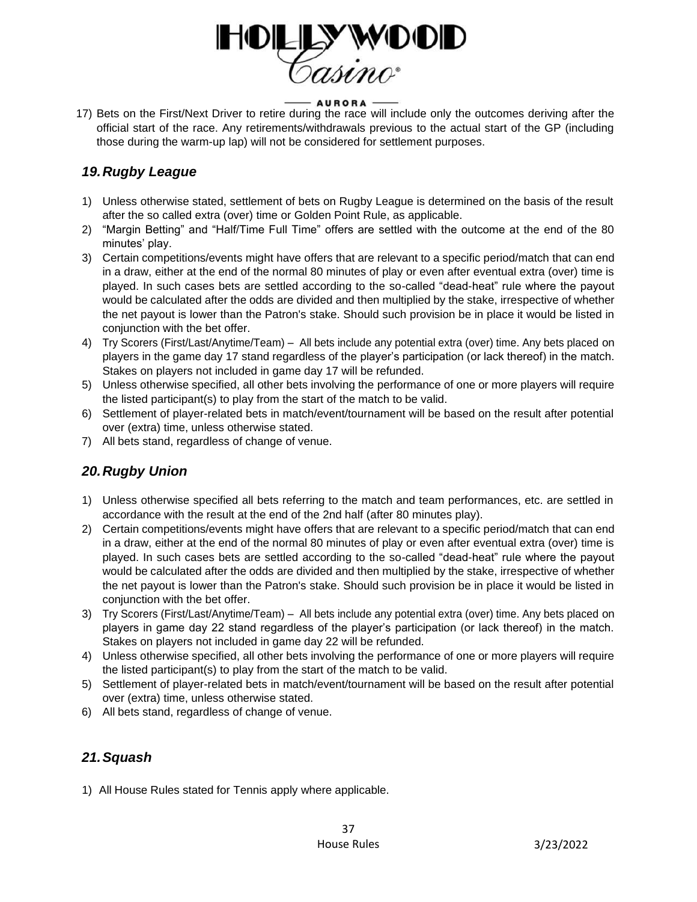17) Bets on the First/Next Driver to retire during the race will include only the outcomes deriving after the official start of the race. Any retirements/withdrawals previous to the actual start of the GP (including those during the warm-up lap) will not be considered for settlement purposes.

## *19. Rugby League*

1) Unless otherwise stated, settlement of bets on Rugby League is determined on the basis of the result after the so called extra (over) time or Golden Point Rule, as applicable.
2) "Margin Betting" and "Half/Time Full Time" offers are settled with the outcome at the end of the 80 minutes' play.
3) Certain competitions/events might have offers that are relevant to a specific period/match that can end in a draw, either at the end of the normal 80 minutes of play or even after eventual extra (over) time is played. In such cases bets are settled according to the so-called "dead-heat" rule where the payout would be calculated after the odds are divided and then multiplied by the stake, irrespective of whether the net payout is lower than the Patron's stake. Should such provision be in place it would be listed in conjunction with the bet offer.
4) Try Scorers (First/Last/Anytime/Team) – All bets include any potential extra (over) time. Any bets placed on players in the game day 17 stand regardless of the player's participation (or lack thereof) in the match. Stakes on players not included in game day 17 will be refunded.
5) Unless otherwise specified, all other bets involving the performance of one or more players will require the listed participant(s) to play from the start of the match to be valid.
6) Settlement of player-related bets in match/event/tournament will be based on the result after potential over (extra) time, unless otherwise stated.
7) All bets stand, regardless of change of venue.

## *20. Rugby Union*

1) Unless otherwise specified all bets referring to the match and team performances, etc. are settled in accordance with the result at the end of the 2nd half (after 80 minutes play).
2) Certain competitions/events might have offers that are relevant to a specific period/match that can end in a draw, either at the end of the normal 80 minutes of play or even after eventual extra (over) time is played. In such cases bets are settled according to the so-called "dead-heat" rule where the payout would be calculated after the odds are divided and then multiplied by the stake, irrespective of whether the net payout is lower than the Patron's stake. Should such provision be in place it would be listed in conjunction with the bet offer.
3) Try Scorers (First/Last/Anytime/Team) – All bets include any potential extra (over) time. Any bets placed on players in game day 22 stand regardless of the player's participation (or lack thereof) in the match. Stakes on players not included in game day 22 will be refunded.
4) Unless otherwise specified, all other bets involving the performance of one or more players will require the listed participant(s) to play from the start of the match to be valid.
5) Settlement of player-related bets in match/event/tournament will be based on the result after potential over (extra) time, unless otherwise stated.
6) All bets stand, regardless of change of venue.

## *21. Squash*

1) All House Rules stated for Tennis apply where applicable.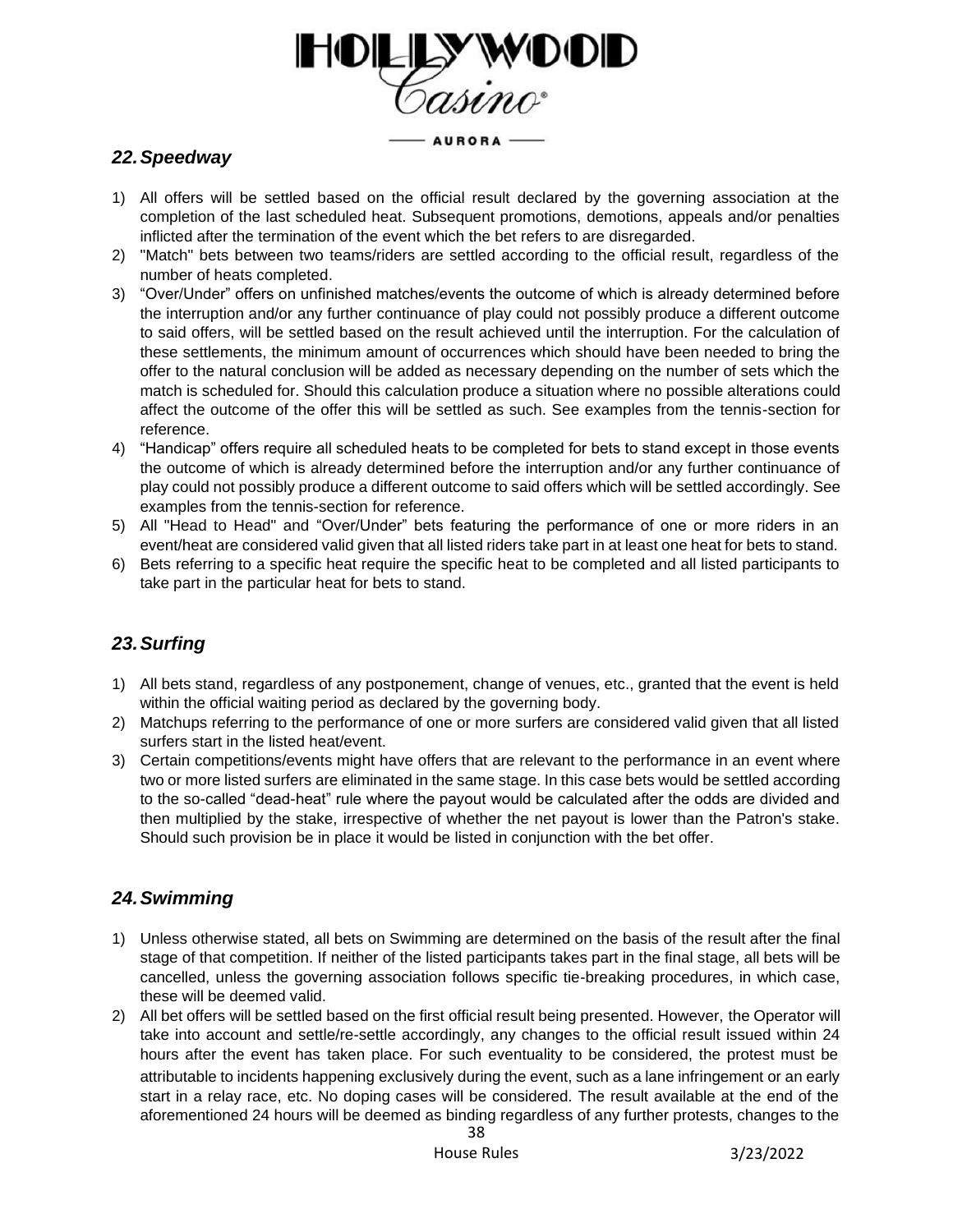## *22. Speedway*

1) All offers will be settled based on the official result declared by the governing association at the completion of the last scheduled heat. Subsequent promotions, demotions, appeals and/or penalties inflicted after the termination of the event which the bet refers to are disregarded.
2) "Match" bets between two teams/riders are settled according to the official result, regardless of the number of heats completed.
3) "Over/Under" offers on unfinished matches/events the outcome of which is already determined before the interruption and/or any further continuance of play could not possibly produce a different outcome to said offers, will be settled based on the result achieved until the interruption. For the calculation of these settlements, the minimum amount of occurrences which should have been needed to bring the offer to the natural conclusion will be added as necessary depending on the number of sets which the match is scheduled for. Should this calculation produce a situation where no possible alterations could affect the outcome of the offer this will be settled as such. See examples from the tennis-section for reference.
4) "Handicap" offers require all scheduled heats to be completed for bets to stand except in those events the outcome of which is already determined before the interruption and/or any further continuance of play could not possibly produce a different outcome to said offers which will be settled accordingly. See examples from the tennis-section for reference.
5) All "Head to Head" and "Over/Under" bets featuring the performance of one or more riders in an event/heat are considered valid given that all listed riders take part in at least one heat for bets to stand.
6) Bets referring to a specific heat require the specific heat to be completed and all listed participants to take part in the particular heat for bets to stand.

## *23. Surfing*

1) All bets stand, regardless of any postponement, change of venues, etc., granted that the event is held within the official waiting period as declared by the governing body.
2) Matchups referring to the performance of one or more surfers are considered valid given that all listed surfers start in the listed heat/event.
3) Certain competitions/events might have offers that are relevant to the performance in an event where two or more listed surfers are eliminated in the same stage. In this case bets would be settled according to the so-called "dead-heat" rule where the payout would be calculated after the odds are divided and then multiplied by the stake, irrespective of whether the net payout is lower than the Patron's stake. Should such provision be in place it would be listed in conjunction with the bet offer.

## *24. Swimming*

1) Unless otherwise stated, all bets on Swimming are determined on the basis of the result after the final stage of that competition. If neither of the listed participants takes part in the final stage, all bets will be cancelled, unless the governing association follows specific tie-breaking procedures, in which case, these will be deemed valid.
2) All bet offers will be settled based on the first official result being presented. However, the Operator will take into account and settle/re-settle accordingly, any changes to the official result issued within 24 hours after the event has taken place. For such eventuality to be considered, the protest must be attributable to incidents happening exclusively during the event, such as a lane infringement or an early start in a relay race, etc. No doping cases will be considered. The result available at the end of the aforementioned 24 hours will be deemed as binding regardless of any further protests, changes to the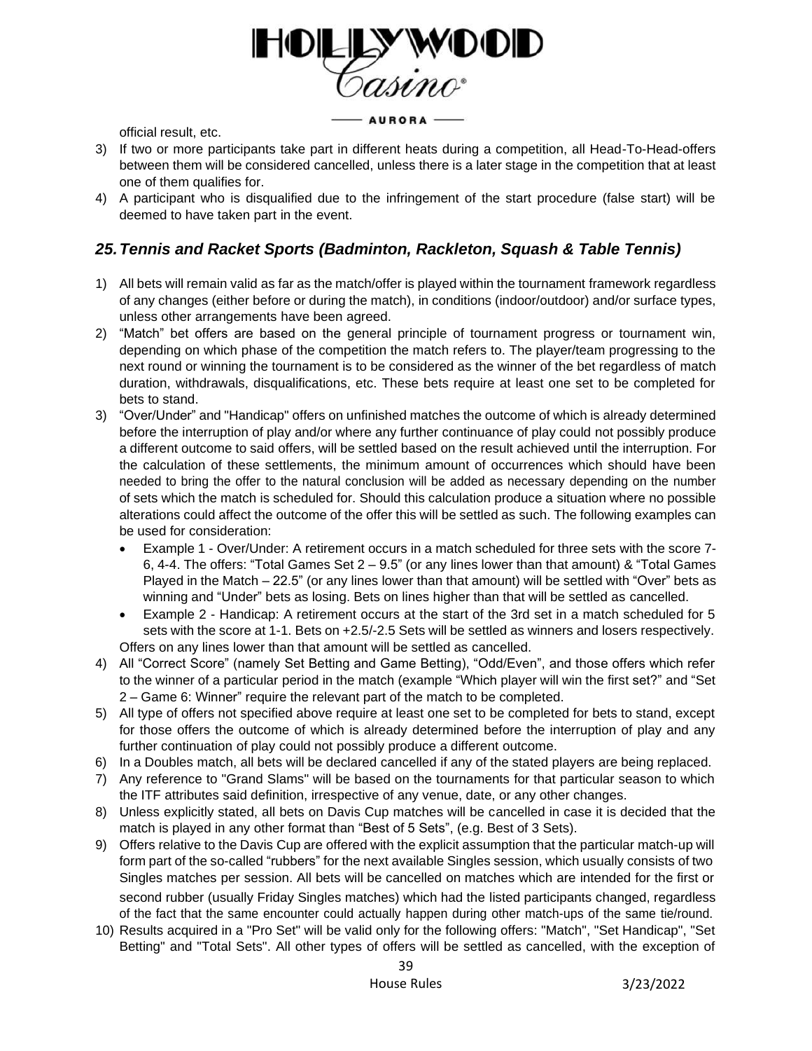official result, etc.

3) If two or more participants take part in different heats during a competition, all Head-To-Head-offers between them will be considered cancelled, unless there is a later stage in the competition that at least one of them qualifies for.
4) A participant who is disqualified due to the infringement of the start procedure (false start) will be deemed to have taken part in the event.

## *25. Tennis and Racket Sports (Badminton, Rackleton, Squash & Table Tennis)*

1) All bets will remain valid as far as the match/offer is played within the tournament framework regardless of any changes (either before or during the match), in conditions (indoor/outdoor) and/or surface types, unless other arrangements have been agreed.
2) "Match" bet offers are based on the general principle of tournament progress or tournament win, depending on which phase of the competition the match refers to. The player/team progressing to the next round or winning the tournament is to be considered as the winner of the bet regardless of match duration, withdrawals, disqualifications, etc. These bets require at least one set to be completed for bets to stand.
3) "Over/Under" and "Handicap" offers on unfinished matches the outcome of which is already determined before the interruption of play and/or where any further continuance of play could not possibly produce a different outcome to said offers, will be settled based on the result achieved until the interruption. For the calculation of these settlements, the minimum amount of occurrences which should have been needed to bring the offer to the natural conclusion will be added as necessary depending on the number of sets which the match is scheduled for. Should this calculation produce a situation where no possible alterations could affect the outcome of the offer this will be settled as such. The following examples can be used for consideration:
   - Example 1 - Over/Under: A retirement occurs in a match scheduled for three sets with the score 7-6, 4-4. The offers: "Total Games Set 2 – 9.5" (or any lines lower than that amount) & "Total Games Played in the Match – 22.5" (or any lines lower than that amount) will be settled with "Over" bets as winning and "Under" bets as losing. Bets on lines higher than that will be settled as cancelled.
   - Example 2 - Handicap: A retirement occurs at the start of the 3rd set in a match scheduled for 5 sets with the score at 1-1. Bets on +2.5/-2.5 Sets will be settled as winners and losers respectively.

   Offers on any lines lower than that amount will be settled as cancelled.
4) All "Correct Score" (namely Set Betting and Game Betting), "Odd/Even", and those offers which refer to the winner of a particular period in the match (example "Which player will win the first set?" and "Set 2 – Game 6: Winner" require the relevant part of the match to be completed.
5) All type of offers not specified above require at least one set to be completed for bets to stand, except for those offers the outcome of which is already determined before the interruption of play and any further continuation of play could not possibly produce a different outcome.
6) In a Doubles match, all bets will be declared cancelled if any of the stated players are being replaced.
7) Any reference to "Grand Slams" will be based on the tournaments for that particular season to which the ITF attributes said definition, irrespective of any venue, date, or any other changes.
8) Unless explicitly stated, all bets on Davis Cup matches will be cancelled in case it is decided that the match is played in any other format than "Best of 5 Sets", (e.g. Best of 3 Sets).
9) Offers relative to the Davis Cup are offered with the explicit assumption that the particular match-up will form part of the so-called "rubbers" for the next available Singles session, which usually consists of two Singles matches per session. All bets will be cancelled on matches which are intended for the first or second rubber (usually Friday Singles matches) which had the listed participants changed, regardless of the fact that the same encounter could actually happen during other match-ups of the same tie/round.
10) Results acquired in a "Pro Set" will be valid only for the following offers: "Match", "Set Handicap", "Set Betting" and "Total Sets". All other types of offers will be settled as cancelled, with the exception of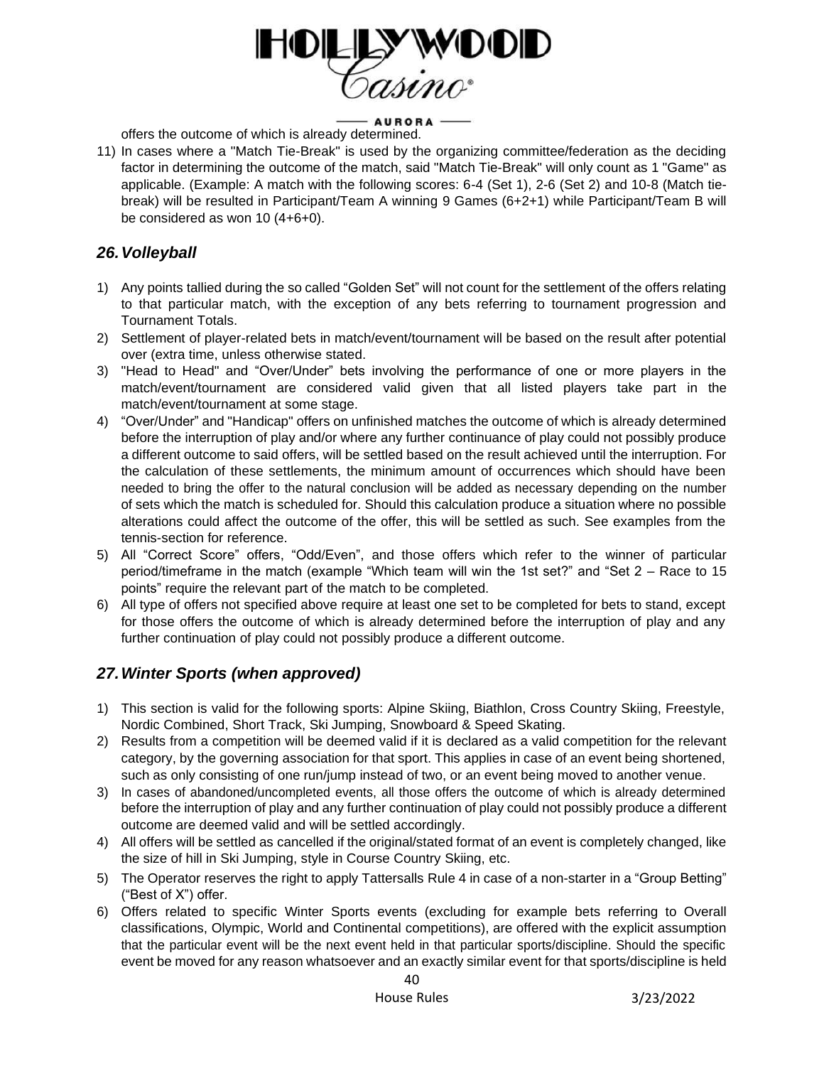offers the outcome of which is already determined.

11) In cases where a "Match Tie-Break" is used by the organizing committee/federation as the deciding factor in determining the outcome of the match, said "Match Tie-Break" will only count as 1 "Game" as applicable. (Example: A match with the following scores: 6-4 (Set 1), 2-6 (Set 2) and 10-8 (Match tie-break) will be resulted in Participant/Team A winning 9 Games (6+2+1) while Participant/Team B will be considered as won 10 (4+6+0).

## *26. Volleyball*

1) Any points tallied during the so called "Golden Set" will not count for the settlement of the offers relating to that particular match, with the exception of any bets referring to tournament progression and Tournament Totals.
2) Settlement of player-related bets in match/event/tournament will be based on the result after potential over (extra time, unless otherwise stated.
3) "Head to Head" and "Over/Under" bets involving the performance of one or more players in the match/event/tournament are considered valid given that all listed players take part in the match/event/tournament at some stage.
4) "Over/Under" and "Handicap" offers on unfinished matches the outcome of which is already determined before the interruption of play and/or where any further continuance of play could not possibly produce a different outcome to said offers, will be settled based on the result achieved until the interruption. For the calculation of these settlements, the minimum amount of occurrences which should have been needed to bring the offer to the natural conclusion will be added as necessary depending on the number of sets which the match is scheduled for. Should this calculation produce a situation where no possible alterations could affect the outcome of the offer, this will be settled as such. See examples from the tennis-section for reference.
5) All "Correct Score" offers, "Odd/Even", and those offers which refer to the winner of particular period/timeframe in the match (example "Which team will win the 1st set?" and "Set 2 – Race to 15 points" require the relevant part of the match to be completed.
6) All type of offers not specified above require at least one set to be completed for bets to stand, except for those offers the outcome of which is already determined before the interruption of play and any further continuation of play could not possibly produce a different outcome.

## *27. Winter Sports (when approved)*

1) This section is valid for the following sports: Alpine Skiing, Biathlon, Cross Country Skiing, Freestyle, Nordic Combined, Short Track, Ski Jumping, Snowboard & Speed Skating.
2) Results from a competition will be deemed valid if it is declared as a valid competition for the relevant category, by the governing association for that sport. This applies in case of an event being shortened, such as only consisting of one run/jump instead of two, or an event being moved to another venue.
3) In cases of abandoned/uncompleted events, all those offers the outcome of which is already determined before the interruption of play and any further continuation of play could not possibly produce a different outcome are deemed valid and will be settled accordingly.
4) All offers will be settled as cancelled if the original/stated format of an event is completely changed, like the size of hill in Ski Jumping, style in Course Country Skiing, etc.
5) The Operator reserves the right to apply Tattersalls Rule 4 in case of a non-starter in a "Group Betting" ("Best of X") offer.
6) Offers related to specific Winter Sports events (excluding for example bets referring to Overall classifications, Olympic, World and Continental competitions), are offered with the explicit assumption that the particular event will be the next event held in that particular sports/discipline. Should the specific event be moved for any reason whatsoever and an exactly similar event for that sports/discipline is held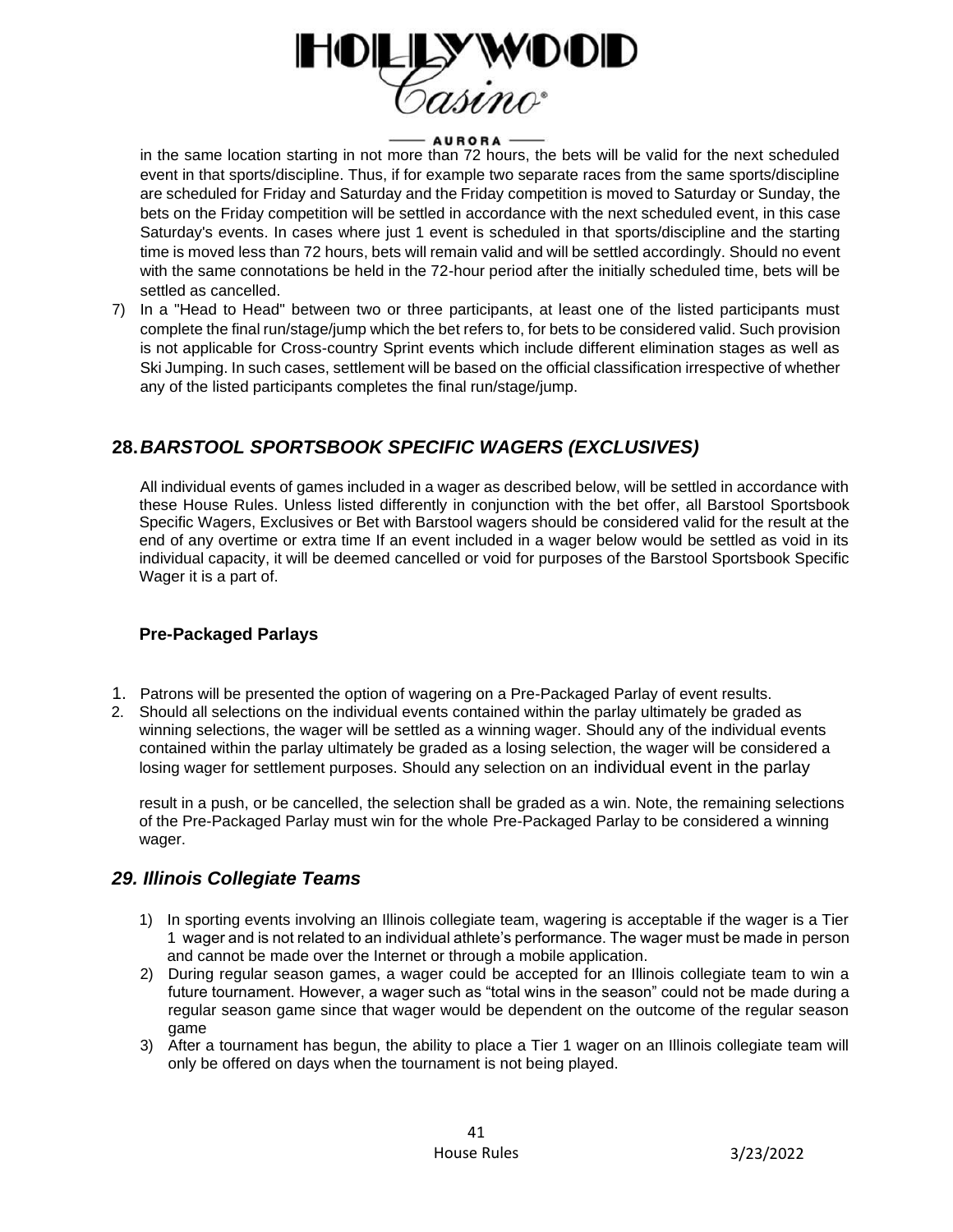in the same location starting in not more than 72 hours, the bets will be valid for the next scheduled event in that sports/discipline. Thus, if for example two separate races from the same sports/discipline are scheduled for Friday and Saturday and the Friday competition is moved to Saturday or Sunday, the bets on the Friday competition will be settled in accordance with the next scheduled event, in this case Saturday's events. In cases where just 1 event is scheduled in that sports/discipline and the starting time is moved less than 72 hours, bets will remain valid and will be settled accordingly. Should no event with the same connotations be held in the 72-hour period after the initially scheduled time, bets will be settled as cancelled.

7) In a "Head to Head" between two or three participants, at least one of the listed participants must complete the final run/stage/jump which the bet refers to, for bets to be considered valid. Such provision is not applicable for Cross-country Sprint events which include different elimination stages as well as Ski Jumping. In such cases, settlement will be based on the official classification irrespective of whether any of the listed participants completes the final run/stage/jump.

## 28. *BARSTOOL SPORTSBOOK SPECIFIC WAGERS (EXCLUSIVES)*

All individual events of games included in a wager as described below, will be settled in accordance with these House Rules. Unless listed differently in conjunction with the bet offer, all Barstool Sportsbook Specific Wagers, Exclusives or Bet with Barstool wagers should be considered valid for the result at the end of any overtime or extra time If an event included in a wager below would be settled as void in its individual capacity, it will be deemed cancelled or void for purposes of the Barstool Sportsbook Specific Wager it is a part of.

### Pre-Packaged Parlays

1. Patrons will be presented the option of wagering on a Pre-Packaged Parlay of event results.
2. Should all selections on the individual events contained within the parlay ultimately be graded as winning selections, the wager will be settled as a winning wager. Should any of the individual events contained within the parlay ultimately be graded as a losing selection, the wager will be considered a losing wager for settlement purposes. Should any selection on an individual event in the parlay

   result in a push, or be cancelled, the selection shall be graded as a win. Note, the remaining selections of the Pre-Packaged Parlay must win for the whole Pre-Packaged Parlay to be considered a winning wager.

## *29. Illinois Collegiate Teams*

1) In sporting events involving an Illinois collegiate team, wagering is acceptable if the wager is a Tier 1 wager and is not related to an individual athlete's performance. The wager must be made in person and cannot be made over the Internet or through a mobile application.
2) During regular season games, a wager could be accepted for an Illinois collegiate team to win a future tournament. However, a wager such as "total wins in the season" could not be made during a regular season game since that wager would be dependent on the outcome of the regular season game
3) After a tournament has begun, the ability to place a Tier 1 wager on an Illinois collegiate team will only be offered on days when the tournament is not being played.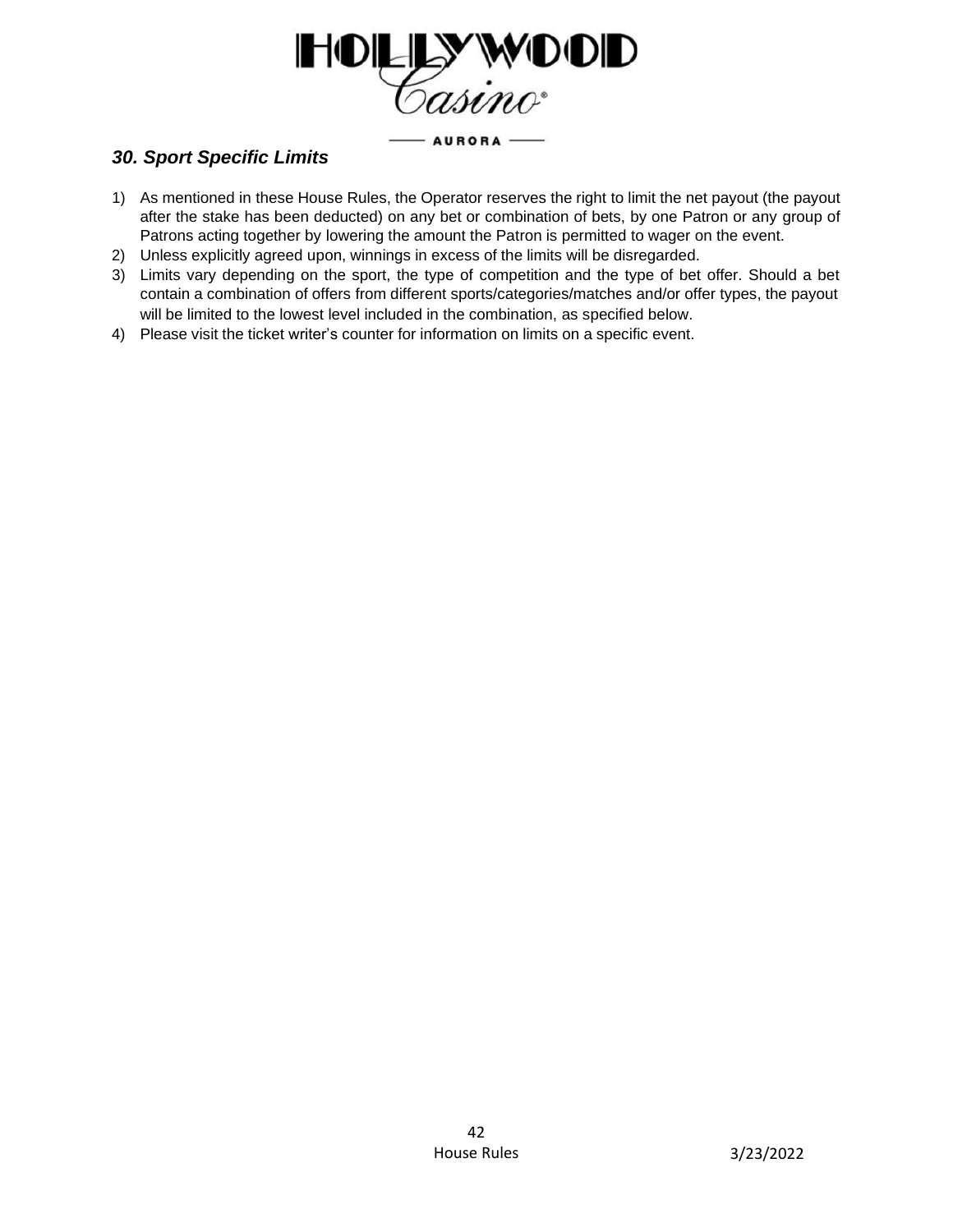### *30. Sport Specific Limits*

1) As mentioned in these House Rules, the Operator reserves the right to limit the net payout (the payout after the stake has been deducted) on any bet or combination of bets, by one Patron or any group of Patrons acting together by lowering the amount the Patron is permitted to wager on the event.
2) Unless explicitly agreed upon, winnings in excess of the limits will be disregarded.
3) Limits vary depending on the sport, the type of competition and the type of bet offer. Should a bet contain a combination of offers from different sports/categories/matches and/or offer types, the payout will be limited to the lowest level included in the combination, as specified below.
4) Please visit the ticket writer's counter for information on limits on a specific event.